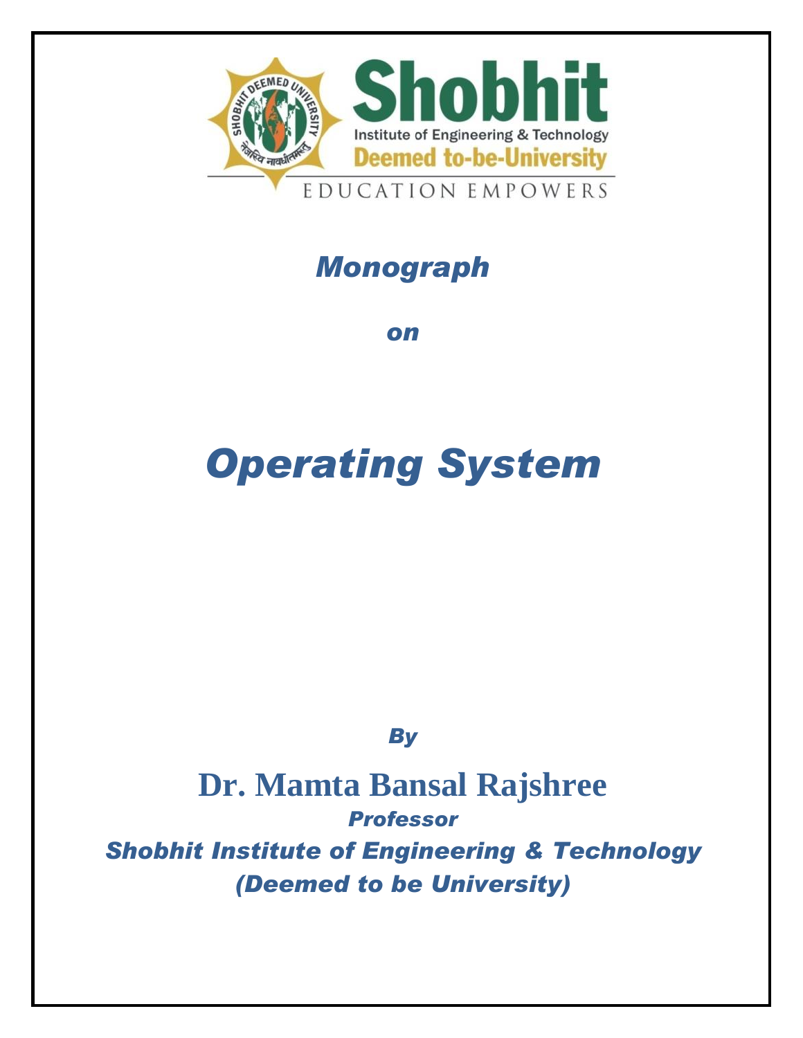Shobhit

Institute of Engineering & Technology

Deemed to-be-University

EDUCATION EMPOWERS

*Monograph*

*on*

# *Operating System*

*By*

**Dr. Mamta Bansal Rajshree**

*Professor*

*Shobhit Institute of Engineering & Technology*

*(Deemed to be University)*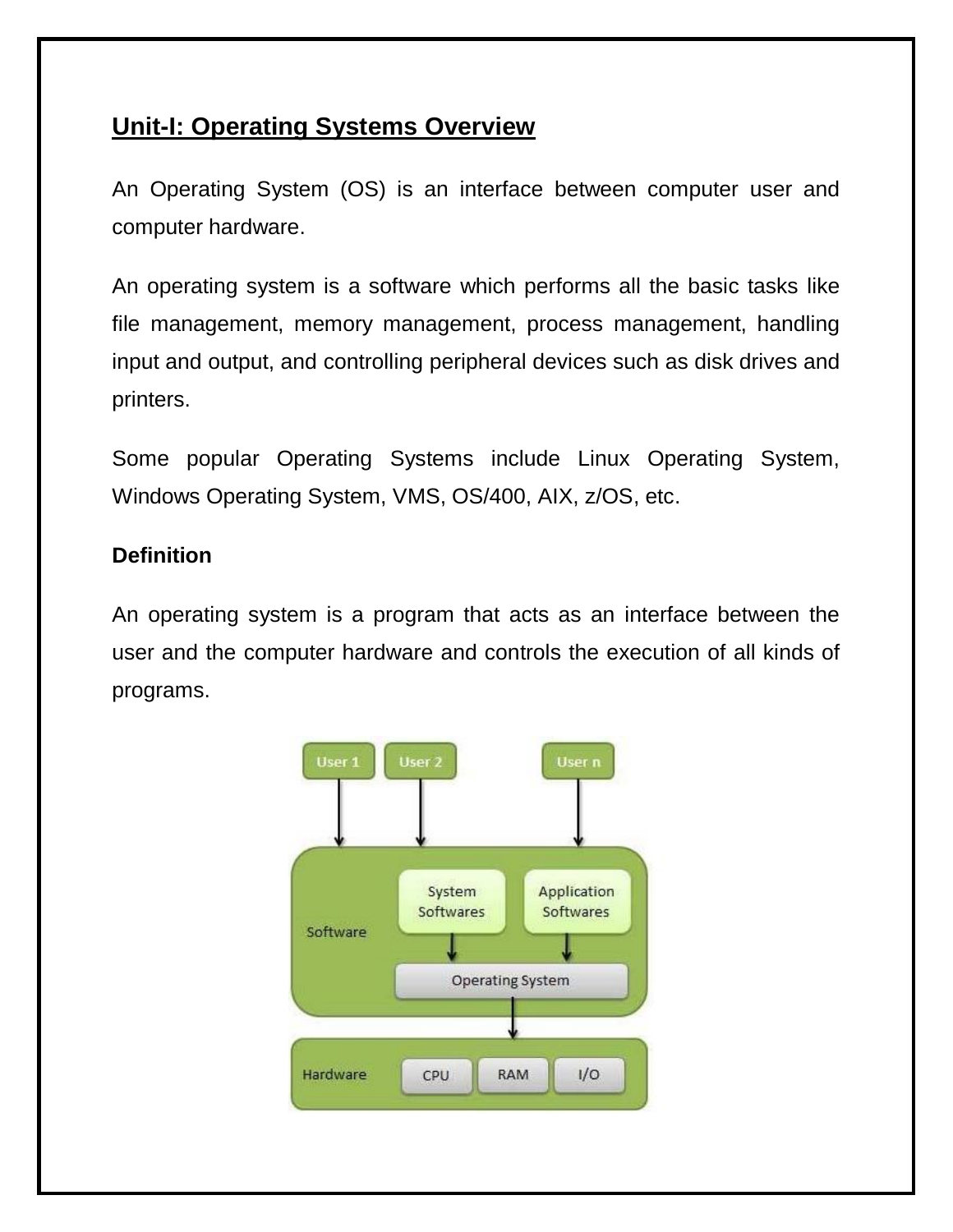## Unit-I: Operating Systems Overview

An Operating System (OS) is an interface between computer user and computer hardware.

An operating system is a software which performs all the basic tasks like file management, memory management, process management, handling input and output, and controlling peripheral devices such as disk drives and printers.

Some popular Operating Systems include Linux Operating System, Windows Operating System, VMS, OS/400, AIX, z/OS, etc.

**Definition**

An operating system is a program that acts as an interface between the user and the computer hardware and controls the execution of all kinds of programs.

User 1
User 2
User n
Software
System Softwares
Application Softwares
Operating System
Hardware
CPU
RAM
I/O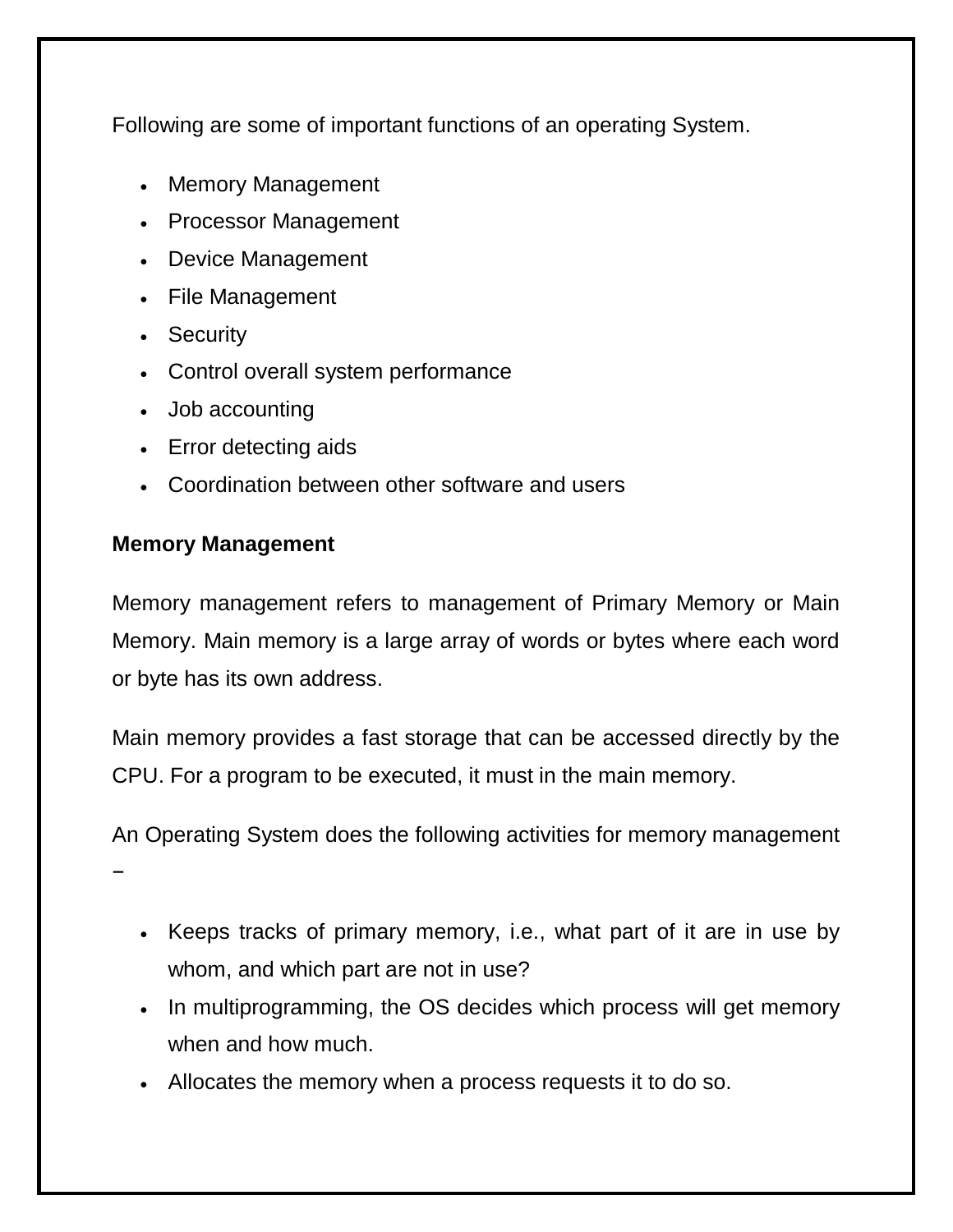Following are some of important functions of an operating System.

- Memory Management
- Processor Management
- Device Management
- File Management
- Security
- Control overall system performance
- Job accounting
- Error detecting aids
- Coordination between other software and users

**Memory Management**

Memory management refers to management of Primary Memory or Main Memory. Main memory is a large array of words or bytes where each word or byte has its own address.

Main memory provides a fast storage that can be accessed directly by the CPU. For a program to be executed, it must in the main memory.

An Operating System does the following activities for memory management −

- Keeps tracks of primary memory, i.e., what part of it are in use by whom, and which part are not in use?
- In multiprogramming, the OS decides which process will get memory when and how much.
- Allocates the memory when a process requests it to do so.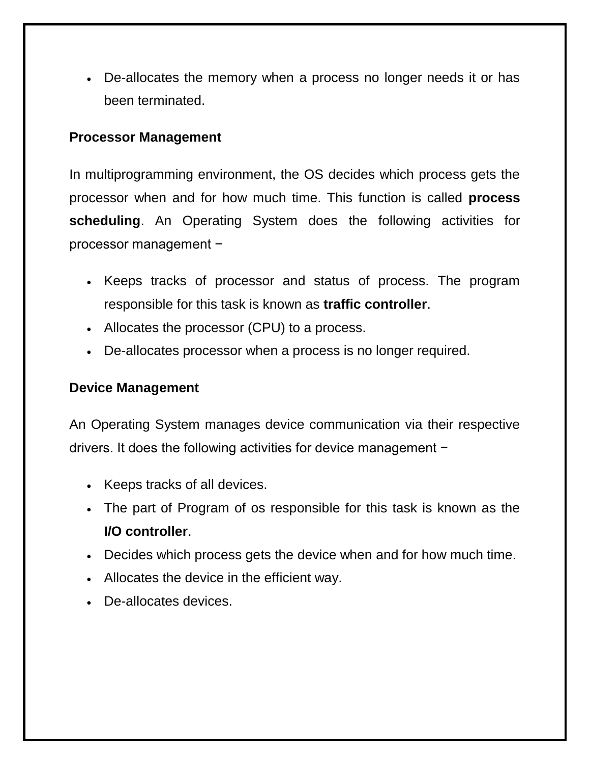- De-allocates the memory when a process no longer needs it or has been terminated.

**Processor Management**

In multiprogramming environment, the OS decides which process gets the processor when and for how much time. This function is called **process scheduling**. An Operating System does the following activities for processor management −

- Keeps tracks of processor and status of process. The program responsible for this task is known as **traffic controller**.
- Allocates the processor (CPU) to a process.
- De-allocates processor when a process is no longer required.

**Device Management**

An Operating System manages device communication via their respective drivers. It does the following activities for device management −

- Keeps tracks of all devices.
- The part of Program of os responsible for this task is known as the **I/O controller**.
- Decides which process gets the device when and for how much time.
- Allocates the device in the efficient way.
- De-allocates devices.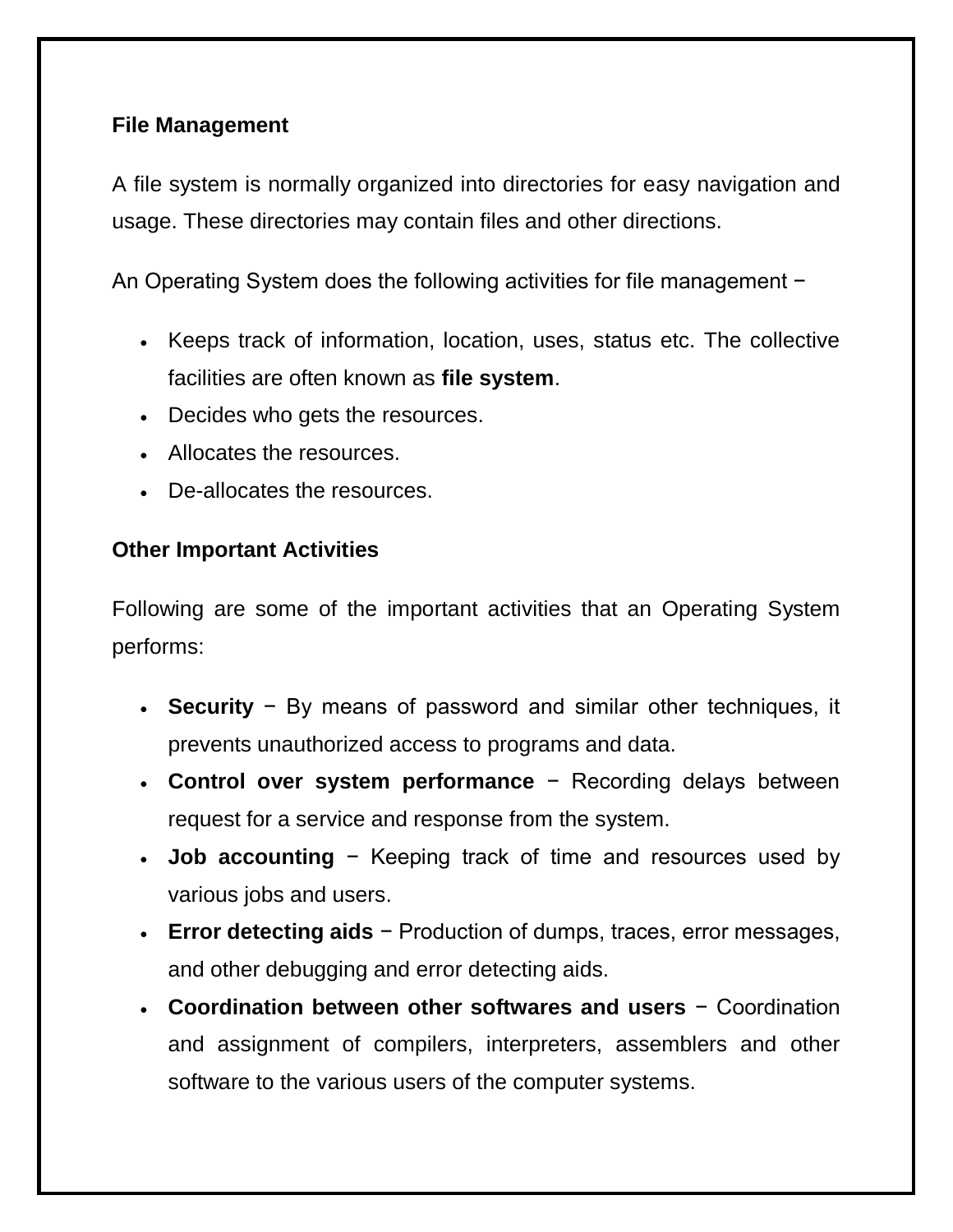**File Management**

A file system is normally organized into directories for easy navigation and usage. These directories may contain files and other directions.

An Operating System does the following activities for file management −

- Keeps track of information, location, uses, status etc. The collective facilities are often known as **file system**.
- Decides who gets the resources.
- Allocates the resources.
- De-allocates the resources.

**Other Important Activities**

Following are some of the important activities that an Operating System performs:

- **Security** − By means of password and similar other techniques, it prevents unauthorized access to programs and data.
- **Control over system performance** − Recording delays between request for a service and response from the system.
- **Job accounting** − Keeping track of time and resources used by various jobs and users.
- **Error detecting aids** − Production of dumps, traces, error messages, and other debugging and error detecting aids.
- **Coordination between other softwares and users** − Coordination and assignment of compilers, interpreters, assemblers and other software to the various users of the computer systems.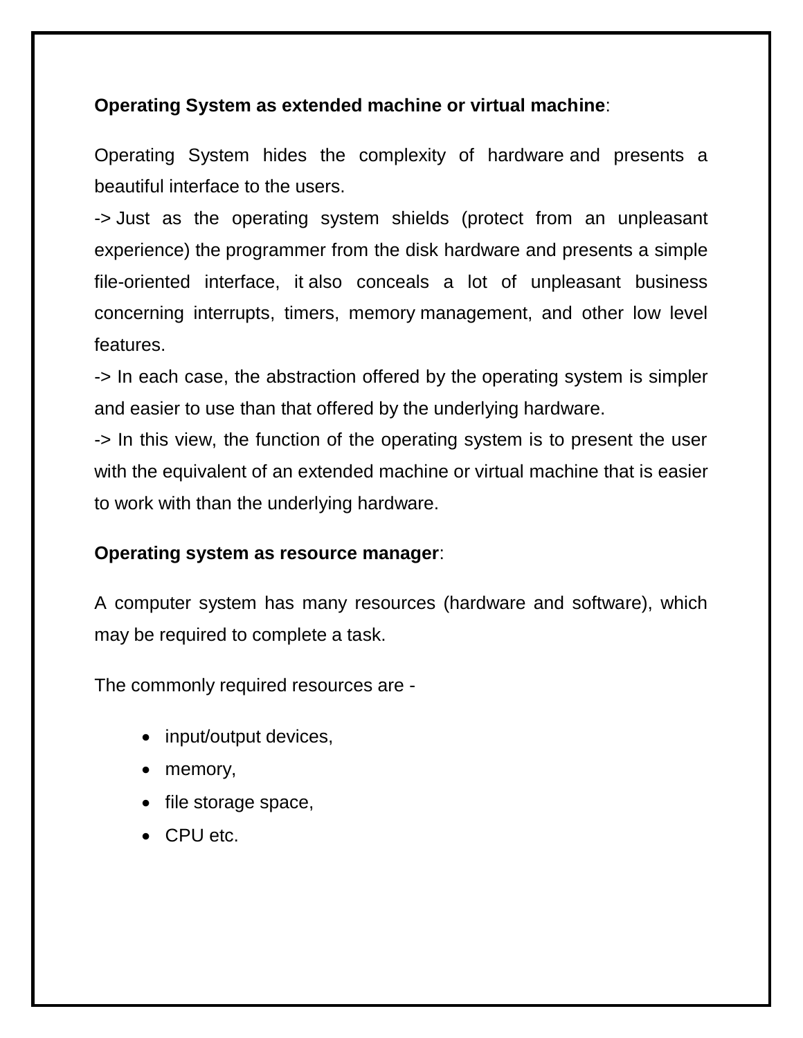**Operating System as extended machine or virtual machine**:

Operating System hides the complexity of hardware and presents a beautiful interface to the users.

-> Just as the operating system shields (protect from an unpleasant experience) the programmer from the disk hardware and presents a simple file-oriented interface, it also conceals a lot of unpleasant business concerning interrupts, timers, memory management, and other low level features.

-> In each case, the abstraction offered by the operating system is simpler and easier to use than that offered by the underlying hardware.

-> In this view, the function of the operating system is to present the user with the equivalent of an extended machine or virtual machine that is easier to work with than the underlying hardware.

**Operating system as resource manager**:

A computer system has many resources (hardware and software), which may be required to complete a task.

The commonly required resources are -

- input/output devices,
- memory,
- file storage space,
- CPU etc.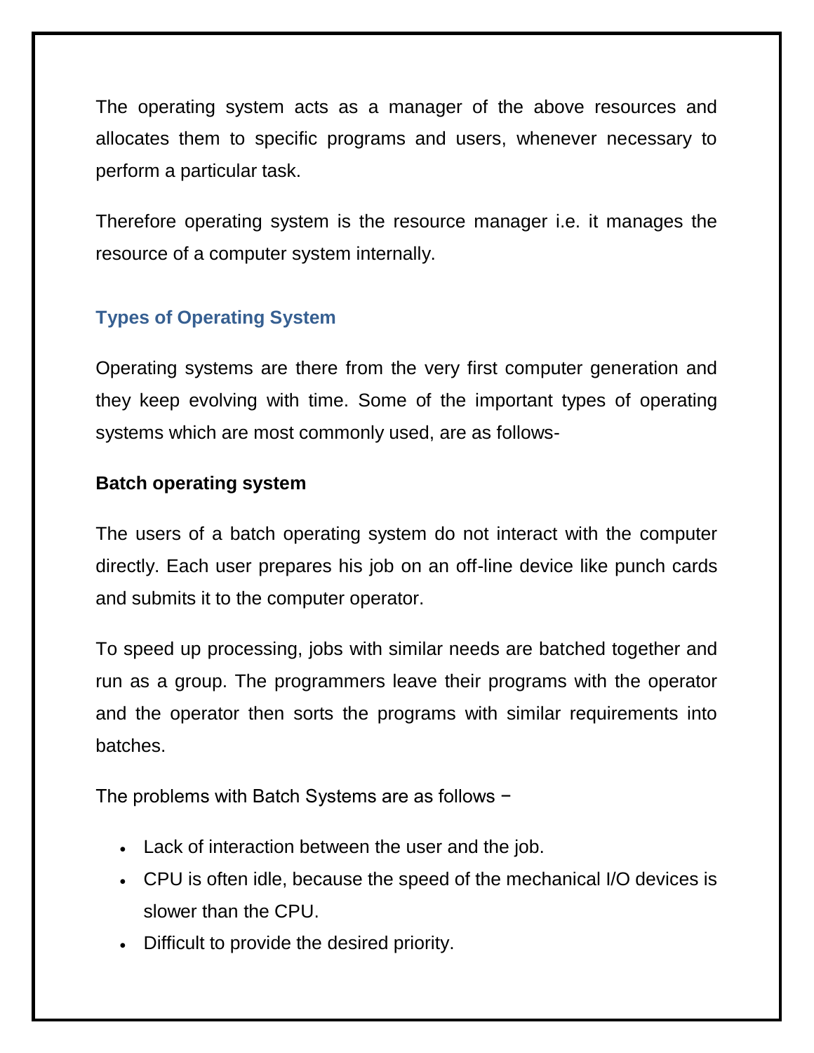The operating system acts as a manager of the above resources and allocates them to specific programs and users, whenever necessary to perform a particular task.

Therefore operating system is the resource manager i.e. it manages the resource of a computer system internally.

## Types of Operating System

Operating systems are there from the very first computer generation and they keep evolving with time. Some of the important types of operating systems which are most commonly used, are as follows-

**Batch operating system**

The users of a batch operating system do not interact with the computer directly. Each user prepares his job on an off-line device like punch cards and submits it to the computer operator.

To speed up processing, jobs with similar needs are batched together and run as a group. The programmers leave their programs with the operator and the operator then sorts the programs with similar requirements into batches.

The problems with Batch Systems are as follows −

- Lack of interaction between the user and the job.
- CPU is often idle, because the speed of the mechanical I/O devices is slower than the CPU.
- Difficult to provide the desired priority.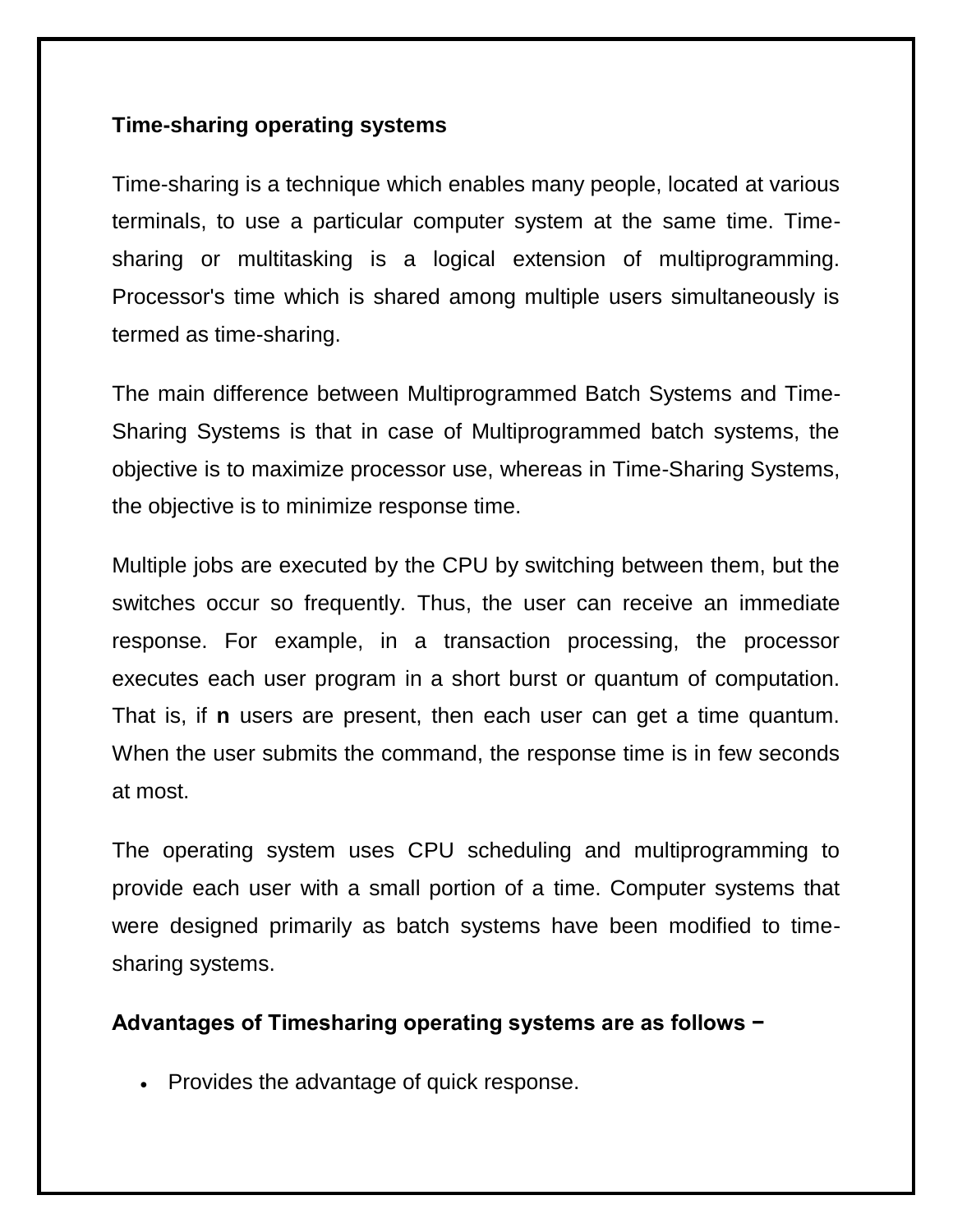**Time-sharing operating systems**

Time-sharing is a technique which enables many people, located at various terminals, to use a particular computer system at the same time. Time-sharing or multitasking is a logical extension of multiprogramming. Processor's time which is shared among multiple users simultaneously is termed as time-sharing.

The main difference between Multiprogrammed Batch Systems and Time-Sharing Systems is that in case of Multiprogrammed batch systems, the objective is to maximize processor use, whereas in Time-Sharing Systems, the objective is to minimize response time.

Multiple jobs are executed by the CPU by switching between them, but the switches occur so frequently. Thus, the user can receive an immediate response. For example, in a transaction processing, the processor executes each user program in a short burst or quantum of computation. That is, if **n** users are present, then each user can get a time quantum. When the user submits the command, the response time is in few seconds at most.

The operating system uses CPU scheduling and multiprogramming to provide each user with a small portion of a time. Computer systems that were designed primarily as batch systems have been modified to time-sharing systems.

**Advantages of Timesharing operating systems are as follows −**

- Provides the advantage of quick response.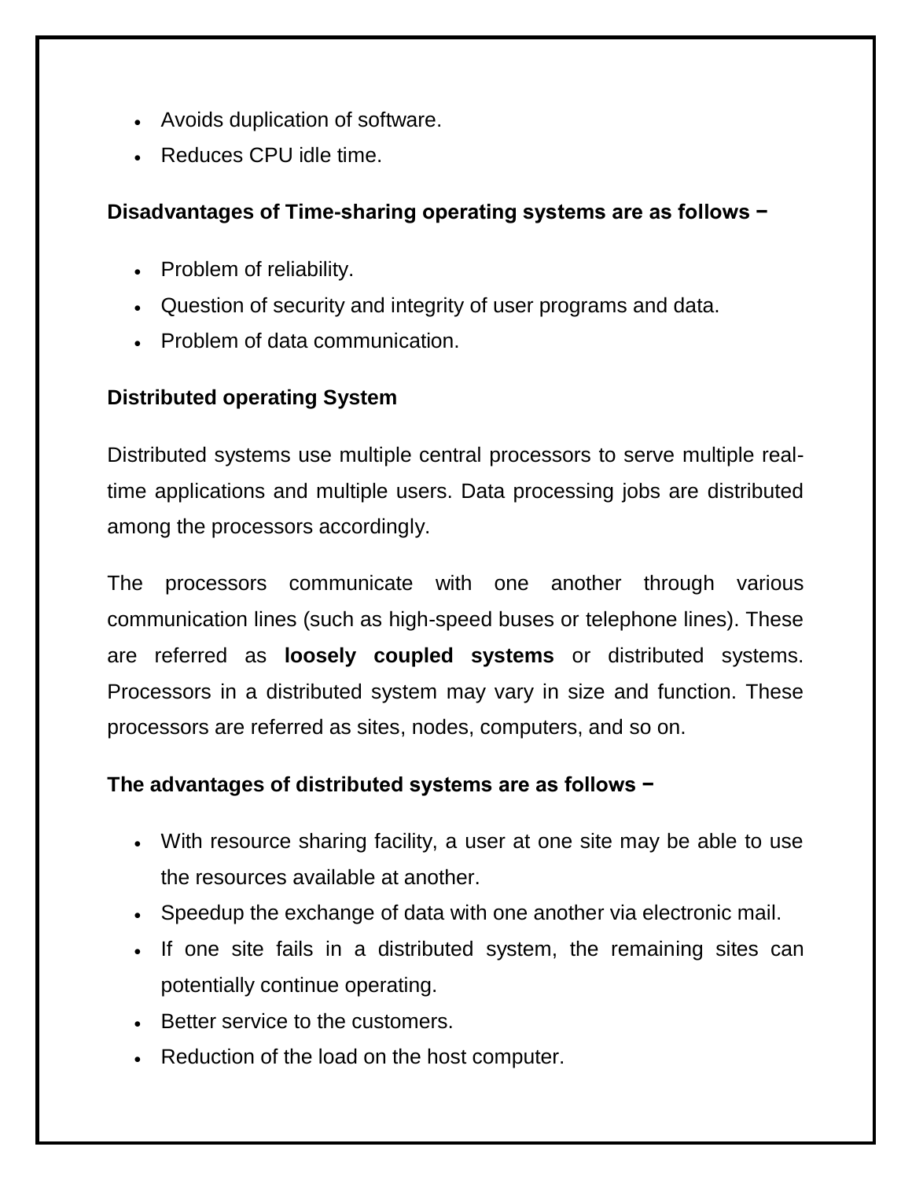- Avoids duplication of software.
- Reduces CPU idle time.

**Disadvantages of Time-sharing operating systems are as follows −**

- Problem of reliability.
- Question of security and integrity of user programs and data.
- Problem of data communication.

**Distributed operating System**

Distributed systems use multiple central processors to serve multiple real-time applications and multiple users. Data processing jobs are distributed among the processors accordingly.

The processors communicate with one another through various communication lines (such as high-speed buses or telephone lines). These are referred as **loosely coupled systems** or distributed systems. Processors in a distributed system may vary in size and function. These processors are referred as sites, nodes, computers, and so on.

**The advantages of distributed systems are as follows −**

- With resource sharing facility, a user at one site may be able to use the resources available at another.
- Speedup the exchange of data with one another via electronic mail.
- If one site fails in a distributed system, the remaining sites can potentially continue operating.
- Better service to the customers.
- Reduction of the load on the host computer.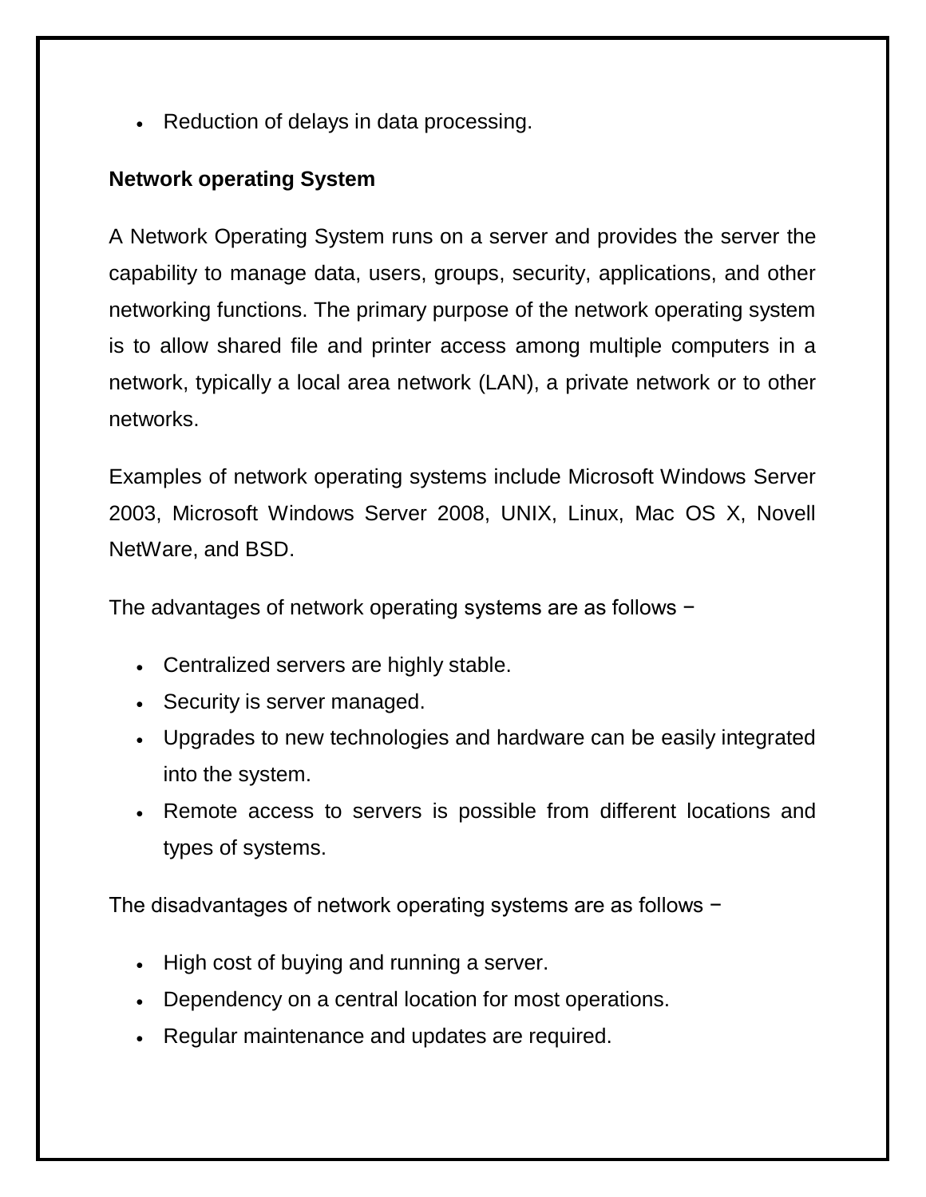- Reduction of delays in data processing.

**Network operating System**

A Network Operating System runs on a server and provides the server the capability to manage data, users, groups, security, applications, and other networking functions. The primary purpose of the network operating system is to allow shared file and printer access among multiple computers in a network, typically a local area network (LAN), a private network or to other networks.

Examples of network operating systems include Microsoft Windows Server 2003, Microsoft Windows Server 2008, UNIX, Linux, Mac OS X, Novell NetWare, and BSD.

The advantages of network operating systems are as follows −

- Centralized servers are highly stable.
- Security is server managed.
- Upgrades to new technologies and hardware can be easily integrated into the system.
- Remote access to servers is possible from different locations and types of systems.

The disadvantages of network operating systems are as follows −

- High cost of buying and running a server.
- Dependency on a central location for most operations.
- Regular maintenance and updates are required.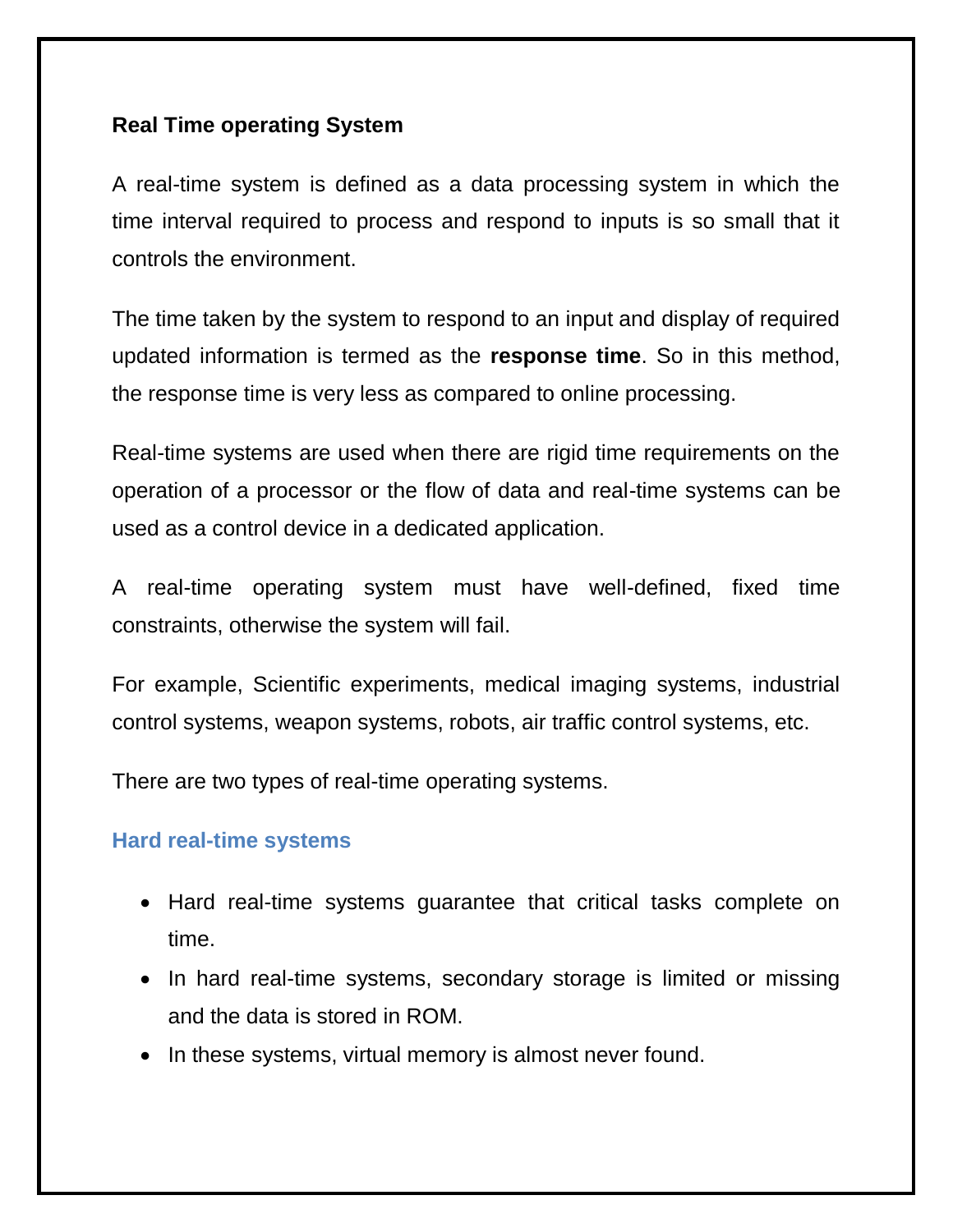**Real Time operating System**

A real-time system is defined as a data processing system in which the time interval required to process and respond to inputs is so small that it controls the environment.

The time taken by the system to respond to an input and display of required updated information is termed as the **response time**. So in this method, the response time is very less as compared to online processing.

Real-time systems are used when there are rigid time requirements on the operation of a processor or the flow of data and real-time systems can be used as a control device in a dedicated application.

A real-time operating system must have well-defined, fixed time constraints, otherwise the system will fail.

For example, Scientific experiments, medical imaging systems, industrial control systems, weapon systems, robots, air traffic control systems, etc.

There are two types of real-time operating systems.

### Hard real-time systems

- Hard real-time systems guarantee that critical tasks complete on time.
- In hard real-time systems, secondary storage is limited or missing and the data is stored in ROM.
- In these systems, virtual memory is almost never found.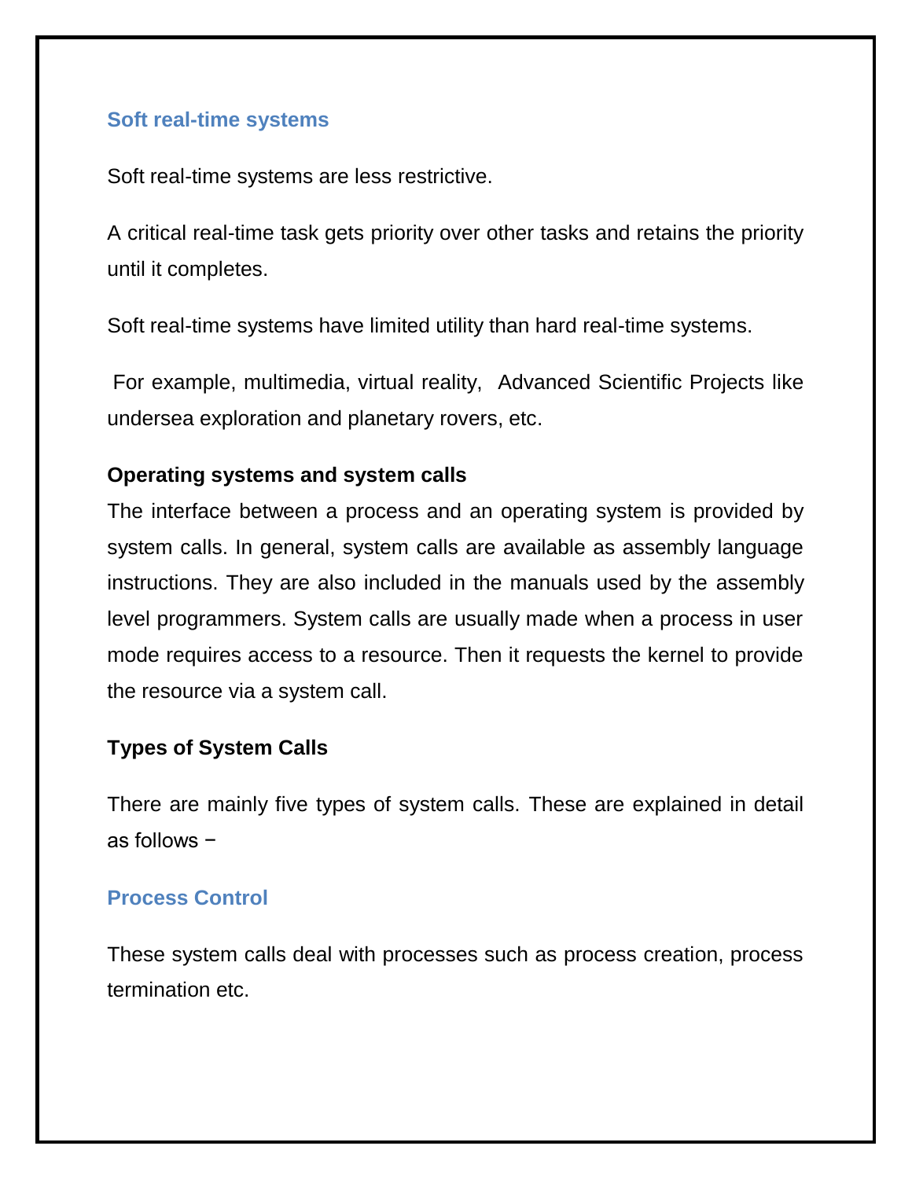### Soft real-time systems

Soft real-time systems are less restrictive.

A critical real-time task gets priority over other tasks and retains the priority until it completes.

Soft real-time systems have limited utility than hard real-time systems.

For example, multimedia, virtual reality, Advanced Scientific Projects like undersea exploration and planetary rovers, etc.

**Operating systems and system calls**

The interface between a process and an operating system is provided by system calls. In general, system calls are available as assembly language instructions. They are also included in the manuals used by the assembly level programmers. System calls are usually made when a process in user mode requires access to a resource. Then it requests the kernel to provide the resource via a system call.

**Types of System Calls**

There are mainly five types of system calls. These are explained in detail as follows −

### Process Control

These system calls deal with processes such as process creation, process termination etc.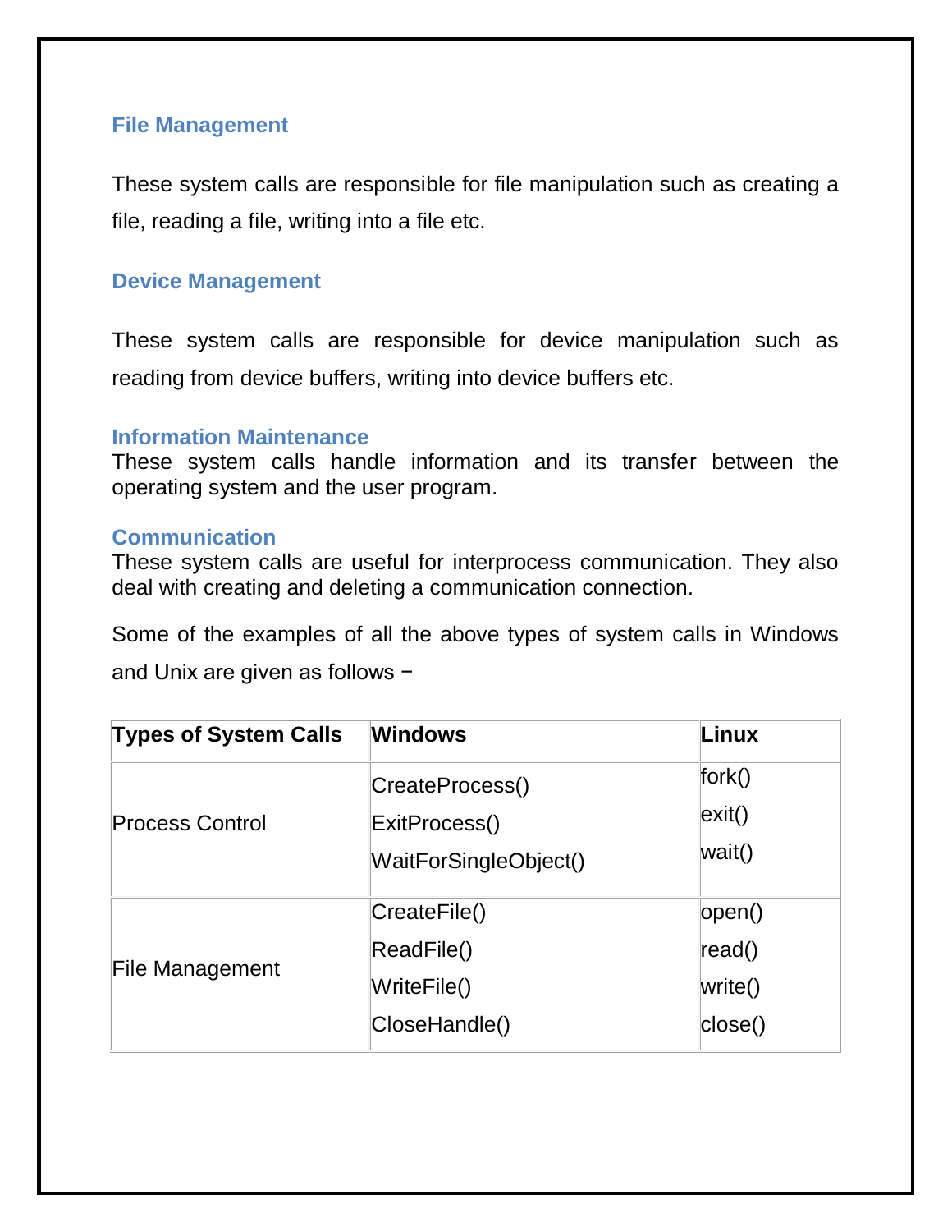### File Management

These system calls are responsible for file manipulation such as creating a file, reading a file, writing into a file etc.

### Device Management

These system calls are responsible for device manipulation such as reading from device buffers, writing into device buffers etc.

### Information Maintenance

These system calls handle information and its transfer between the operating system and the user program.

### Communication

These system calls are useful for interprocess communication. They also deal with creating and deleting a communication connection.

Some of the examples of all the above types of system calls in Windows and Unix are given as follows −

| Types of System Calls | Windows | Linux |
|---|---|---|
| Process Control | CreateProcess()<br>ExitProcess()<br>WaitForSingleObject() | fork()<br>exit()<br>wait() |
| File Management | CreateFile()<br>ReadFile()<br>WriteFile()<br>CloseHandle() | open()<br>read()<br>write()<br>close() |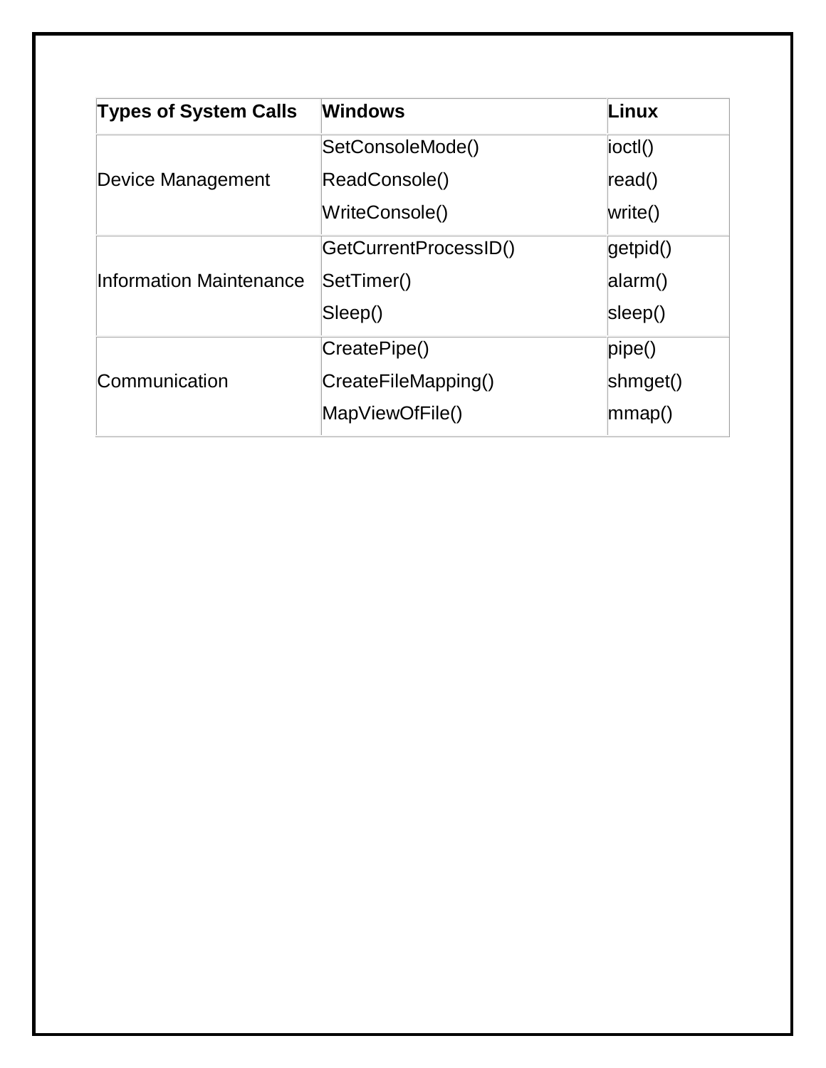| Types of System Calls | Windows | Linux |
| --- | --- | --- |
| Device Management | SetConsoleMode()<br>ReadConsole()<br>WriteConsole() | ioctl()<br>read()<br>write() |
| Information Maintenance | GetCurrentProcessID()<br>SetTimer()<br>Sleep() | getpid()<br>alarm()<br>sleep() |
| Communication | CreatePipe()<br>CreateFileMapping()<br>MapViewOfFile() | pipe()<br>shmget()<br>mmap() |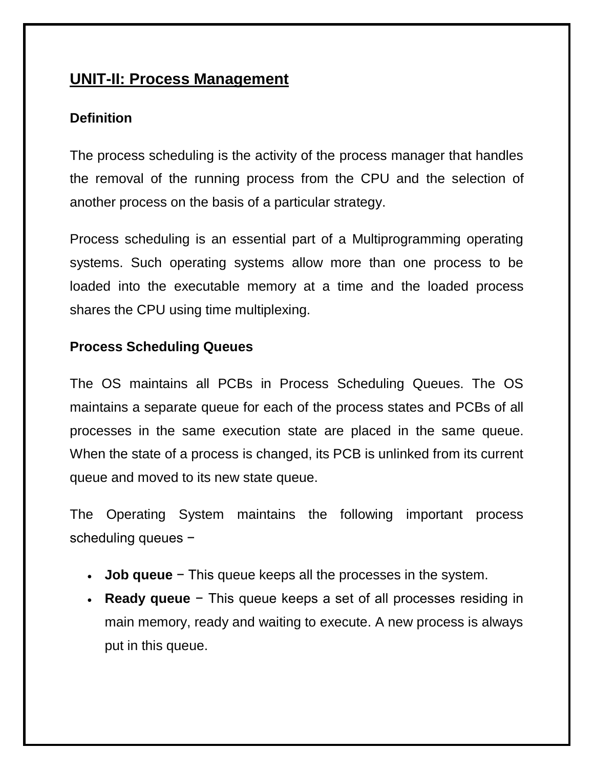## UNIT-II: Process Management

**Definition**

The process scheduling is the activity of the process manager that handles the removal of the running process from the CPU and the selection of another process on the basis of a particular strategy.

Process scheduling is an essential part of a Multiprogramming operating systems. Such operating systems allow more than one process to be loaded into the executable memory at a time and the loaded process shares the CPU using time multiplexing.

**Process Scheduling Queues**

The OS maintains all PCBs in Process Scheduling Queues. The OS maintains a separate queue for each of the process states and PCBs of all processes in the same execution state are placed in the same queue. When the state of a process is changed, its PCB is unlinked from its current queue and moved to its new state queue.

The Operating System maintains the following important process scheduling queues −

- **Job queue** − This queue keeps all the processes in the system.
- **Ready queue** − This queue keeps a set of all processes residing in main memory, ready and waiting to execute. A new process is always put in this queue.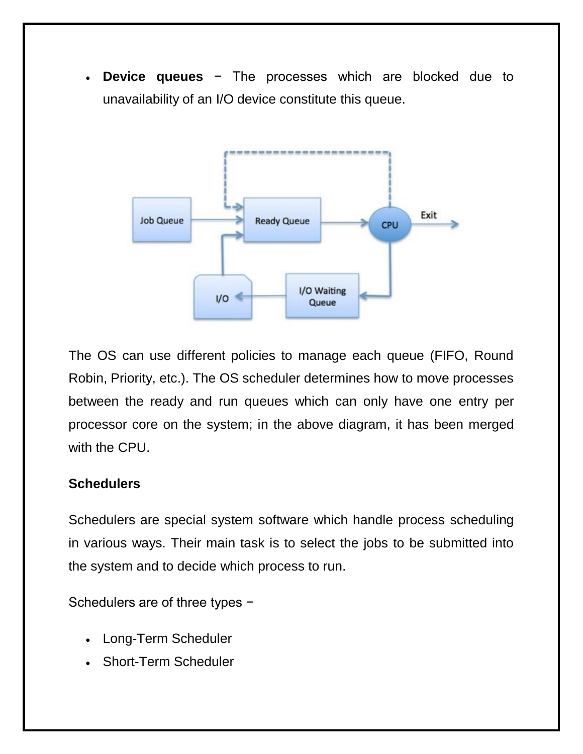- **Device queues** − The processes which are blocked due to unavailability of an I/O device constitute this queue.

Job Queue
Ready Queue
CPU
Exit
I/O
I/O Waiting Queue

The OS can use different policies to manage each queue (FIFO, Round Robin, Priority, etc.). The OS scheduler determines how to move processes between the ready and run queues which can only have one entry per processor core on the system; in the above diagram, it has been merged with the CPU.

**Schedulers**

Schedulers are special system software which handle process scheduling in various ways. Their main task is to select the jobs to be submitted into the system and to decide which process to run.

Schedulers are of three types −

- Long-Term Scheduler
- Short-Term Scheduler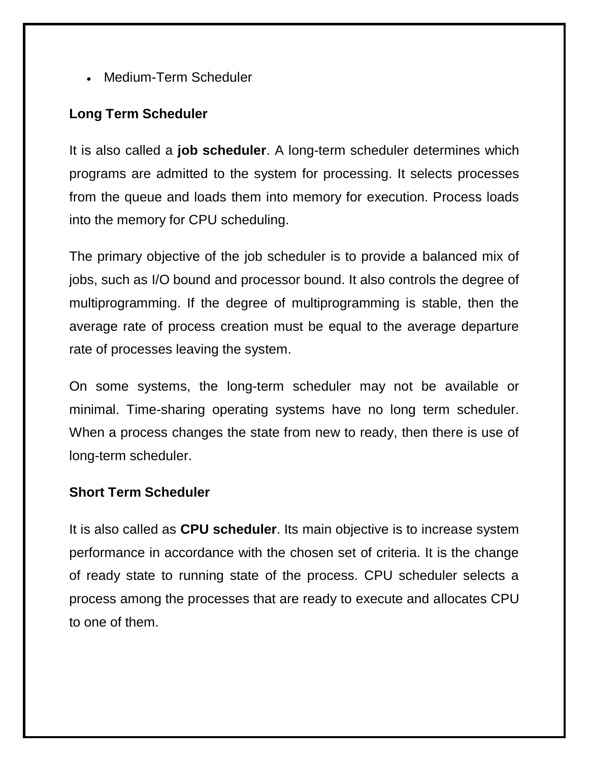- Medium-Term Scheduler

**Long Term Scheduler**

It is also called a **job scheduler**. A long-term scheduler determines which programs are admitted to the system for processing. It selects processes from the queue and loads them into memory for execution. Process loads into the memory for CPU scheduling.

The primary objective of the job scheduler is to provide a balanced mix of jobs, such as I/O bound and processor bound. It also controls the degree of multiprogramming. If the degree of multiprogramming is stable, then the average rate of process creation must be equal to the average departure rate of processes leaving the system.

On some systems, the long-term scheduler may not be available or minimal. Time-sharing operating systems have no long term scheduler. When a process changes the state from new to ready, then there is use of long-term scheduler.

**Short Term Scheduler**

It is also called as **CPU scheduler**. Its main objective is to increase system performance in accordance with the chosen set of criteria. It is the change of ready state to running state of the process. CPU scheduler selects a process among the processes that are ready to execute and allocates CPU to one of them.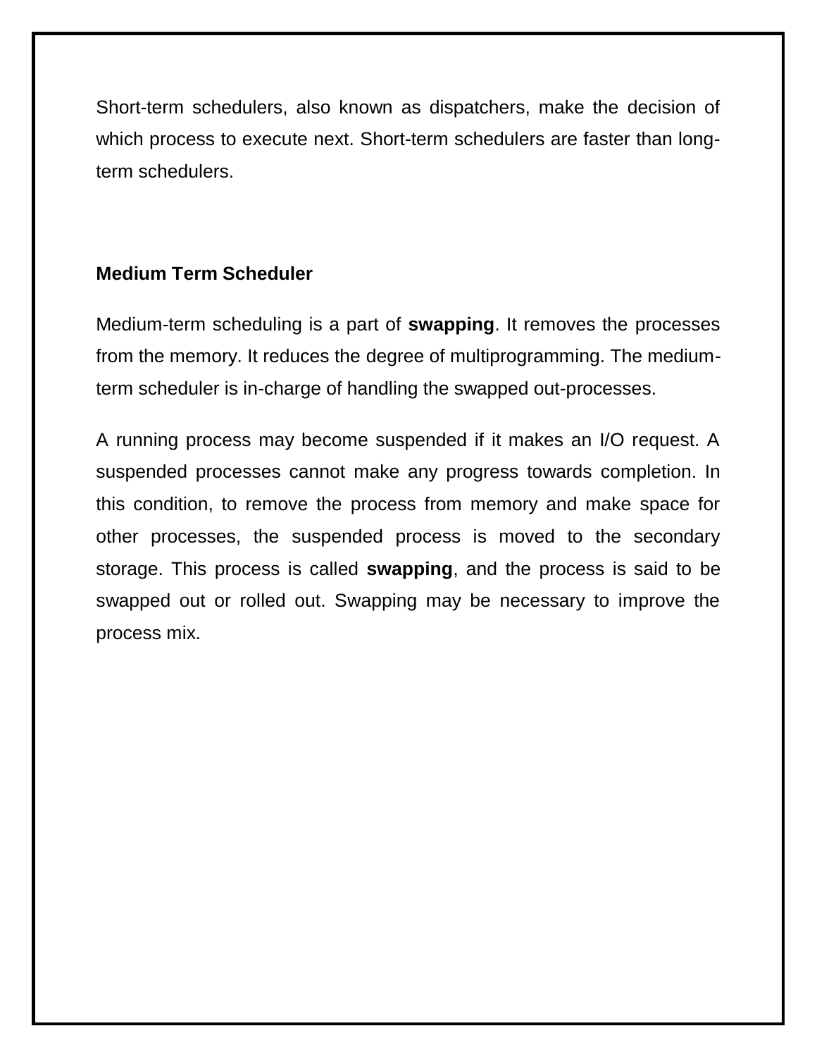Short-term schedulers, also known as dispatchers, make the decision of which process to execute next. Short-term schedulers are faster than long-term schedulers.

**Medium Term Scheduler**

Medium-term scheduling is a part of **swapping**. It removes the processes from the memory. It reduces the degree of multiprogramming. The medium-term scheduler is in-charge of handling the swapped out-processes.

A running process may become suspended if it makes an I/O request. A suspended processes cannot make any progress towards completion. In this condition, to remove the process from memory and make space for other processes, the suspended process is moved to the secondary storage. This process is called **swapping**, and the process is said to be swapped out or rolled out. Swapping may be necessary to improve the process mix.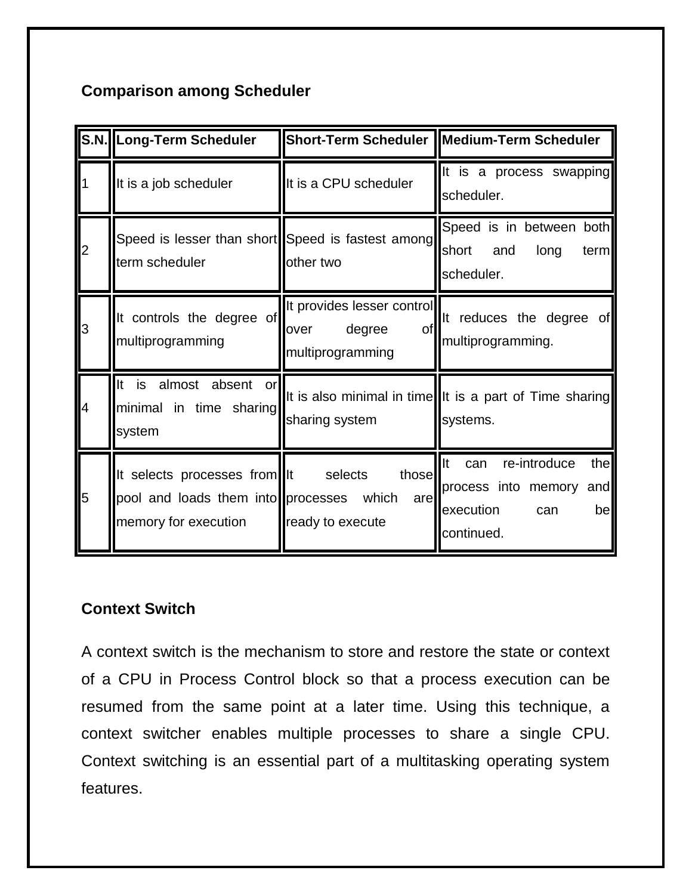## Comparison among Scheduler

| S.N. | Long-Term Scheduler | Short-Term Scheduler | Medium-Term Scheduler |
|---|---|---|---|
| 1 | It is a job scheduler | It is a CPU scheduler | It is a process swapping scheduler. |
| 2 | Speed is lesser than short term scheduler | Speed is fastest among other two | Speed is in between both short and long term scheduler. |
| 3 | It controls the degree of multiprogramming | It provides lesser control over degree of multiprogramming | It reduces the degree of multiprogramming. |
| 4 | It is almost absent or minimal in time sharing system | It is also minimal in time sharing system | It is a part of Time sharing systems. |
| 5 | It selects processes from pool and loads them into memory for execution | It selects those processes which are ready to execute | It can re-introduce the process into memory and execution can be continued. |

## Context Switch

A context switch is the mechanism to store and restore the state or context of a CPU in Process Control block so that a process execution can be resumed from the same point at a later time. Using this technique, a context switcher enables multiple processes to share a single CPU. Context switching is an essential part of a multitasking operating system features.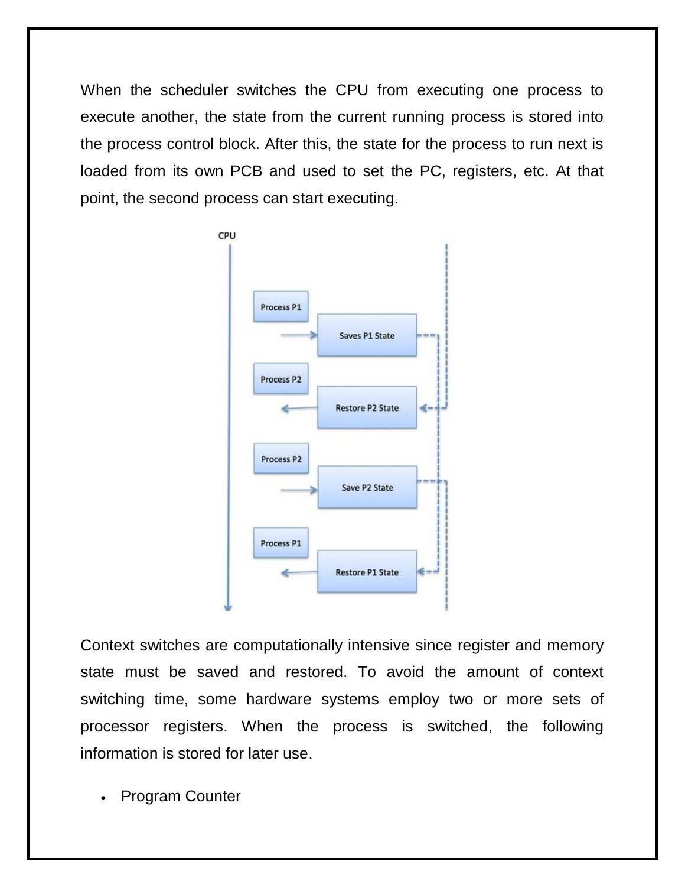When the scheduler switches the CPU from executing one process to execute another, the state from the current running process is stored into the process control block. After this, the state for the process to run next is loaded from its own PCB and used to set the PC, registers, etc. At that point, the second process can start executing.

CPU

Process P1

Saves P1 State

Process P2

Restore P2 State

Process P2

Save P2 State

Process P1

Restore P1 State

Context switches are computationally intensive since register and memory state must be saved and restored. To avoid the amount of context switching time, some hardware systems employ two or more sets of processor registers. When the process is switched, the following information is stored for later use.

- Program Counter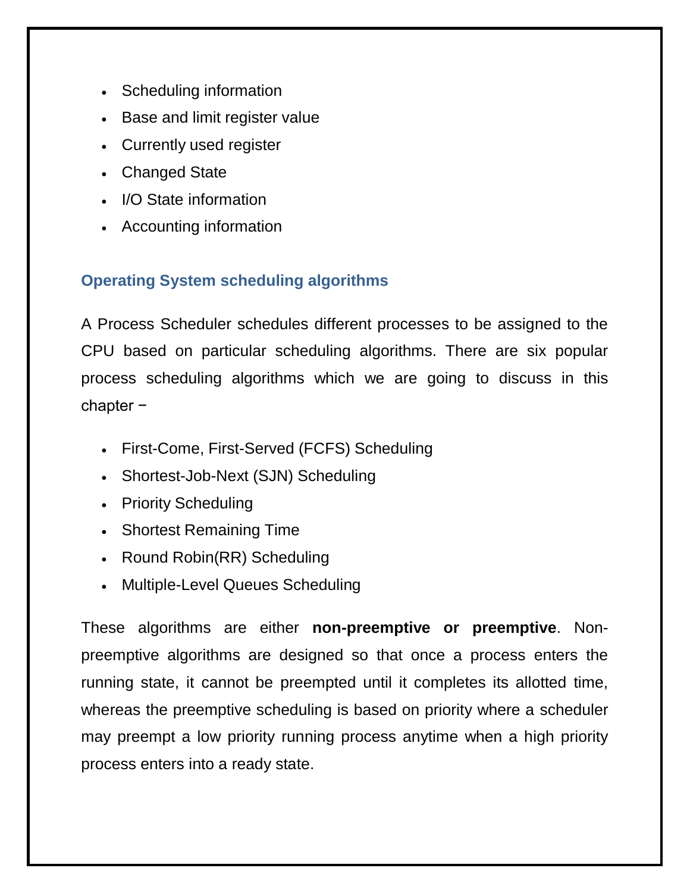- Scheduling information
- Base and limit register value
- Currently used register
- Changed State
- I/O State information
- Accounting information

## Operating System scheduling algorithms

A Process Scheduler schedules different processes to be assigned to the CPU based on particular scheduling algorithms. There are six popular process scheduling algorithms which we are going to discuss in this chapter −

- First-Come, First-Served (FCFS) Scheduling
- Shortest-Job-Next (SJN) Scheduling
- Priority Scheduling
- Shortest Remaining Time
- Round Robin(RR) Scheduling
- Multiple-Level Queues Scheduling

These algorithms are either **non-preemptive or preemptive**. Non-preemptive algorithms are designed so that once a process enters the running state, it cannot be preempted until it completes its allotted time, whereas the preemptive scheduling is based on priority where a scheduler may preempt a low priority running process anytime when a high priority process enters into a ready state.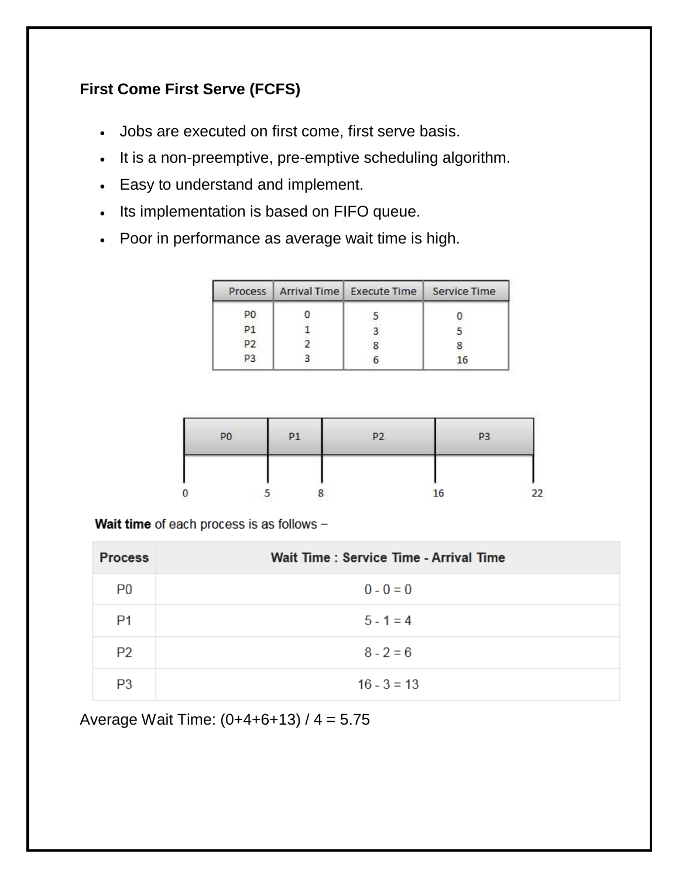### First Come First Serve (FCFS)

- Jobs are executed on first come, first serve basis.
- It is a non-preemptive, pre-emptive scheduling algorithm.
- Easy to understand and implement.
- Its implementation is based on FIFO queue.
- Poor in performance as average wait time is high.

| Process | Arrival Time | Execute Time | Service Time |
|---|---|---|---|
| P0 | 0 | 5 | 0 |
| P1 | 1 | 3 | 5 |
| P2 | 2 | 8 | 8 |
| P3 | 3 | 6 | 16 |

P0 P1 P2 P3

0 5 8 16 22

**Wait time** of each process is as follows −

| Process | Wait Time : Service Time - Arrival Time |
|---|---|
| P0 | 0 - 0 = 0 |
| P1 | 5 - 1 = 4 |
| P2 | 8 - 2 = 6 |
| P3 | 16 - 3 = 13 |

Average Wait Time: (0+4+6+13) / 4 = 5.75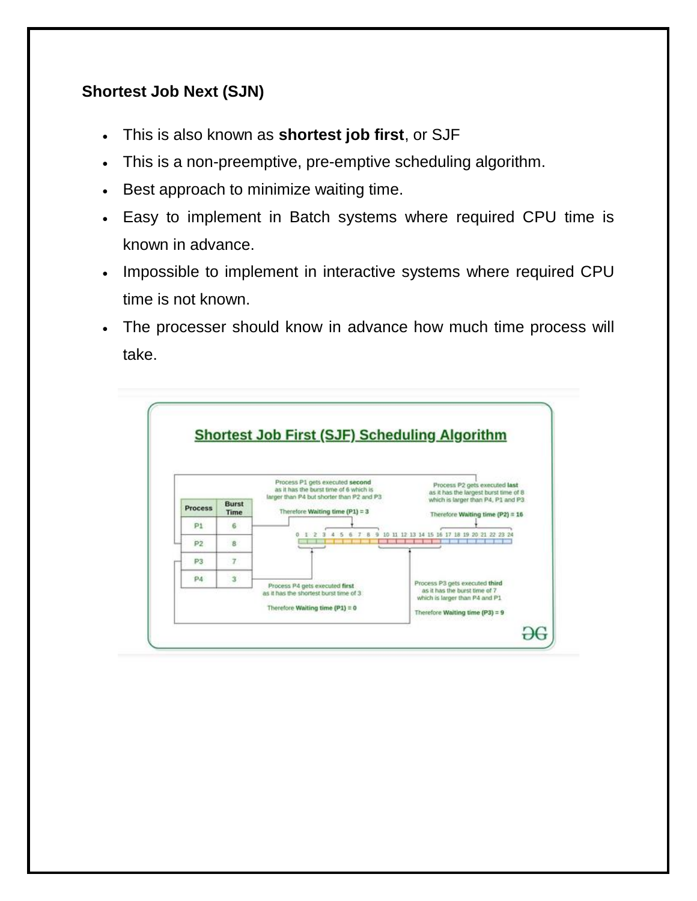**Shortest Job Next (SJN)**

- This is also known as **shortest job first**, or SJF
- This is a non-preemptive, pre-emptive scheduling algorithm.
- Best approach to minimize waiting time.
- Easy to implement in Batch systems where required CPU time is known in advance.
- Impossible to implement in interactive systems where required CPU time is not known.
- The processer should know in advance how much time process will take.

Shortest Job First (SJF) Scheduling Algorithm

| Process | Burst Time |
| --- | --- |
| P1 | 6 |
| P2 | 8 |
| P3 | 7 |
| P4 | 3 |

Process P1 gets executed **second** as it has the burst time of 6 which is larger than P4 but shorter than P2 and P3

Therefore **Waiting time (P1) = 3**

Process P2 gets executed **last** as it has the largest burst time of 8 which is larger than P4, P1 and P3

Therefore **Waiting time (P2) = 16**

0 1 2 3 4 5 6 7 8 9 10 11 12 13 14 15 16 17 18 19 20 21 22 23 24

Process P4 gets executed **first** as it has the shortest burst time of 3

Therefore **Waiting time (P1) = 0**

Process P3 gets executed **third** as it has the burst time of 7 which is larger than P4 and P1

Therefore **Waiting time (P3) = 9**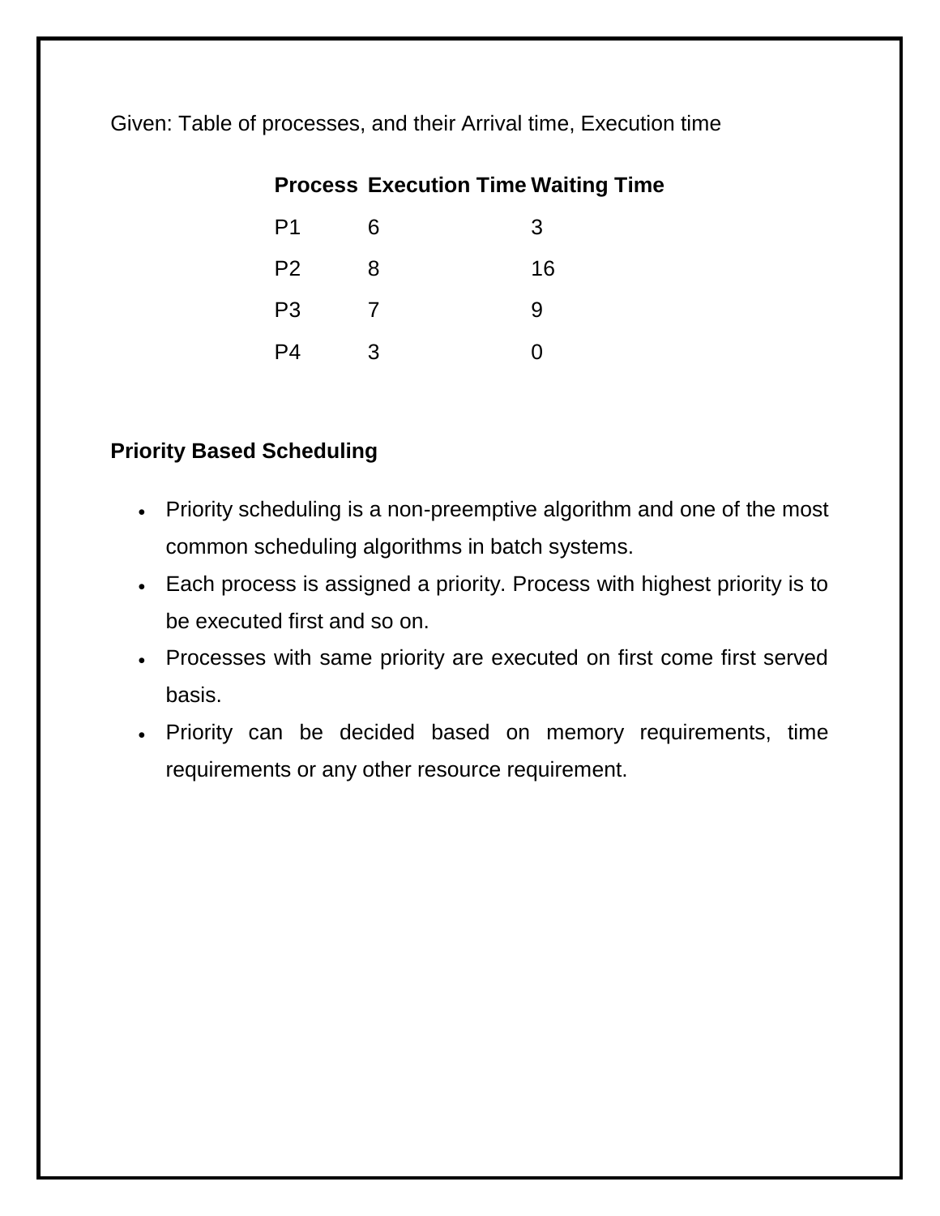Given: Table of processes, and their Arrival time, Execution time

| Process | Execution Time | Waiting Time |
|---|---|---|
| P1 | 6 | 3 |
| P2 | 8 | 16 |
| P3 | 7 | 9 |
| P4 | 3 | 0 |

**Priority Based Scheduling**

- Priority scheduling is a non-preemptive algorithm and one of the most common scheduling algorithms in batch systems.
- Each process is assigned a priority. Process with highest priority is to be executed first and so on.
- Processes with same priority are executed on first come first served basis.
- Priority can be decided based on memory requirements, time requirements or any other resource requirement.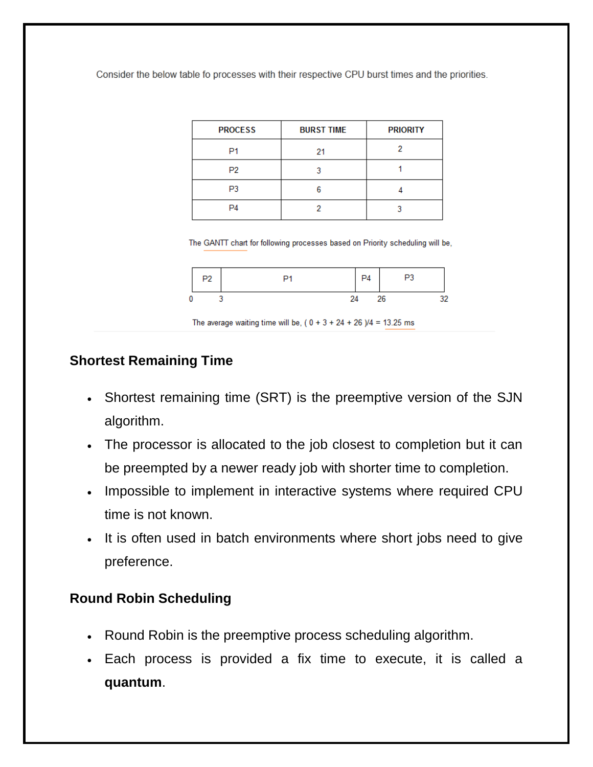Consider the below table fo processes with their respective CPU burst times and the priorities.

| PROCESS | BURST TIME | PRIORITY |
|---|---|---|
| P1 | 21 | 2 |
| P2 | 3 | 1 |
| P3 | 6 | 4 |
| P4 | 2 | 3 |

The GANTT chart for following processes based on Priority scheduling will be,

| P2 | P1 | P4 | P3 |
|---|---|---|---|

0 3 24 26 32

The average waiting time will be, ( 0 + 3 + 24 + 26 )/4 = 13.25 ms

### Shortest Remaining Time

- Shortest remaining time (SRT) is the preemptive version of the SJN algorithm.
- The processor is allocated to the job closest to completion but it can be preempted by a newer ready job with shorter time to completion.
- Impossible to implement in interactive systems where required CPU time is not known.
- It is often used in batch environments where short jobs need to give preference.

### Round Robin Scheduling

- Round Robin is the preemptive process scheduling algorithm.
- Each process is provided a fix time to execute, it is called a **quantum**.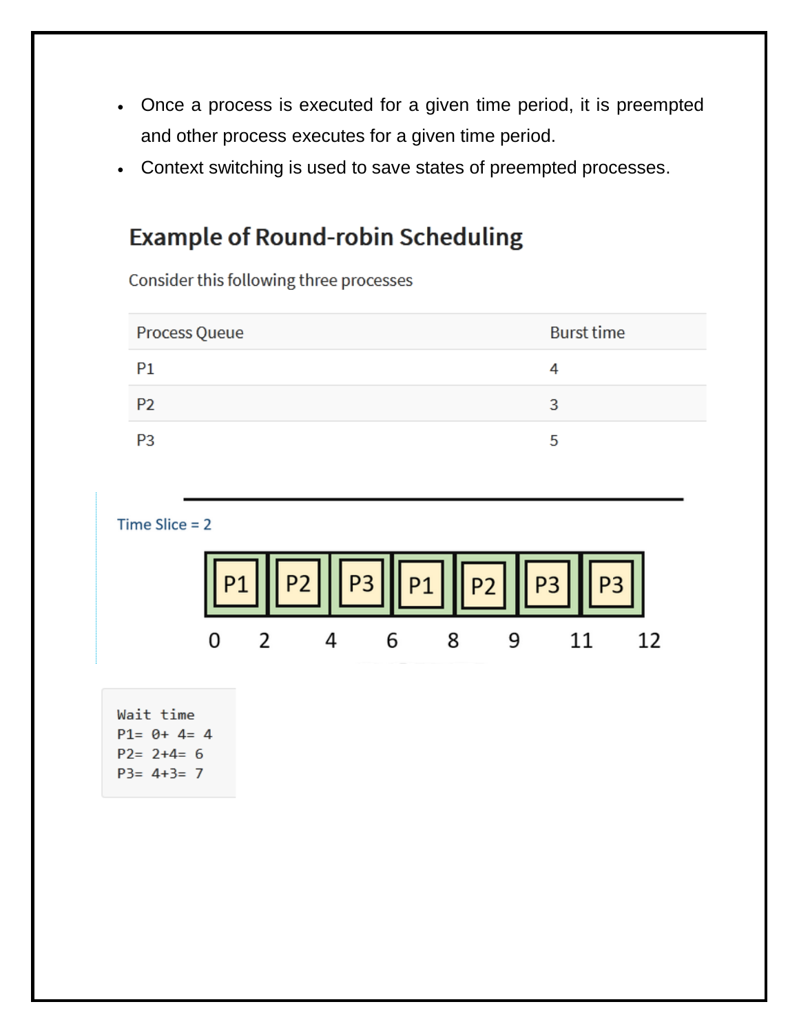- Once a process is executed for a given time period, it is preempted and other process executes for a given time period.
- Context switching is used to save states of preempted processes.

## Example of Round-robin Scheduling

Consider this following three processes

| Process Queue | Burst time |
|---|---|
| P1 | 4 |
| P2 | 3 |
| P3 | 5 |

Time Slice = 2

P1 P2 P3 P1 P2 P3 P3

0 2 4 6 8 9 11 12

```
Wait time
P1= 0+ 4= 4
P2= 2+4= 6
P3= 4+3= 7
```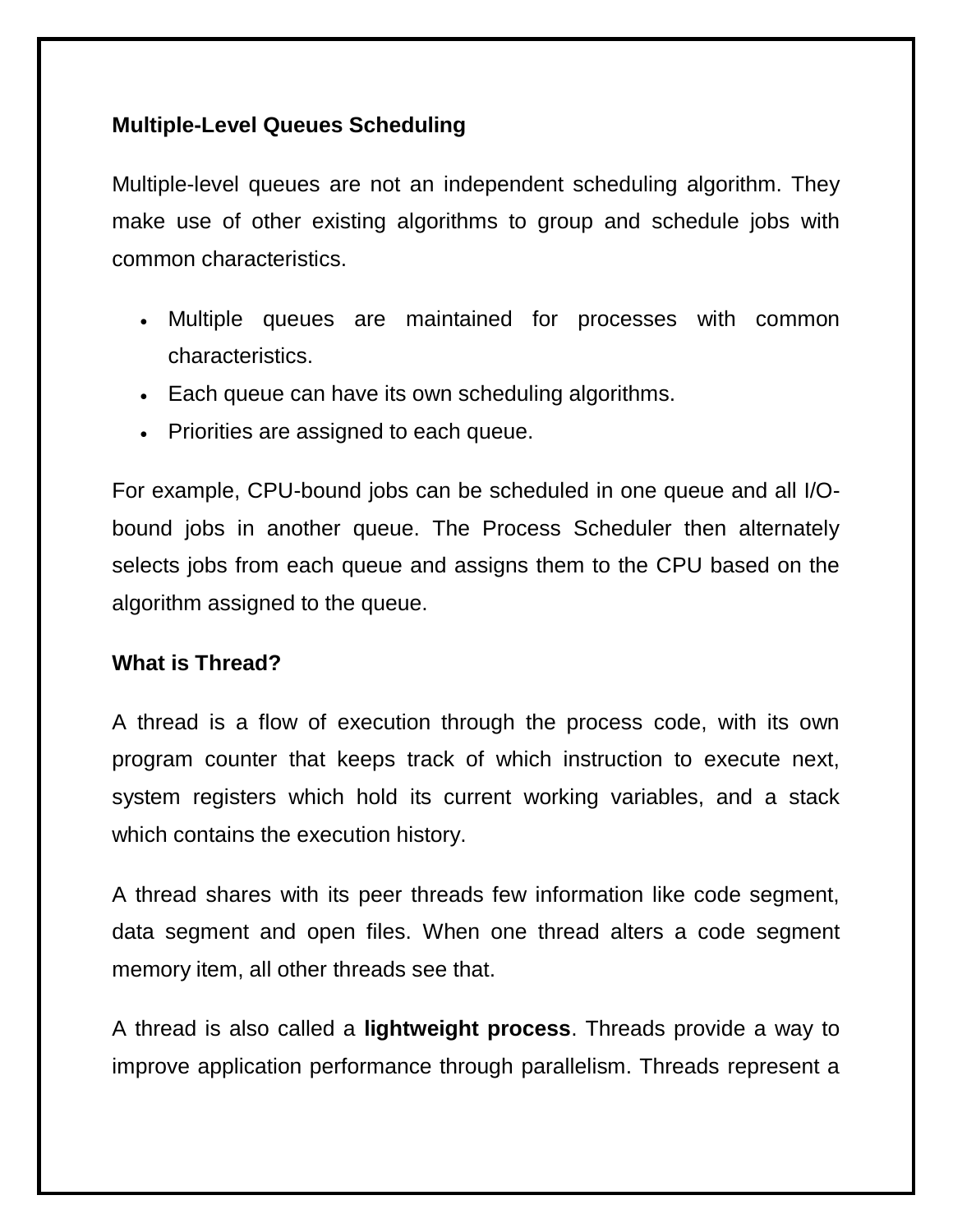**Multiple-Level Queues Scheduling**

Multiple-level queues are not an independent scheduling algorithm. They make use of other existing algorithms to group and schedule jobs with common characteristics.

- Multiple queues are maintained for processes with common characteristics.
- Each queue can have its own scheduling algorithms.
- Priorities are assigned to each queue.

For example, CPU-bound jobs can be scheduled in one queue and all I/O-bound jobs in another queue. The Process Scheduler then alternately selects jobs from each queue and assigns them to the CPU based on the algorithm assigned to the queue.

**What is Thread?**

A thread is a flow of execution through the process code, with its own program counter that keeps track of which instruction to execute next, system registers which hold its current working variables, and a stack which contains the execution history.

A thread shares with its peer threads few information like code segment, data segment and open files. When one thread alters a code segment memory item, all other threads see that.

A thread is also called a **lightweight process**. Threads provide a way to improve application performance through parallelism. Threads represent a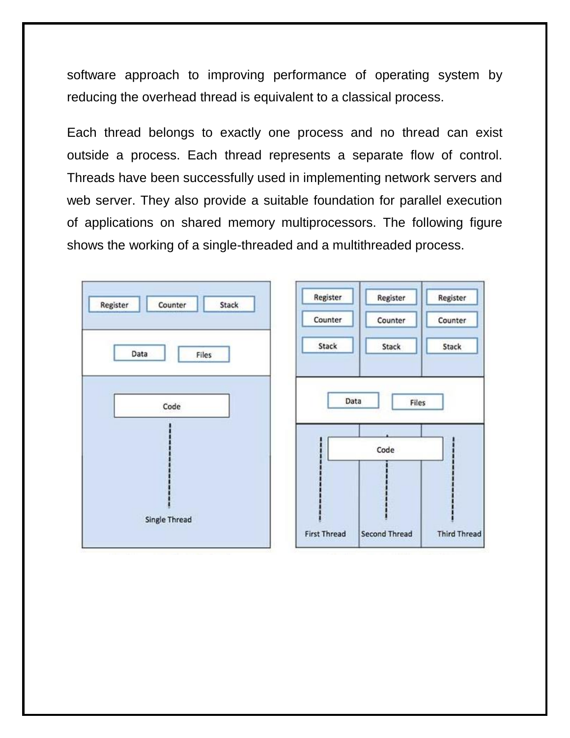software approach to improving performance of operating system by reducing the overhead thread is equivalent to a classical process.

Each thread belongs to exactly one process and no thread can exist outside a process. Each thread represents a separate flow of control. Threads have been successfully used in implementing network servers and web server. They also provide a suitable foundation for parallel execution of applications on shared memory multiprocessors. The following figure shows the working of a single-threaded and a multithreaded process.

Register
Counter
Stack
Data
Files
Code
Single Thread

Register
Counter
Stack
Register
Counter
Stack
Register
Counter
Stack
Data
Files
Code
First Thread
Second Thread
Third Thread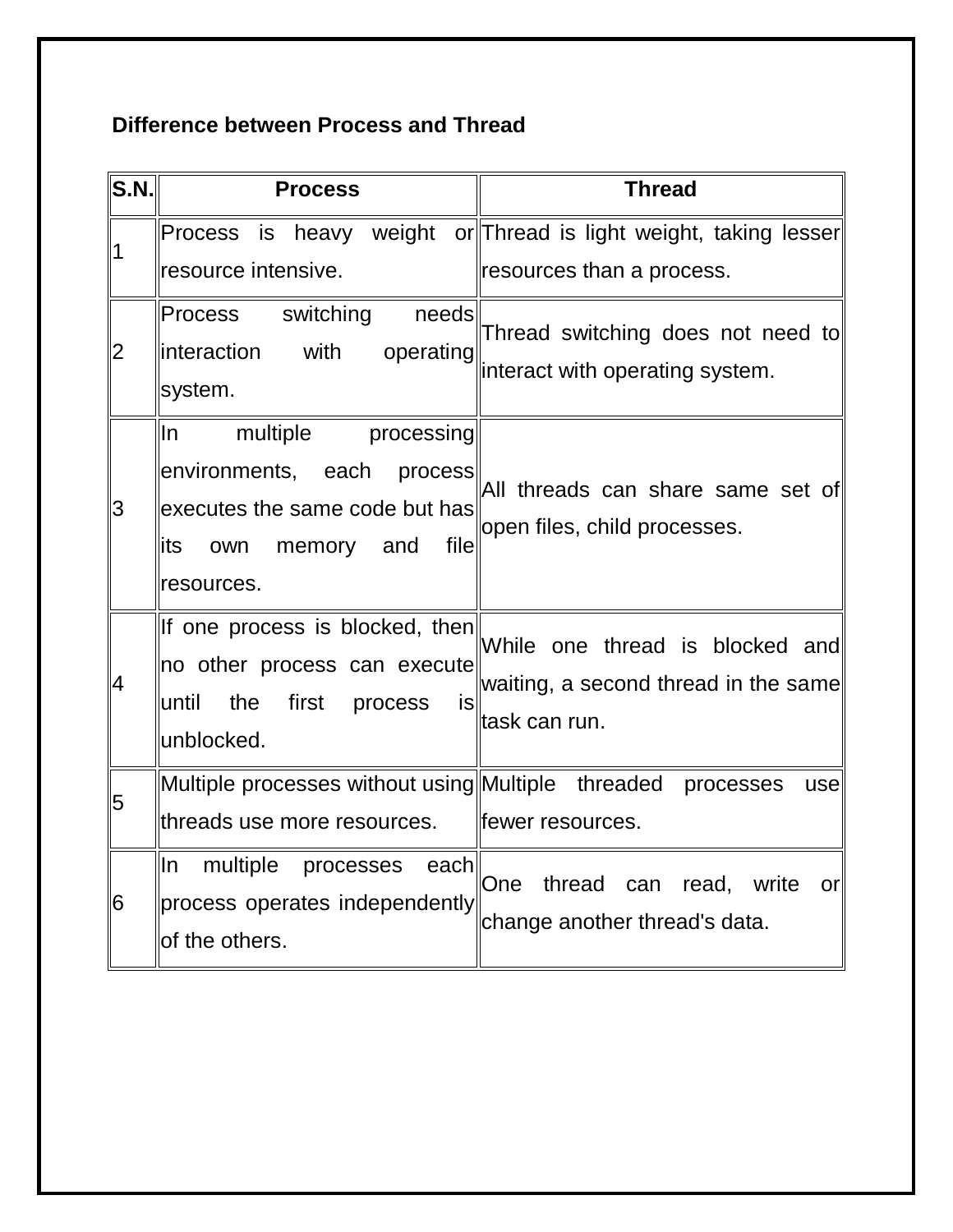**Difference between Process and Thread**

| S.N. | Process | Thread |
|---|---|---|
| 1 | Process is heavy weight or resource intensive. | Thread is light weight, taking lesser resources than a process. |
| 2 | Process switching needs interaction with operating system. | Thread switching does not need to interact with operating system. |
| 3 | In multiple processing environments, each process executes the same code but has its own memory and file resources. | All threads can share same set of open files, child processes. |
| 4 | If one process is blocked, then no other process can execute until the first process is unblocked. | While one thread is blocked and waiting, a second thread in the same task can run. |
| 5 | Multiple processes without using threads use more resources. | Multiple threaded processes use fewer resources. |
| 6 | In multiple processes each process operates independently of the others. | One thread can read, write or change another thread's data. |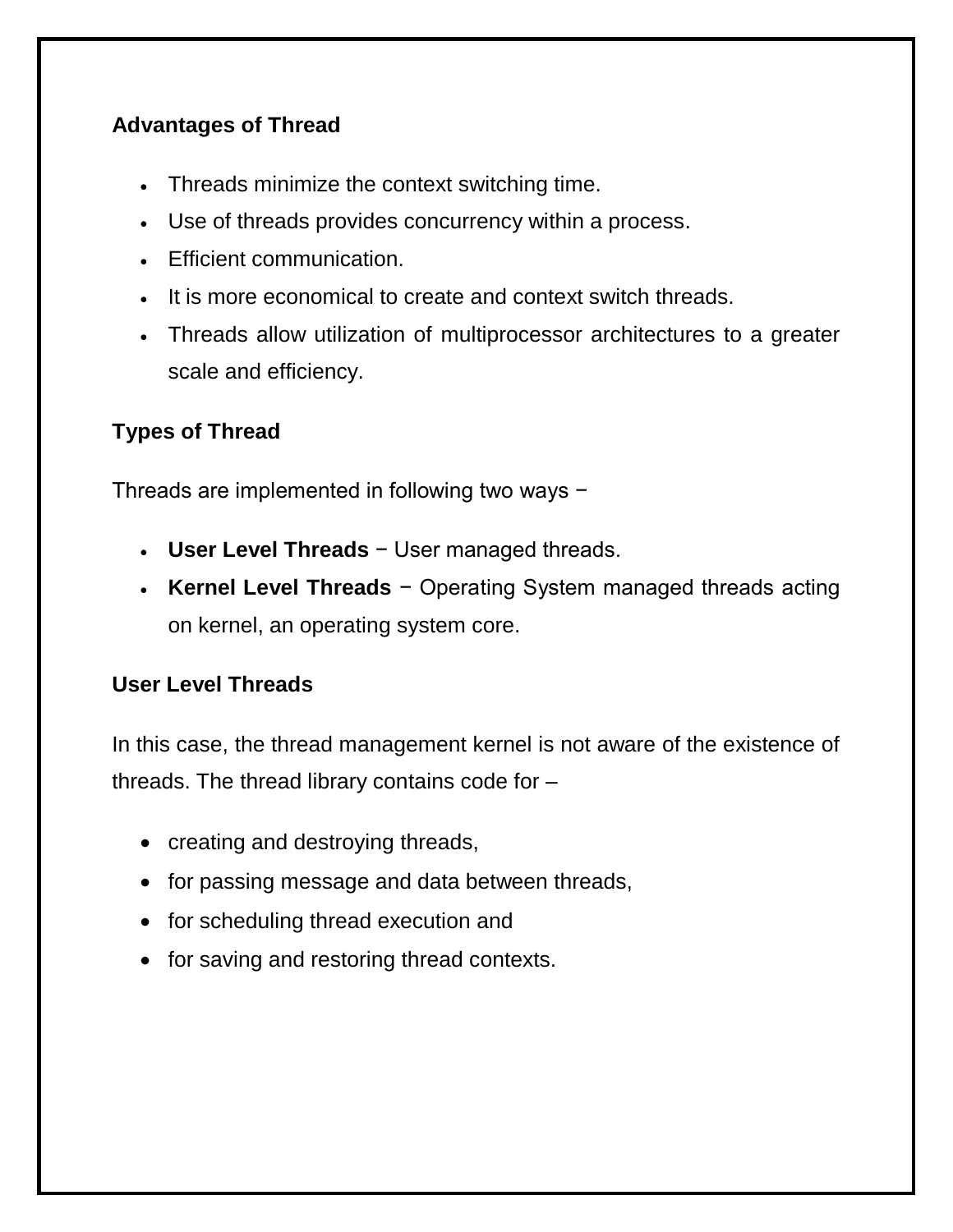### Advantages of Thread

- Threads minimize the context switching time.
- Use of threads provides concurrency within a process.
- Efficient communication.
- It is more economical to create and context switch threads.
- Threads allow utilization of multiprocessor architectures to a greater scale and efficiency.

### Types of Thread

Threads are implemented in following two ways −

- **User Level Threads** − User managed threads.
- **Kernel Level Threads** − Operating System managed threads acting on kernel, an operating system core.

### User Level Threads

In this case, the thread management kernel is not aware of the existence of threads. The thread library contains code for –

- creating and destroying threads,
- for passing message and data between threads,
- for scheduling thread execution and
- for saving and restoring thread contexts.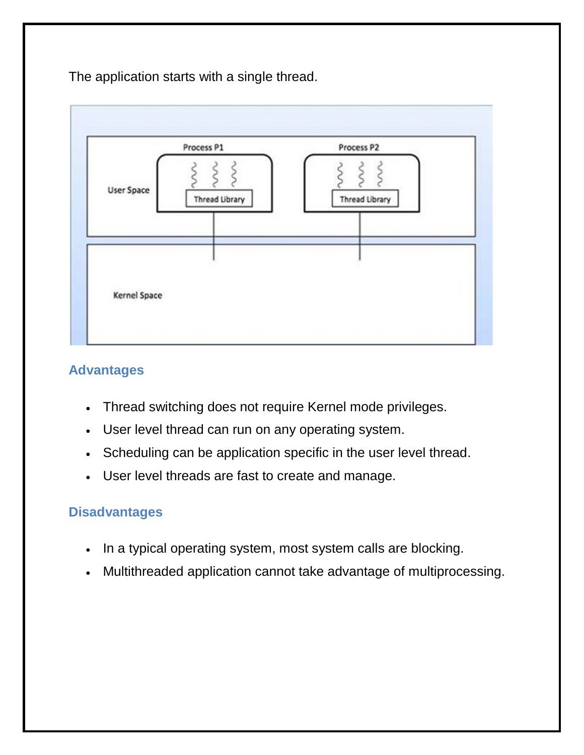The application starts with a single thread.

Process P1

Process P2

User Space

Thread Library

Thread Library

Kernel Space

### Advantages

- Thread switching does not require Kernel mode privileges.
- User level thread can run on any operating system.
- Scheduling can be application specific in the user level thread.
- User level threads are fast to create and manage.

### Disadvantages

- In a typical operating system, most system calls are blocking.
- Multithreaded application cannot take advantage of multiprocessing.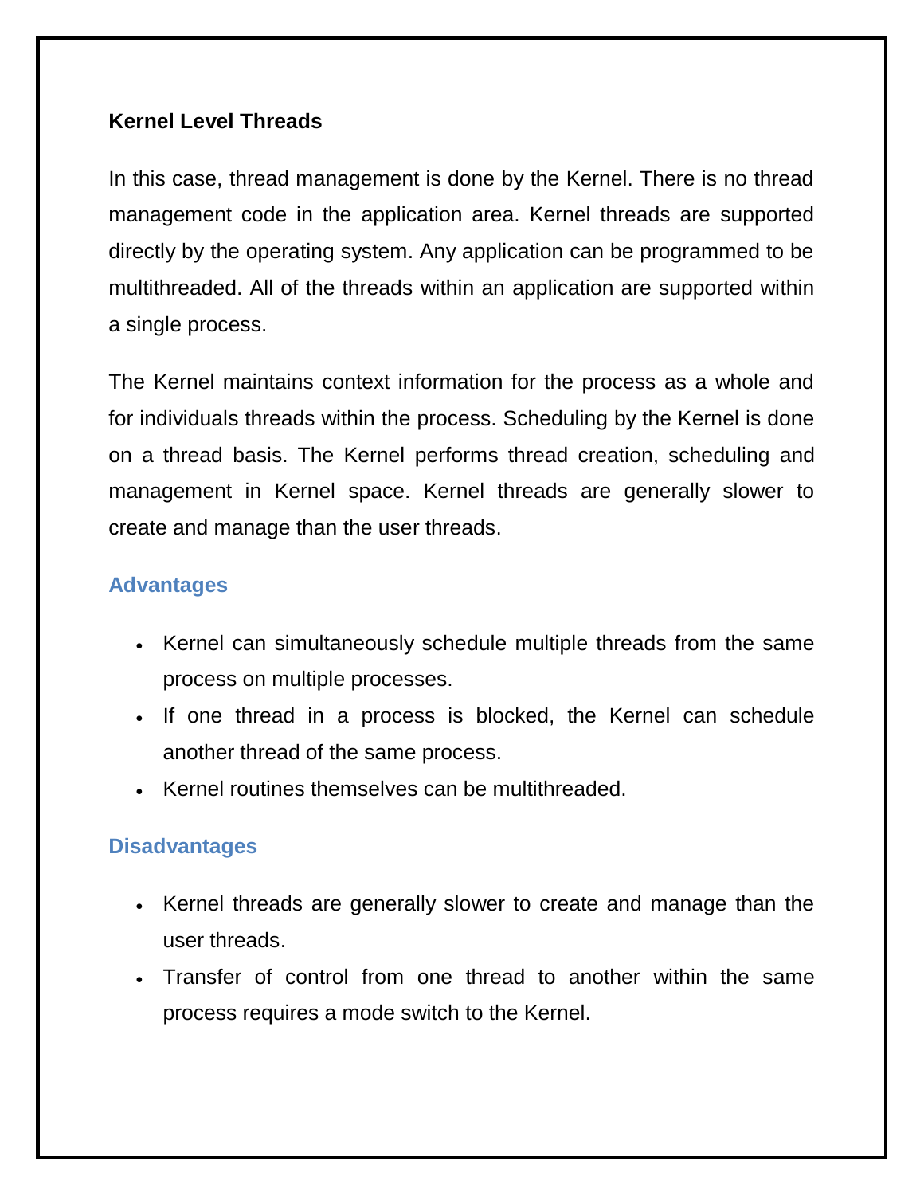**Kernel Level Threads**

In this case, thread management is done by the Kernel. There is no thread management code in the application area. Kernel threads are supported directly by the operating system. Any application can be programmed to be multithreaded. All of the threads within an application are supported within a single process.

The Kernel maintains context information for the process as a whole and for individuals threads within the process. Scheduling by the Kernel is done on a thread basis. The Kernel performs thread creation, scheduling and management in Kernel space. Kernel threads are generally slower to create and manage than the user threads.

### Advantages

- Kernel can simultaneously schedule multiple threads from the same process on multiple processes.
- If one thread in a process is blocked, the Kernel can schedule another thread of the same process.
- Kernel routines themselves can be multithreaded.

### Disadvantages

- Kernel threads are generally slower to create and manage than the user threads.
- Transfer of control from one thread to another within the same process requires a mode switch to the Kernel.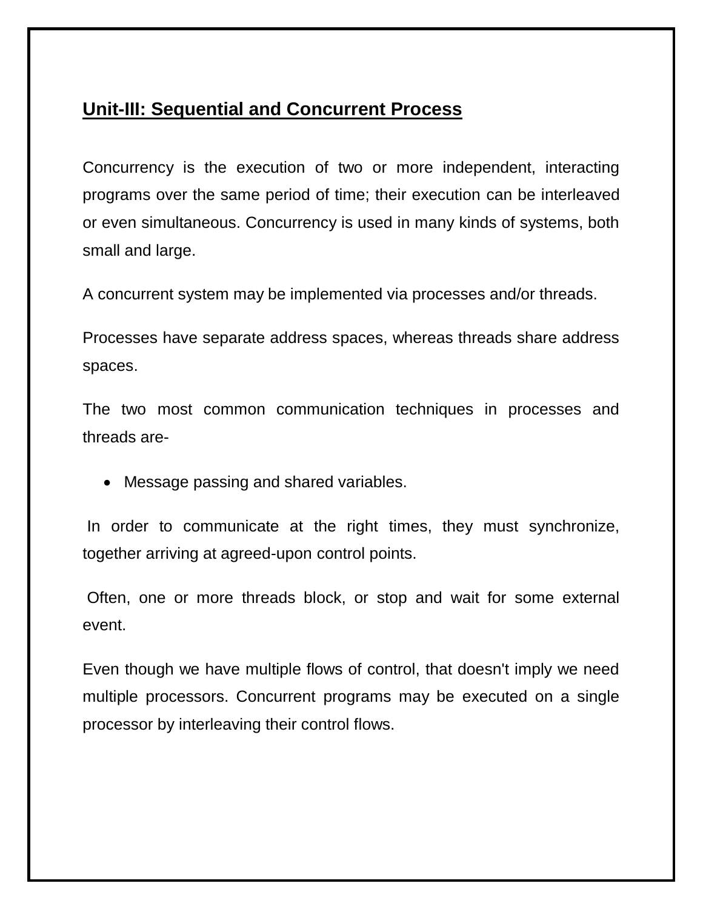## Unit-III: Sequential and Concurrent Process

Concurrency is the execution of two or more independent, interacting programs over the same period of time; their execution can be interleaved or even simultaneous. Concurrency is used in many kinds of systems, both small and large.

A concurrent system may be implemented via processes and/or threads.

Processes have separate address spaces, whereas threads share address spaces.

The two most common communication techniques in processes and threads are-

- Message passing and shared variables.

In order to communicate at the right times, they must synchronize, together arriving at agreed-upon control points.

Often, one or more threads block, or stop and wait for some external event.

Even though we have multiple flows of control, that doesn't imply we need multiple processors. Concurrent programs may be executed on a single processor by interleaving their control flows.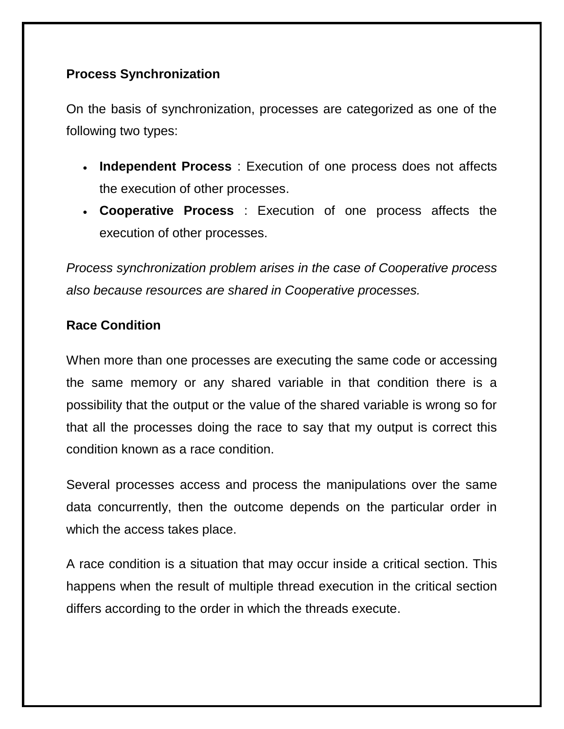**Process Synchronization**

On the basis of synchronization, processes are categorized as one of the following two types:

- **Independent Process** : Execution of one process does not affects the execution of other processes.
- **Cooperative Process** : Execution of one process affects the execution of other processes.

*Process synchronization problem arises in the case of Cooperative process also because resources are shared in Cooperative processes.*

**Race Condition**

When more than one processes are executing the same code or accessing the same memory or any shared variable in that condition there is a possibility that the output or the value of the shared variable is wrong so for that all the processes doing the race to say that my output is correct this condition known as a race condition.

Several processes access and process the manipulations over the same data concurrently, then the outcome depends on the particular order in which the access takes place.

A race condition is a situation that may occur inside a critical section. This happens when the result of multiple thread execution in the critical section differs according to the order in which the threads execute.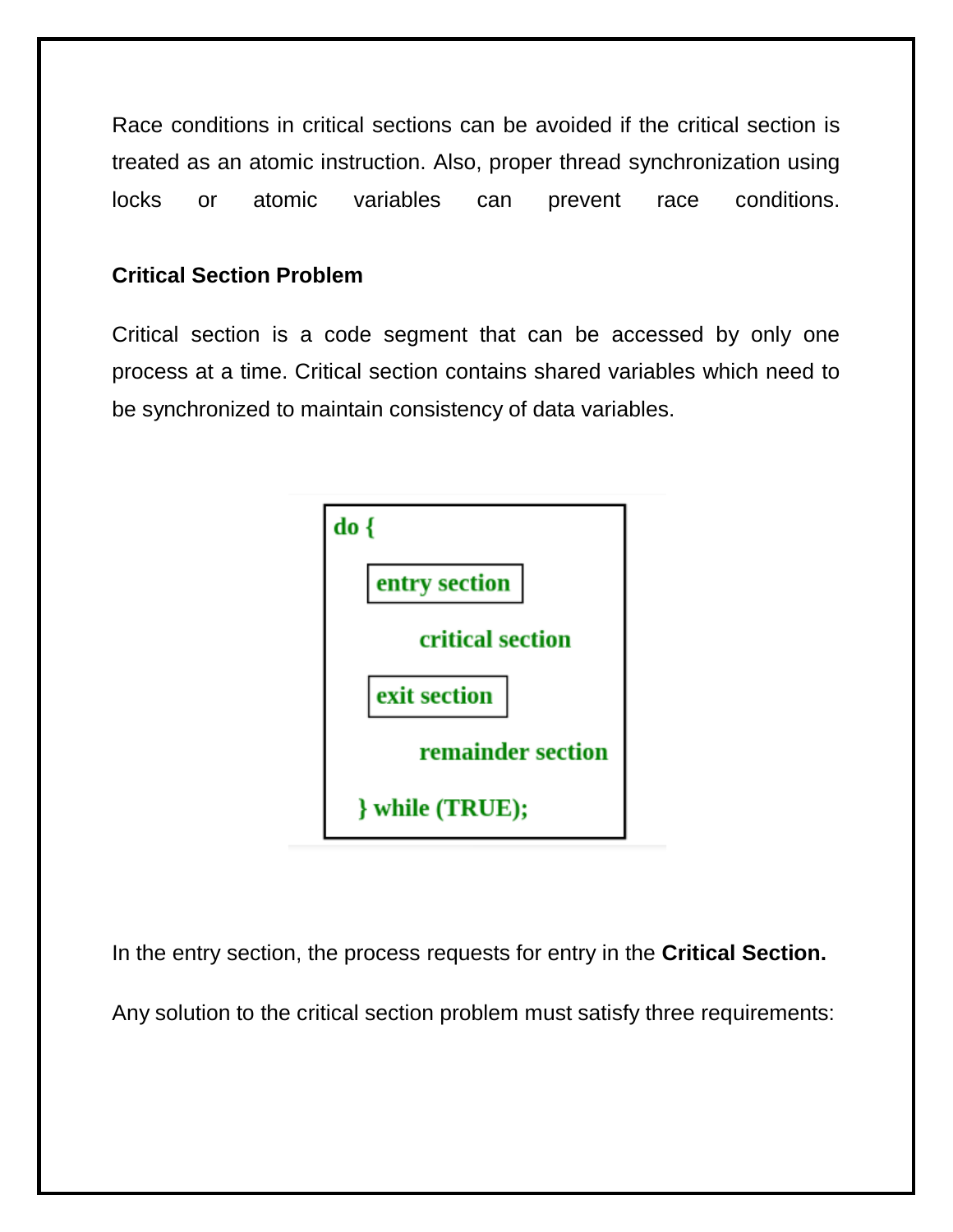Race conditions in critical sections can be avoided if the critical section is treated as an atomic instruction. Also, proper thread synchronization using locks or atomic variables can prevent race conditions.

**Critical Section Problem**

Critical section is a code segment that can be accessed by only one process at a time. Critical section contains shared variables which need to be synchronized to maintain consistency of data variables.

```
do {
    entry section
        critical section
    exit section
        remainder section
} while (TRUE);
```

In the entry section, the process requests for entry in the **Critical Section.**

Any solution to the critical section problem must satisfy three requirements: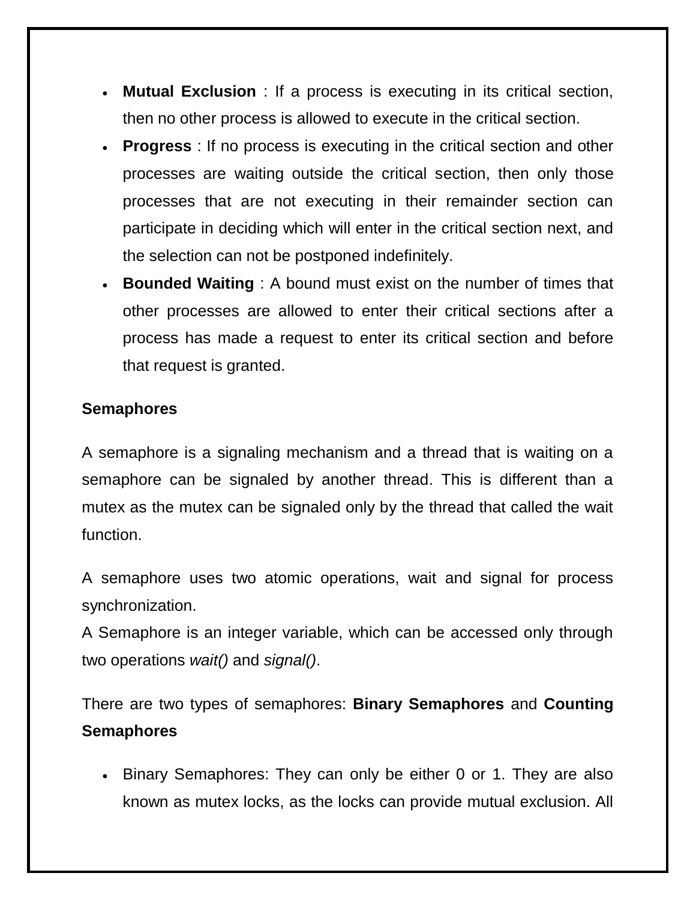- **Mutual Exclusion** : If a process is executing in its critical section, then no other process is allowed to execute in the critical section.
- **Progress** : If no process is executing in the critical section and other processes are waiting outside the critical section, then only those processes that are not executing in their remainder section can participate in deciding which will enter in the critical section next, and the selection can not be postponed indefinitely.
- **Bounded Waiting** : A bound must exist on the number of times that other processes are allowed to enter their critical sections after a process has made a request to enter its critical section and before that request is granted.

**Semaphores**

A semaphore is a signaling mechanism and a thread that is waiting on a semaphore can be signaled by another thread. This is different than a mutex as the mutex can be signaled only by the thread that called the wait function.

A semaphore uses two atomic operations, wait and signal for process synchronization.
A Semaphore is an integer variable, which can be accessed only through two operations *wait()* and *signal()*.

There are two types of semaphores: **Binary Semaphores** and **Counting Semaphores**

- Binary Semaphores: They can only be either 0 or 1. They are also known as mutex locks, as the locks can provide mutual exclusion. All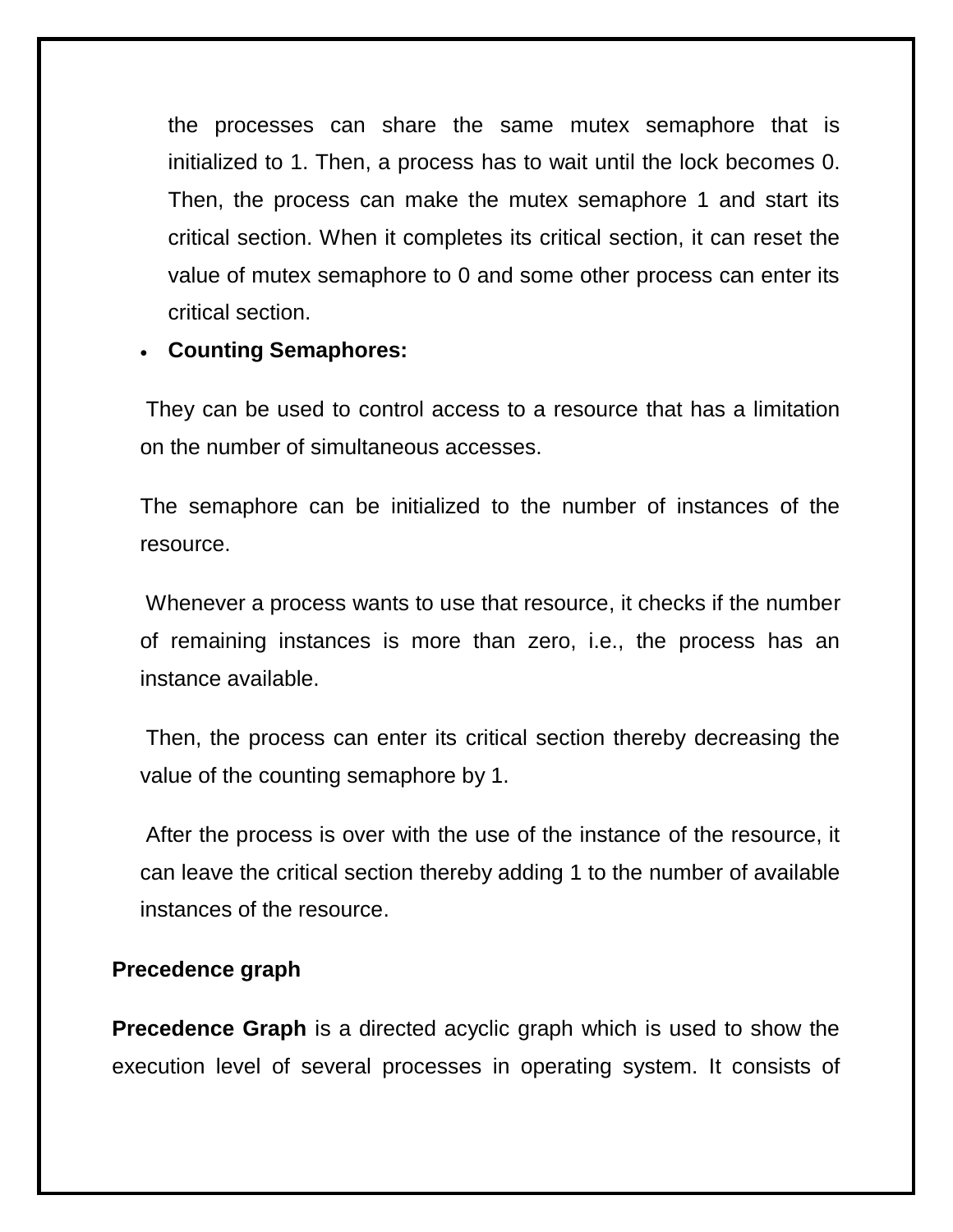the processes can share the same mutex semaphore that is initialized to 1. Then, a process has to wait until the lock becomes 0. Then, the process can make the mutex semaphore 1 and start its critical section. When it completes its critical section, it can reset the value of mutex semaphore to 0 and some other process can enter its critical section.

- **Counting Semaphores:**

They can be used to control access to a resource that has a limitation on the number of simultaneous accesses.

The semaphore can be initialized to the number of instances of the resource.

Whenever a process wants to use that resource, it checks if the number of remaining instances is more than zero, i.e., the process has an instance available.

Then, the process can enter its critical section thereby decreasing the value of the counting semaphore by 1.

After the process is over with the use of the instance of the resource, it can leave the critical section thereby adding 1 to the number of available instances of the resource.

**Precedence graph**

**Precedence Graph** is a directed acyclic graph which is used to show the execution level of several processes in operating system. It consists of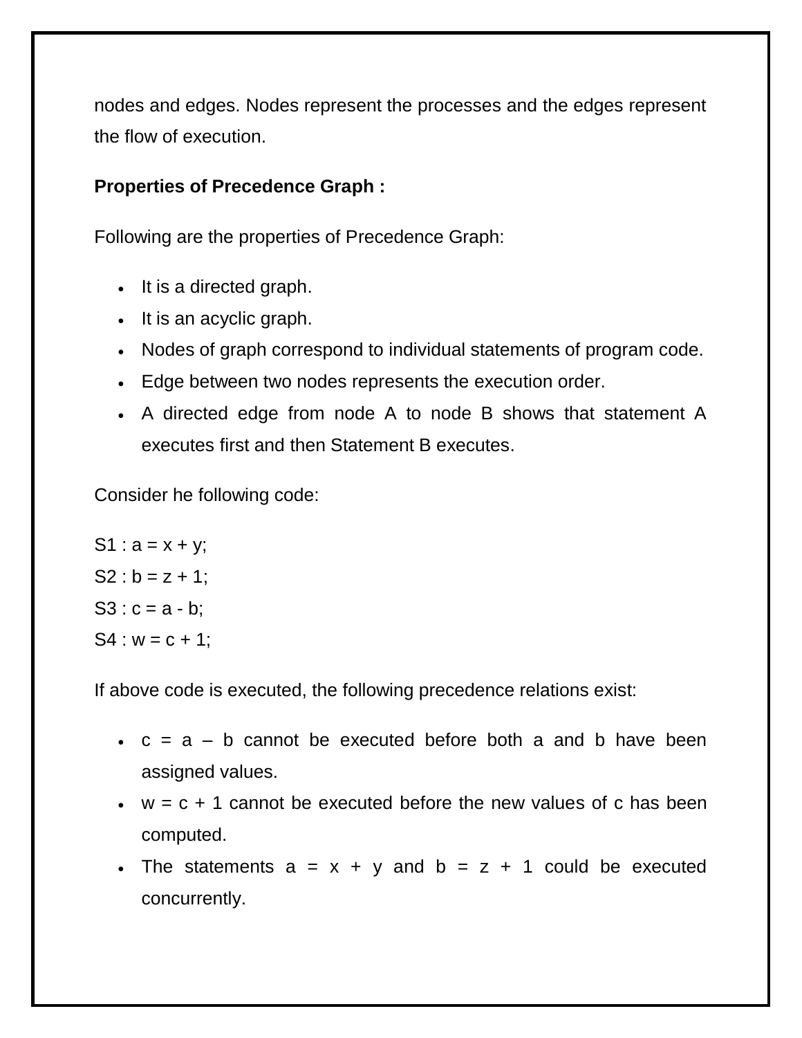nodes and edges. Nodes represent the processes and the edges represent the flow of execution.

**Properties of Precedence Graph :**

Following are the properties of Precedence Graph:

- It is a directed graph.
- It is an acyclic graph.
- Nodes of graph correspond to individual statements of program code.
- Edge between two nodes represents the execution order.
- A directed edge from node A to node B shows that statement A executes first and then Statement B executes.

Consider he following code:

S1 : a = x + y;
S2 : b = z + 1;
S3 : c = a - b;
S4 : w = c + 1;

If above code is executed, the following precedence relations exist:

- c = a – b cannot be executed before both a and b have been assigned values.
- w = c + 1 cannot be executed before the new values of c has been computed.
- The statements a = x + y and b = z + 1 could be executed concurrently.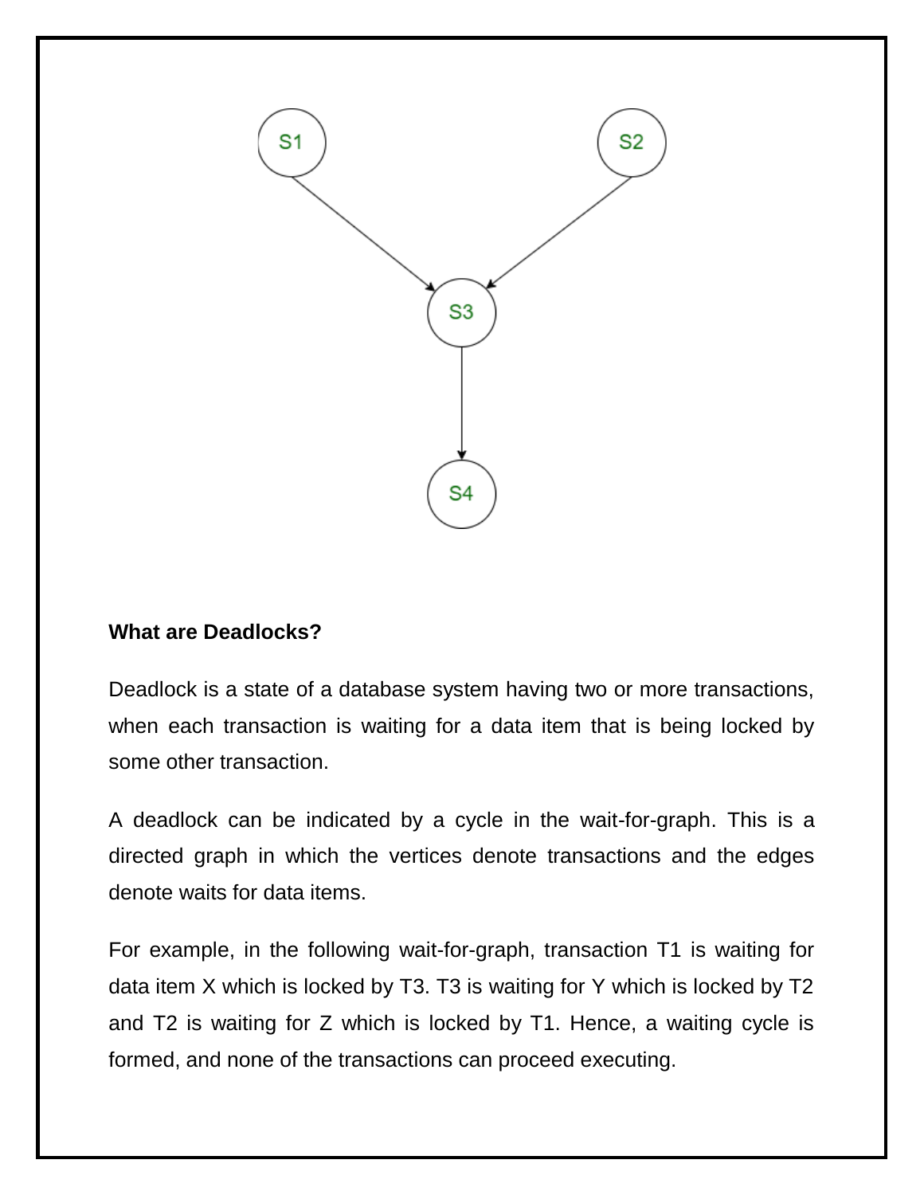S1

S2

S3

S4

**What are Deadlocks?**

Deadlock is a state of a database system having two or more transactions, when each transaction is waiting for a data item that is being locked by some other transaction.

A deadlock can be indicated by a cycle in the wait-for-graph. This is a directed graph in which the vertices denote transactions and the edges denote waits for data items.

For example, in the following wait-for-graph, transaction T1 is waiting for data item X which is locked by T3. T3 is waiting for Y which is locked by T2 and T2 is waiting for Z which is locked by T1. Hence, a waiting cycle is formed, and none of the transactions can proceed executing.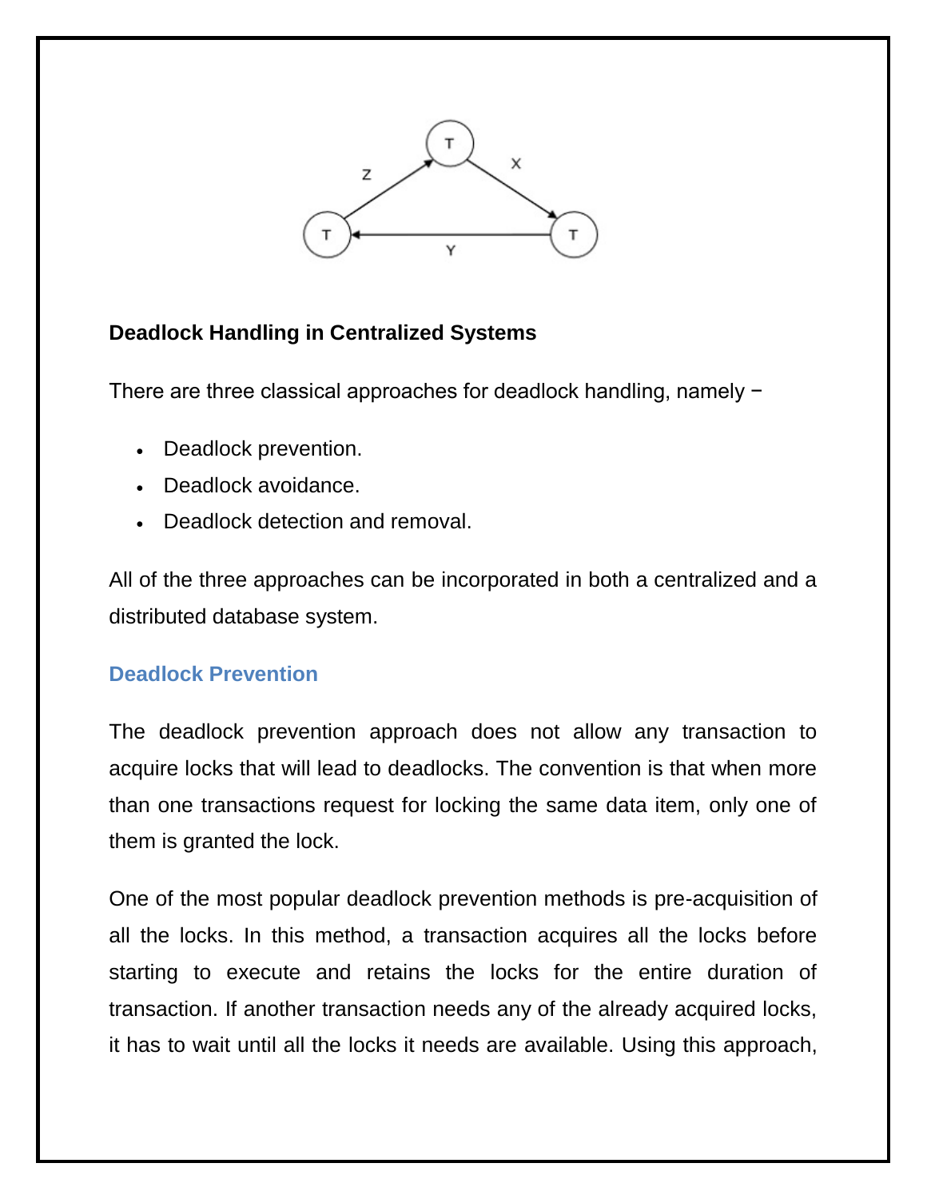T

Z

X

T

T

Y

**Deadlock Handling in Centralized Systems**

There are three classical approaches for deadlock handling, namely −

- Deadlock prevention.
- Deadlock avoidance.
- Deadlock detection and removal.

All of the three approaches can be incorporated in both a centralized and a distributed database system.

### Deadlock Prevention

The deadlock prevention approach does not allow any transaction to acquire locks that will lead to deadlocks. The convention is that when more than one transactions request for locking the same data item, only one of them is granted the lock.

One of the most popular deadlock prevention methods is pre-acquisition of all the locks. In this method, a transaction acquires all the locks before starting to execute and retains the locks for the entire duration of transaction. If another transaction needs any of the already acquired locks, it has to wait until all the locks it needs are available. Using this approach,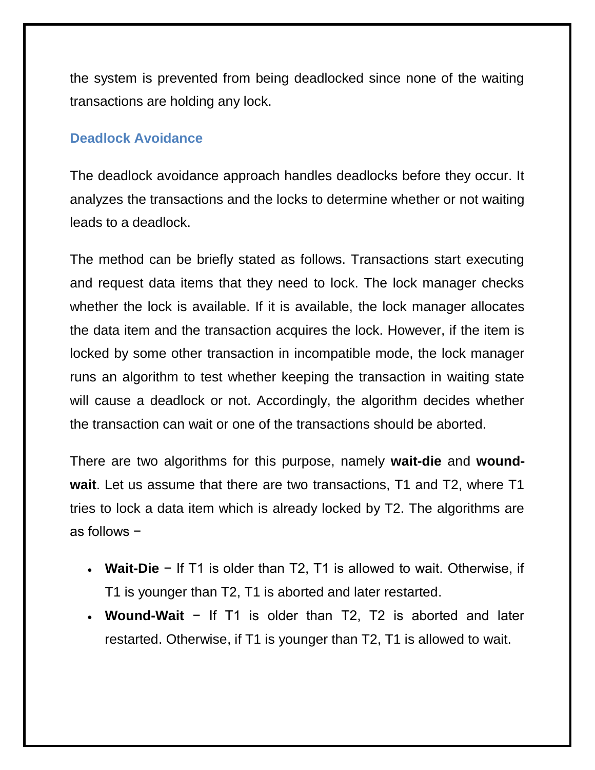the system is prevented from being deadlocked since none of the waiting transactions are holding any lock.

### Deadlock Avoidance

The deadlock avoidance approach handles deadlocks before they occur. It analyzes the transactions and the locks to determine whether or not waiting leads to a deadlock.

The method can be briefly stated as follows. Transactions start executing and request data items that they need to lock. The lock manager checks whether the lock is available. If it is available, the lock manager allocates the data item and the transaction acquires the lock. However, if the item is locked by some other transaction in incompatible mode, the lock manager runs an algorithm to test whether keeping the transaction in waiting state will cause a deadlock or not. Accordingly, the algorithm decides whether the transaction can wait or one of the transactions should be aborted.

There are two algorithms for this purpose, namely **wait-die** and **wound-wait**. Let us assume that there are two transactions, T1 and T2, where T1 tries to lock a data item which is already locked by T2. The algorithms are as follows −

- **Wait-Die** − If T1 is older than T2, T1 is allowed to wait. Otherwise, if T1 is younger than T2, T1 is aborted and later restarted.
- **Wound-Wait** − If T1 is older than T2, T2 is aborted and later restarted. Otherwise, if T1 is younger than T2, T1 is allowed to wait.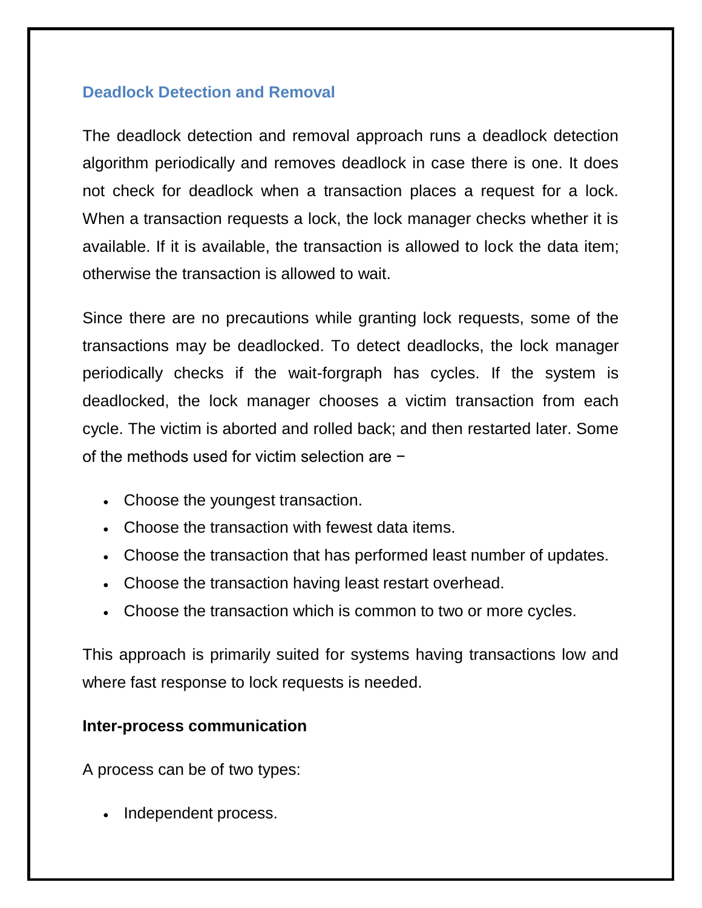### Deadlock Detection and Removal

The deadlock detection and removal approach runs a deadlock detection algorithm periodically and removes deadlock in case there is one. It does not check for deadlock when a transaction places a request for a lock. When a transaction requests a lock, the lock manager checks whether it is available. If it is available, the transaction is allowed to lock the data item; otherwise the transaction is allowed to wait.

Since there are no precautions while granting lock requests, some of the transactions may be deadlocked. To detect deadlocks, the lock manager periodically checks if the wait-forgraph has cycles. If the system is deadlocked, the lock manager chooses a victim transaction from each cycle. The victim is aborted and rolled back; and then restarted later. Some of the methods used for victim selection are −

- Choose the youngest transaction.
- Choose the transaction with fewest data items.
- Choose the transaction that has performed least number of updates.
- Choose the transaction having least restart overhead.
- Choose the transaction which is common to two or more cycles.

This approach is primarily suited for systems having transactions low and where fast response to lock requests is needed.

**Inter-process communication**

A process can be of two types:

- Independent process.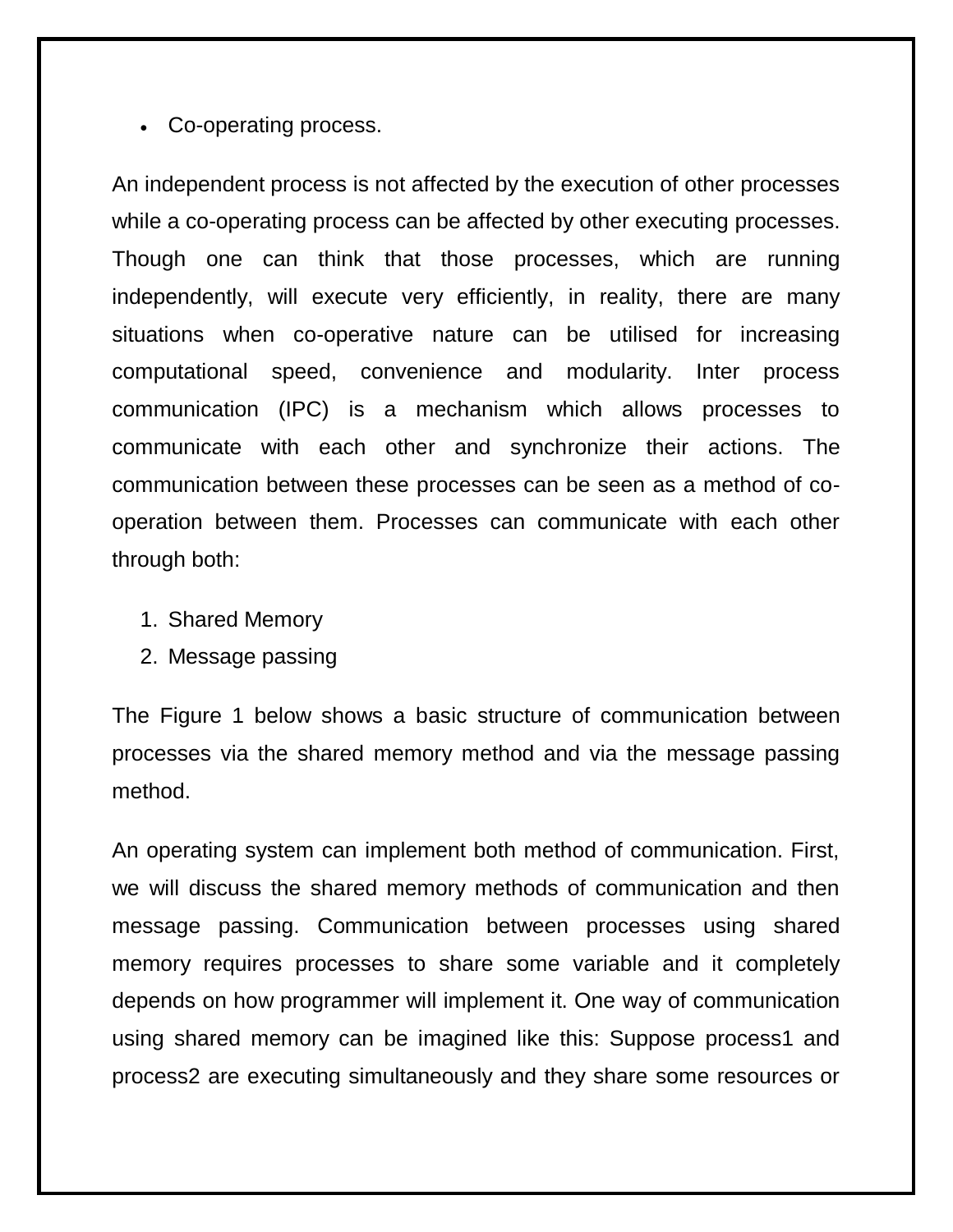- Co-operating process.

An independent process is not affected by the execution of other processes while a co-operating process can be affected by other executing processes. Though one can think that those processes, which are running independently, will execute very efficiently, in reality, there are many situations when co-operative nature can be utilised for increasing computational speed, convenience and modularity. Inter process communication (IPC) is a mechanism which allows processes to communicate with each other and synchronize their actions. The communication between these processes can be seen as a method of co-operation between them. Processes can communicate with each other through both:

1. Shared Memory
2. Message passing

The Figure 1 below shows a basic structure of communication between processes via the shared memory method and via the message passing method.

An operating system can implement both method of communication. First, we will discuss the shared memory methods of communication and then message passing. Communication between processes using shared memory requires processes to share some variable and it completely depends on how programmer will implement it. One way of communication using shared memory can be imagined like this: Suppose process1 and process2 are executing simultaneously and they share some resources or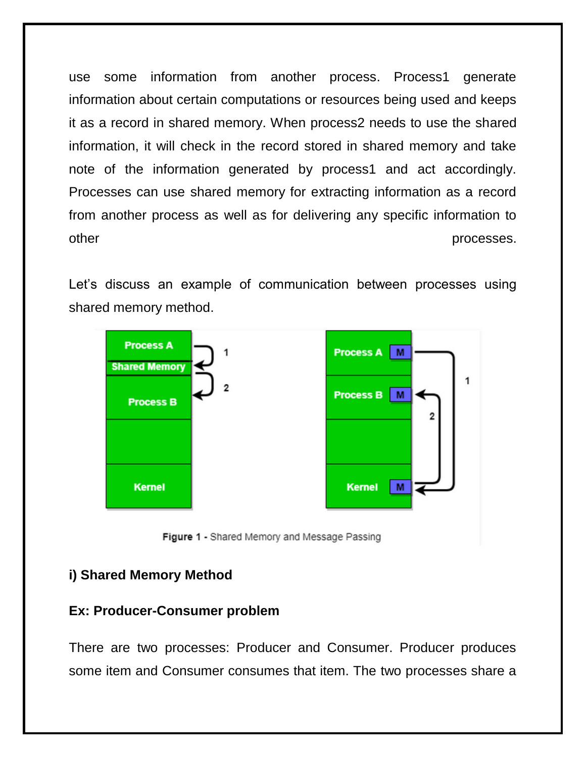use some information from another process. Process1 generate information about certain computations or resources being used and keeps it as a record in shared memory. When process2 needs to use the shared information, it will check in the record stored in shared memory and take note of the information generated by process1 and act accordingly. Processes can use shared memory for extracting information as a record from another process as well as for delivering any specific information to other processes.

Let's discuss an example of communication between processes using shared memory method.

Process A
Shared Memory
Process B
Kernel
1
2

Process A M
Process B M
Kernel M
1
2

**Figure 1** - Shared Memory and Message Passing

**i) Shared Memory Method**

**Ex: Producer-Consumer problem**

There are two processes: Producer and Consumer. Producer produces some item and Consumer consumes that item. The two processes share a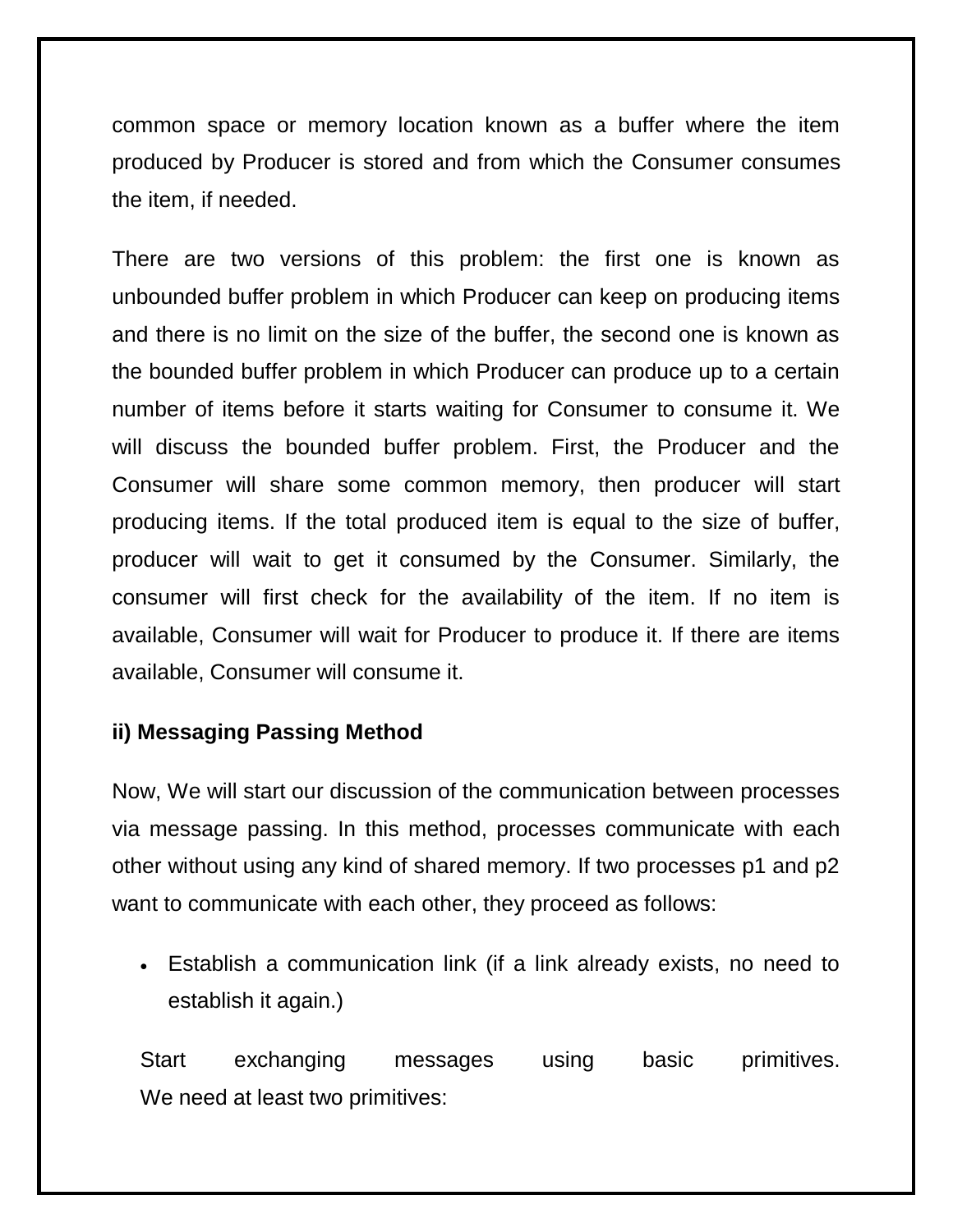common space or memory location known as a buffer where the item produced by Producer is stored and from which the Consumer consumes the item, if needed.

There are two versions of this problem: the first one is known as unbounded buffer problem in which Producer can keep on producing items and there is no limit on the size of the buffer, the second one is known as the bounded buffer problem in which Producer can produce up to a certain number of items before it starts waiting for Consumer to consume it. We will discuss the bounded buffer problem. First, the Producer and the Consumer will share some common memory, then producer will start producing items. If the total produced item is equal to the size of buffer, producer will wait to get it consumed by the Consumer. Similarly, the consumer will first check for the availability of the item. If no item is available, Consumer will wait for Producer to produce it. If there are items available, Consumer will consume it.

**ii) Messaging Passing Method**

Now, We will start our discussion of the communication between processes via message passing. In this method, processes communicate with each other without using any kind of shared memory. If two processes p1 and p2 want to communicate with each other, they proceed as follows:

- Establish a communication link (if a link already exists, no need to establish it again.)

  Start exchanging messages using basic primitives.
  We need at least two primitives: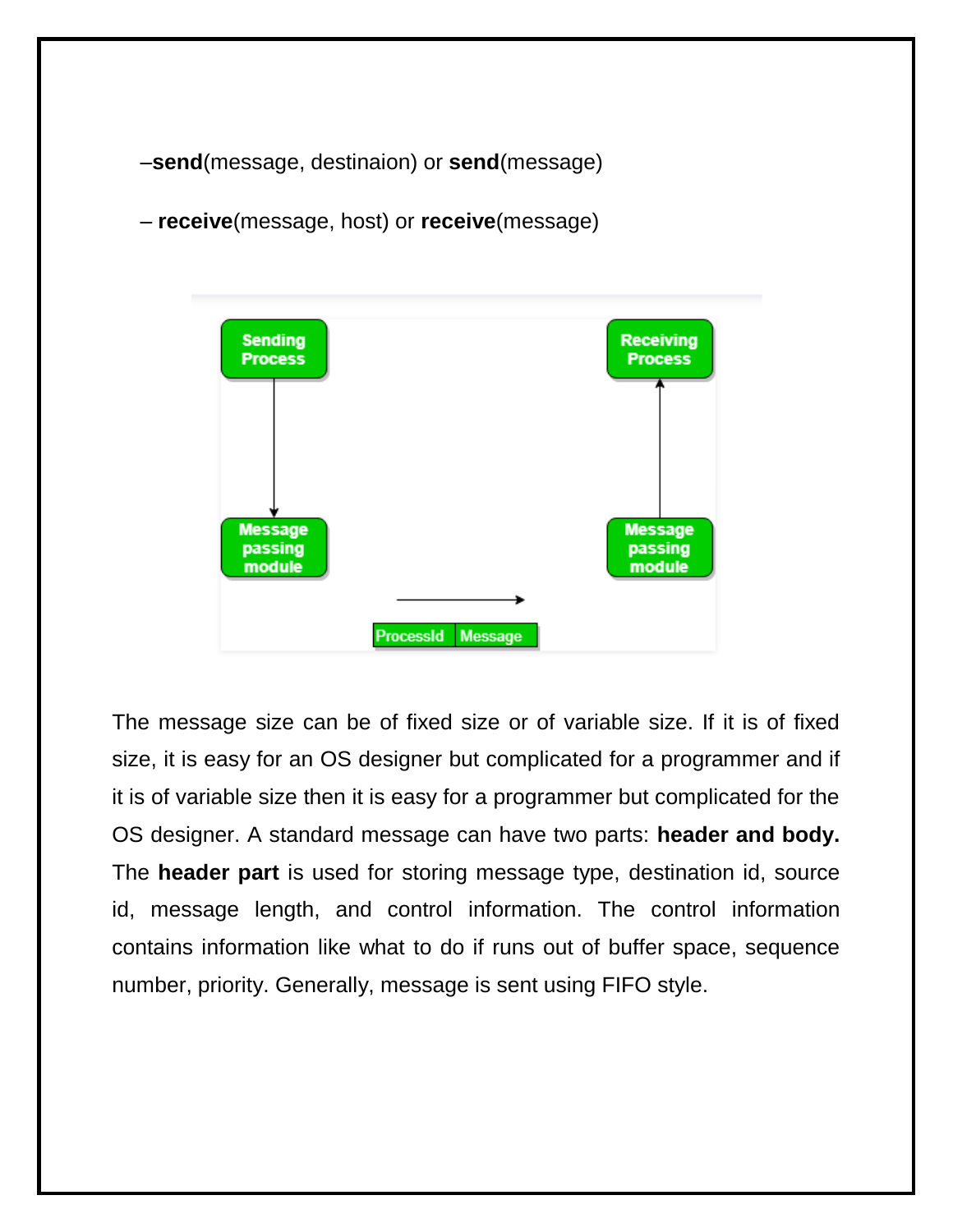–**send**(message, destinaion) or **send**(message)

– **receive**(message, host) or **receive**(message)

Sending Process

Receiving Process

Message passing module

Message passing module

ProcessId | Message

The message size can be of fixed size or of variable size. If it is of fixed size, it is easy for an OS designer but complicated for a programmer and if it is of variable size then it is easy for a programmer but complicated for the OS designer. A standard message can have two parts: **header and body.** The **header part** is used for storing message type, destination id, source id, message length, and control information. The control information contains information like what to do if runs out of buffer space, sequence number, priority. Generally, message is sent using FIFO style.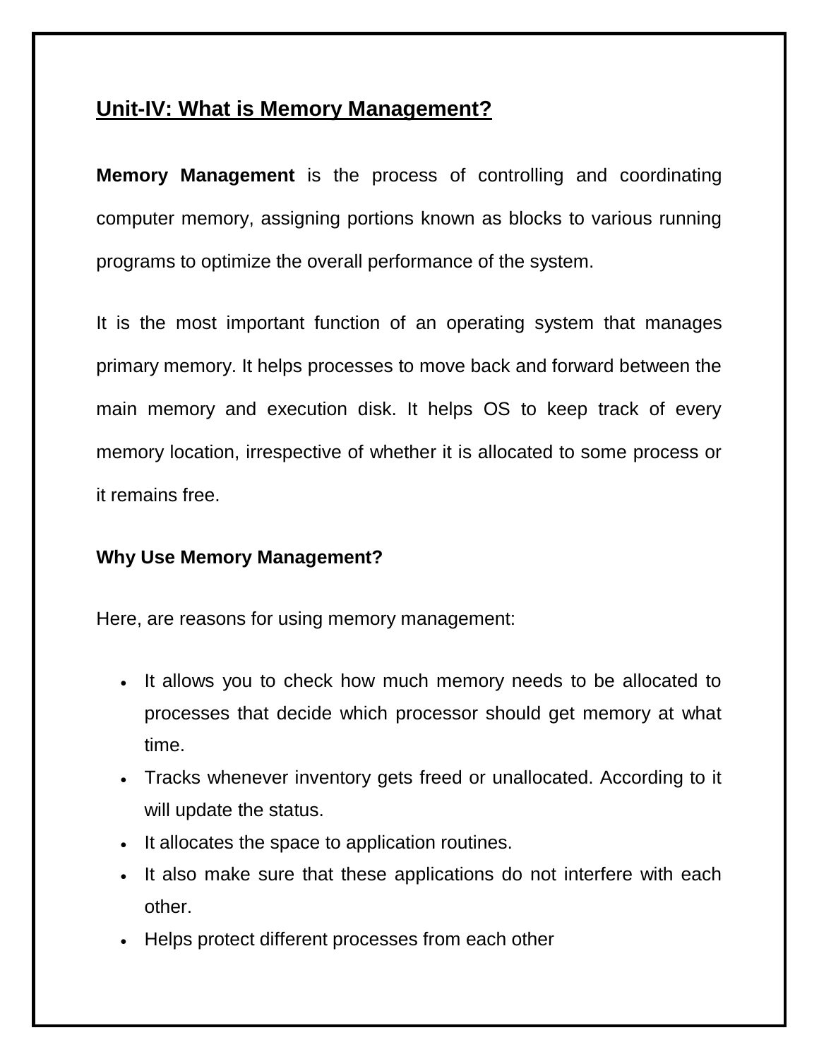## Unit-IV: What is Memory Management?

**Memory Management** is the process of controlling and coordinating computer memory, assigning portions known as blocks to various running programs to optimize the overall performance of the system.

It is the most important function of an operating system that manages primary memory. It helps processes to move back and forward between the main memory and execution disk. It helps OS to keep track of every memory location, irrespective of whether it is allocated to some process or it remains free.

**Why Use Memory Management?**

Here, are reasons for using memory management:

- It allows you to check how much memory needs to be allocated to processes that decide which processor should get memory at what time.
- Tracks whenever inventory gets freed or unallocated. According to it will update the status.
- It allocates the space to application routines.
- It also make sure that these applications do not interfere with each other.
- Helps protect different processes from each other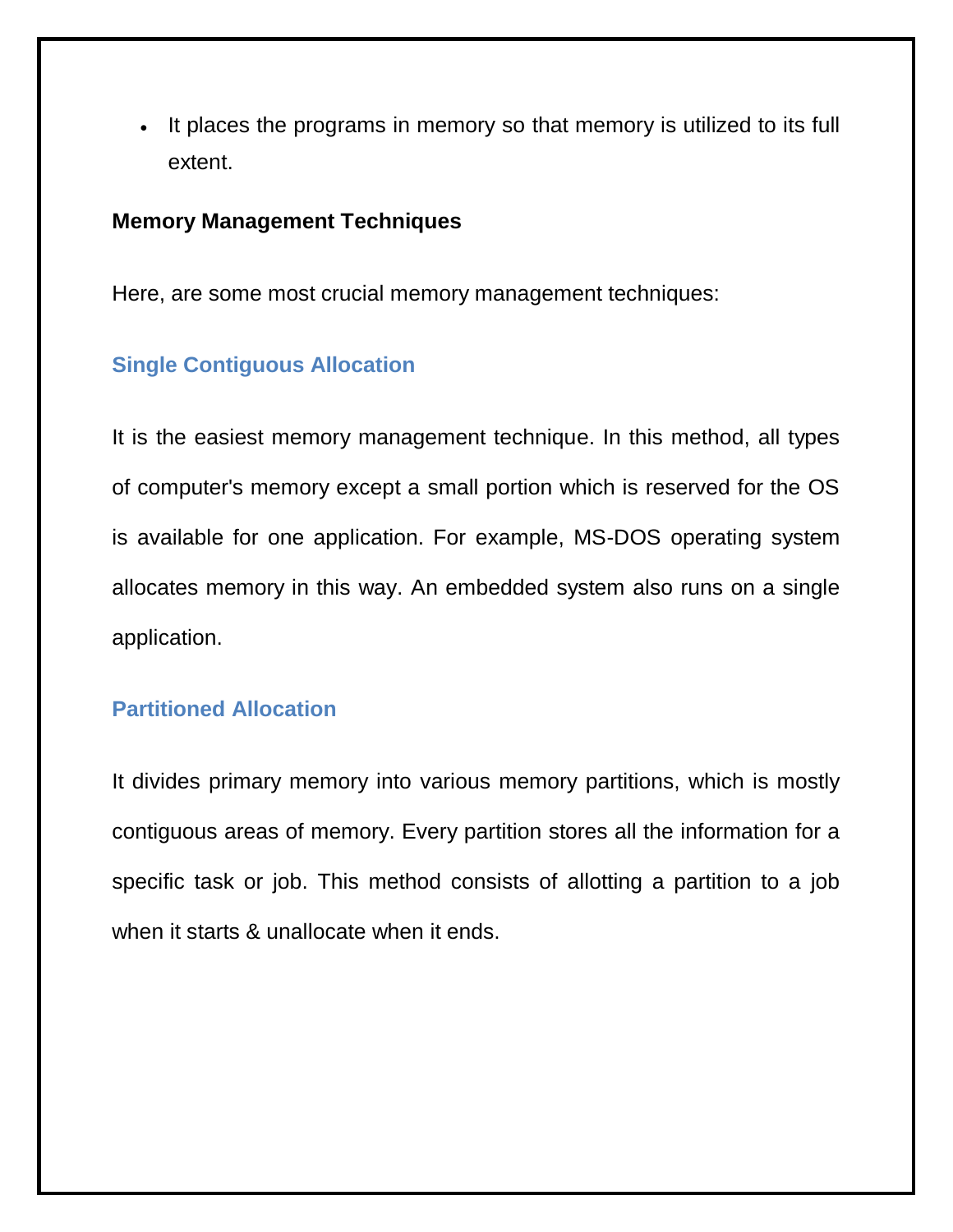- It places the programs in memory so that memory is utilized to its full extent.

**Memory Management Techniques**

Here, are some most crucial memory management techniques:

### Single Contiguous Allocation

It is the easiest memory management technique. In this method, all types of computer's memory except a small portion which is reserved for the OS is available for one application. For example, MS-DOS operating system allocates memory in this way. An embedded system also runs on a single application.

### Partitioned Allocation

It divides primary memory into various memory partitions, which is mostly contiguous areas of memory. Every partition stores all the information for a specific task or job. This method consists of allotting a partition to a job when it starts & unallocate when it ends.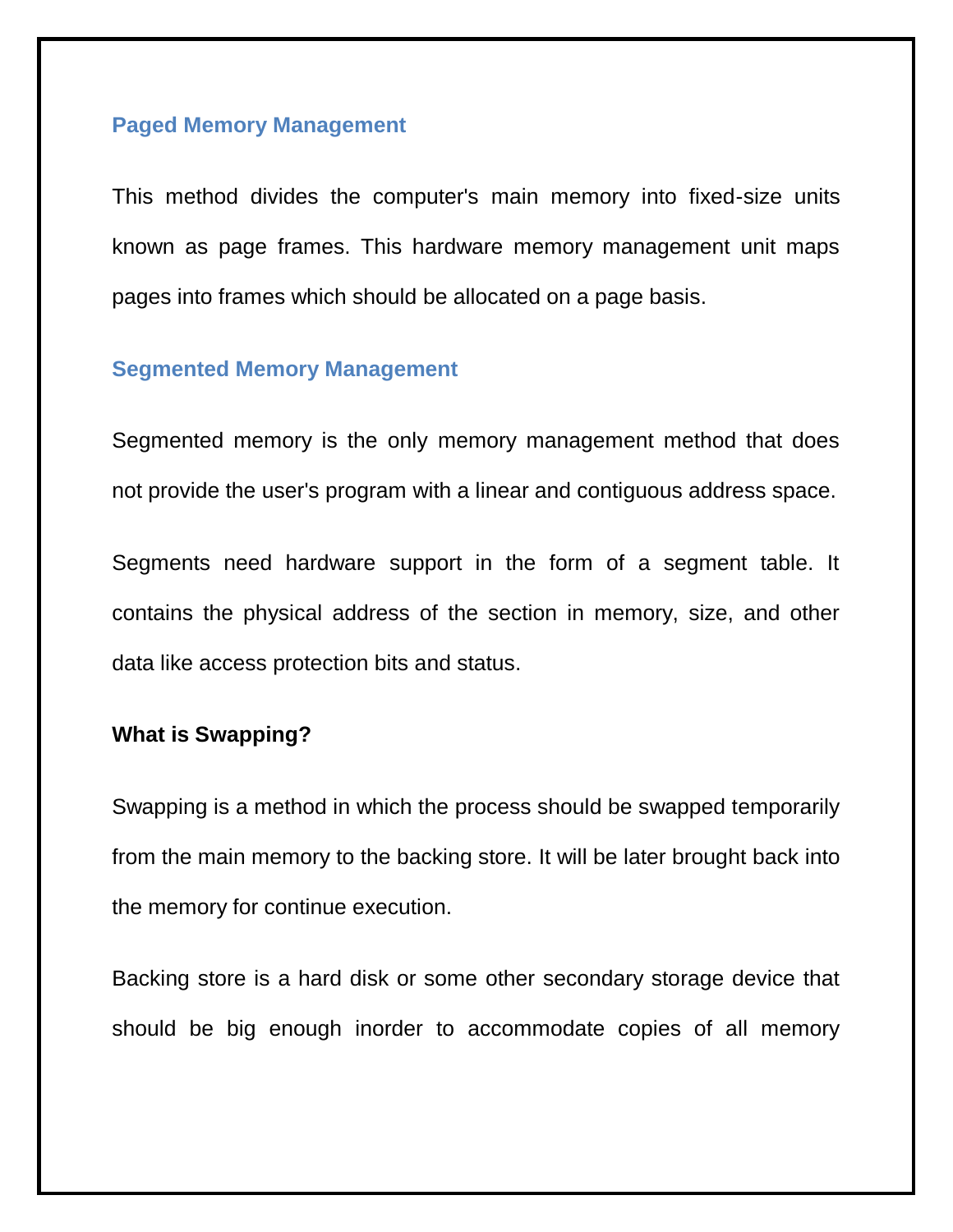### Paged Memory Management

This method divides the computer's main memory into fixed-size units known as page frames. This hardware memory management unit maps pages into frames which should be allocated on a page basis.

### Segmented Memory Management

Segmented memory is the only memory management method that does not provide the user's program with a linear and contiguous address space.

Segments need hardware support in the form of a segment table. It contains the physical address of the section in memory, size, and other data like access protection bits and status.

**What is Swapping?**

Swapping is a method in which the process should be swapped temporarily from the main memory to the backing store. It will be later brought back into the memory for continue execution.

Backing store is a hard disk or some other secondary storage device that should be big enough inorder to accommodate copies of all memory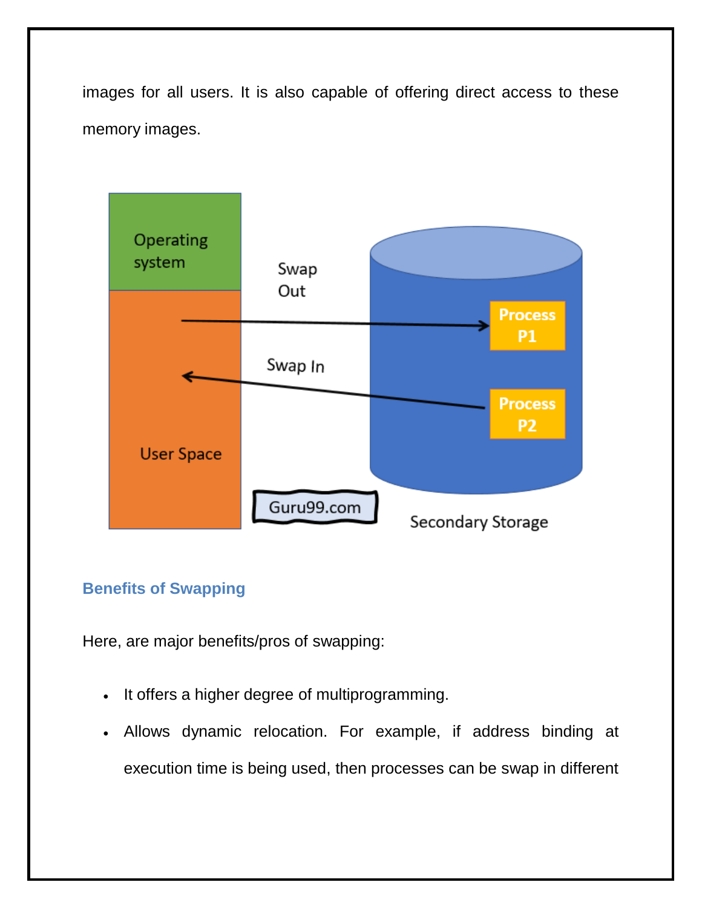images for all users. It is also capable of offering direct access to these memory images.

Operating system

Swap Out

Swap In

Process P1

Process P2

User Space

Guru99.com

Secondary Storage

## Benefits of Swapping

Here, are major benefits/pros of swapping:

- It offers a higher degree of multiprogramming.
- Allows dynamic relocation. For example, if address binding at execution time is being used, then processes can be swap in different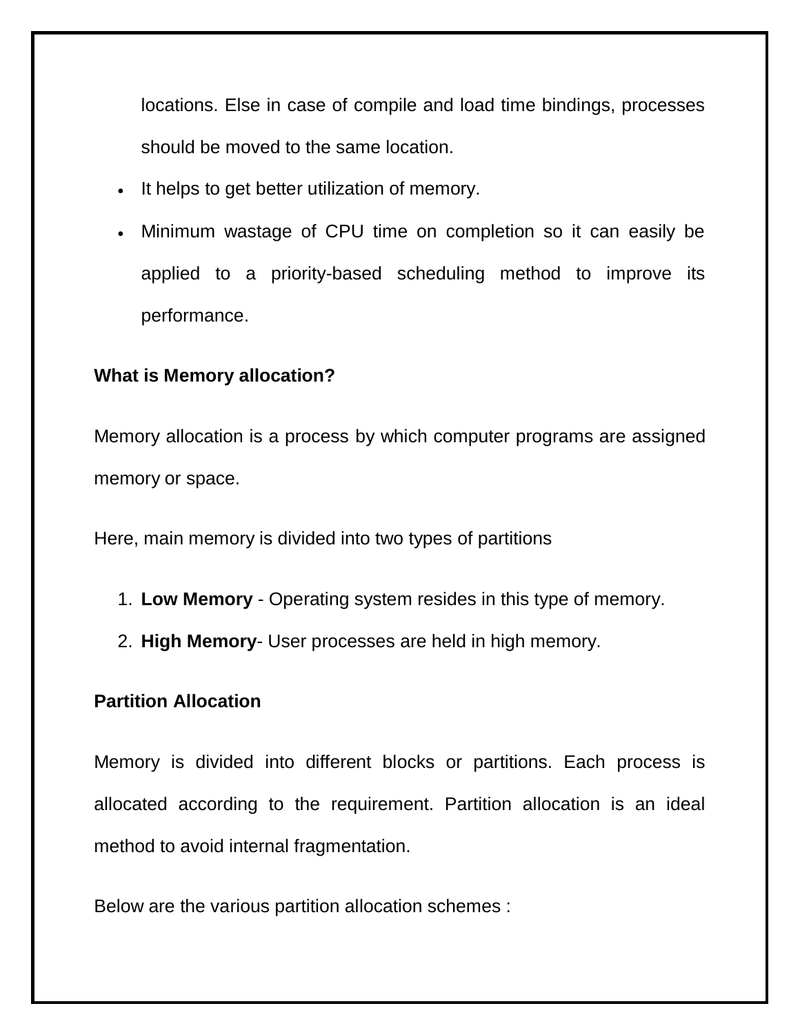locations. Else in case of compile and load time bindings, processes should be moved to the same location.

- It helps to get better utilization of memory.
- Minimum wastage of CPU time on completion so it can easily be applied to a priority-based scheduling method to improve its performance.

**What is Memory allocation?**

Memory allocation is a process by which computer programs are assigned memory or space.

Here, main memory is divided into two types of partitions

1. **Low Memory** - Operating system resides in this type of memory.
2. **High Memory**- User processes are held in high memory.

**Partition Allocation**

Memory is divided into different blocks or partitions. Each process is allocated according to the requirement. Partition allocation is an ideal method to avoid internal fragmentation.

Below are the various partition allocation schemes :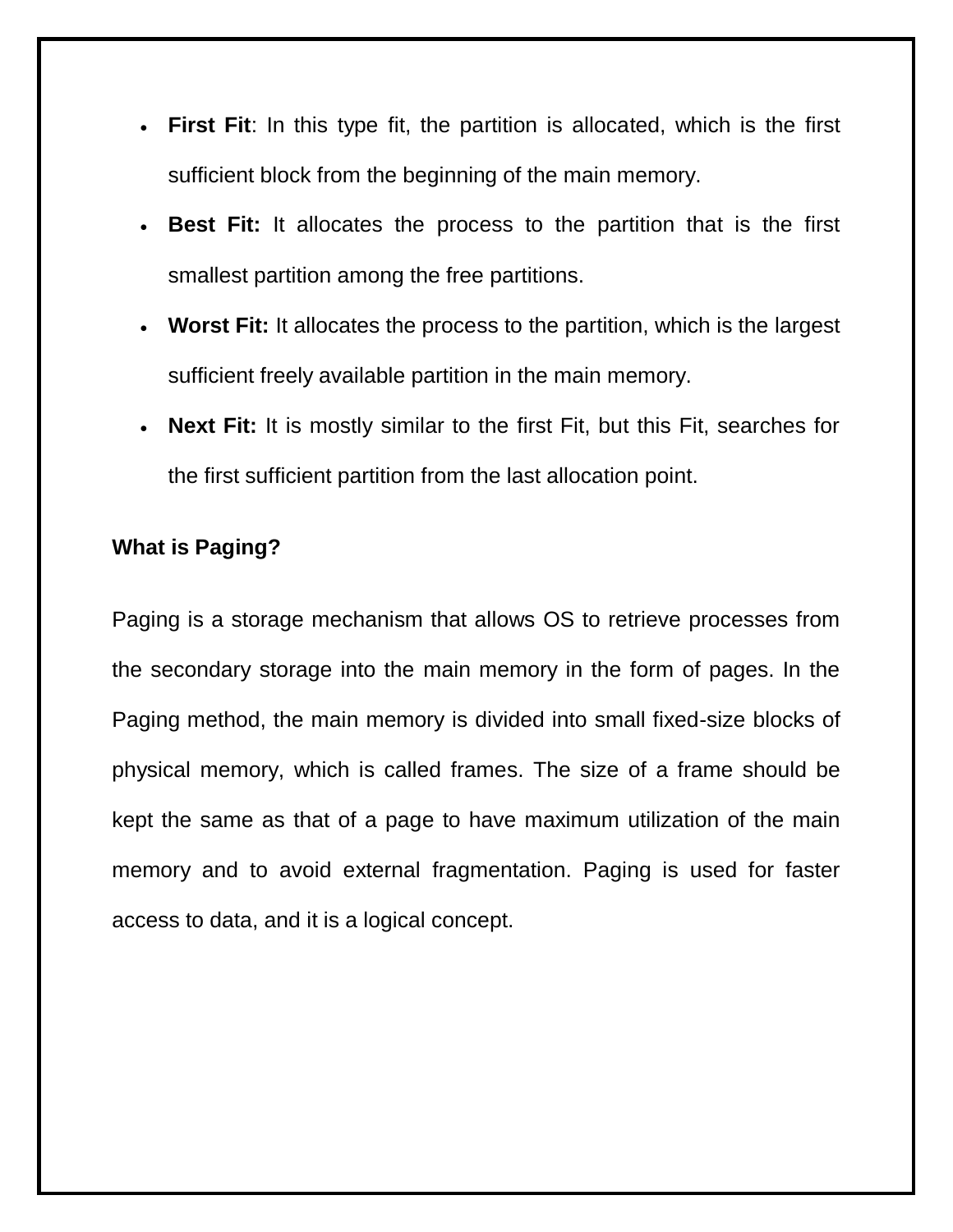- **First Fit**: In this type fit, the partition is allocated, which is the first sufficient block from the beginning of the main memory.
- **Best Fit:** It allocates the process to the partition that is the first smallest partition among the free partitions.
- **Worst Fit:** It allocates the process to the partition, which is the largest sufficient freely available partition in the main memory.
- **Next Fit:** It is mostly similar to the first Fit, but this Fit, searches for the first sufficient partition from the last allocation point.

**What is Paging?**

Paging is a storage mechanism that allows OS to retrieve processes from the secondary storage into the main memory in the form of pages. In the Paging method, the main memory is divided into small fixed-size blocks of physical memory, which is called frames. The size of a frame should be kept the same as that of a page to have maximum utilization of the main memory and to avoid external fragmentation. Paging is used for faster access to data, and it is a logical concept.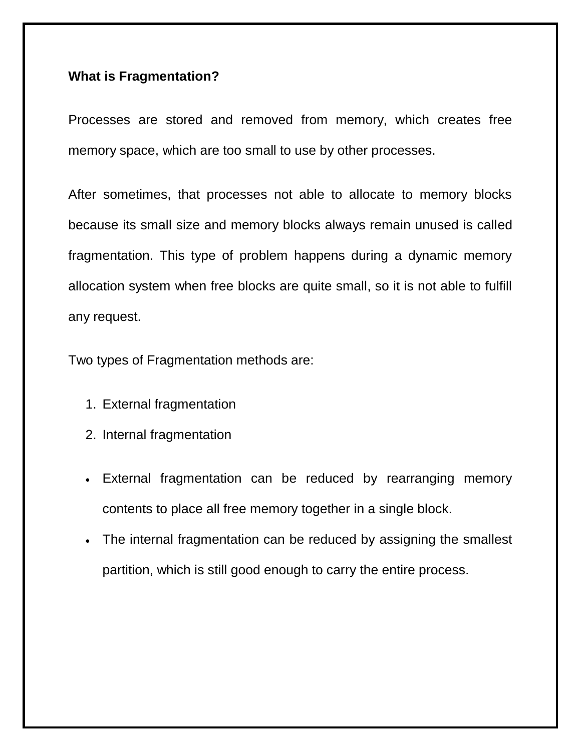**What is Fragmentation?**

Processes are stored and removed from memory, which creates free memory space, which are too small to use by other processes.

After sometimes, that processes not able to allocate to memory blocks because its small size and memory blocks always remain unused is called fragmentation. This type of problem happens during a dynamic memory allocation system when free blocks are quite small, so it is not able to fulfill any request.

Two types of Fragmentation methods are:

1. External fragmentation
2. Internal fragmentation

- External fragmentation can be reduced by rearranging memory contents to place all free memory together in a single block.
- The internal fragmentation can be reduced by assigning the smallest partition, which is still good enough to carry the entire process.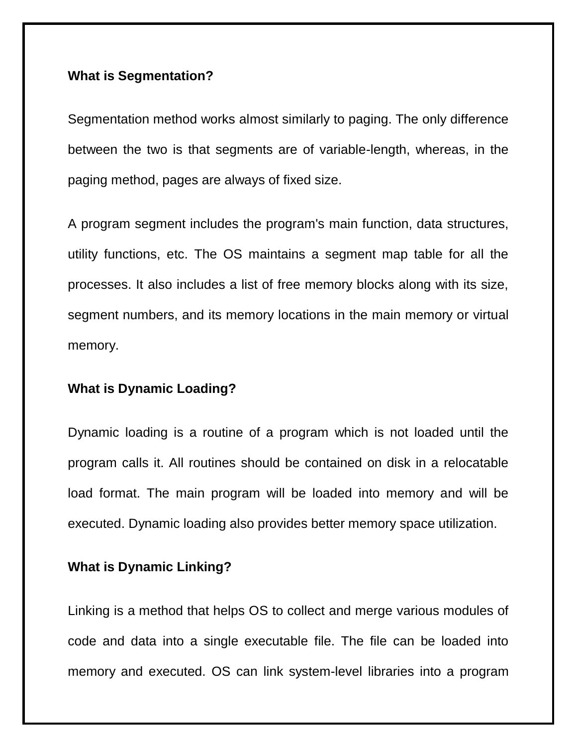**What is Segmentation?**

Segmentation method works almost similarly to paging. The only difference between the two is that segments are of variable-length, whereas, in the paging method, pages are always of fixed size.

A program segment includes the program's main function, data structures, utility functions, etc. The OS maintains a segment map table for all the processes. It also includes a list of free memory blocks along with its size, segment numbers, and its memory locations in the main memory or virtual memory.

**What is Dynamic Loading?**

Dynamic loading is a routine of a program which is not loaded until the program calls it. All routines should be contained on disk in a relocatable load format. The main program will be loaded into memory and will be executed. Dynamic loading also provides better memory space utilization.

**What is Dynamic Linking?**

Linking is a method that helps OS to collect and merge various modules of code and data into a single executable file. The file can be loaded into memory and executed. OS can link system-level libraries into a program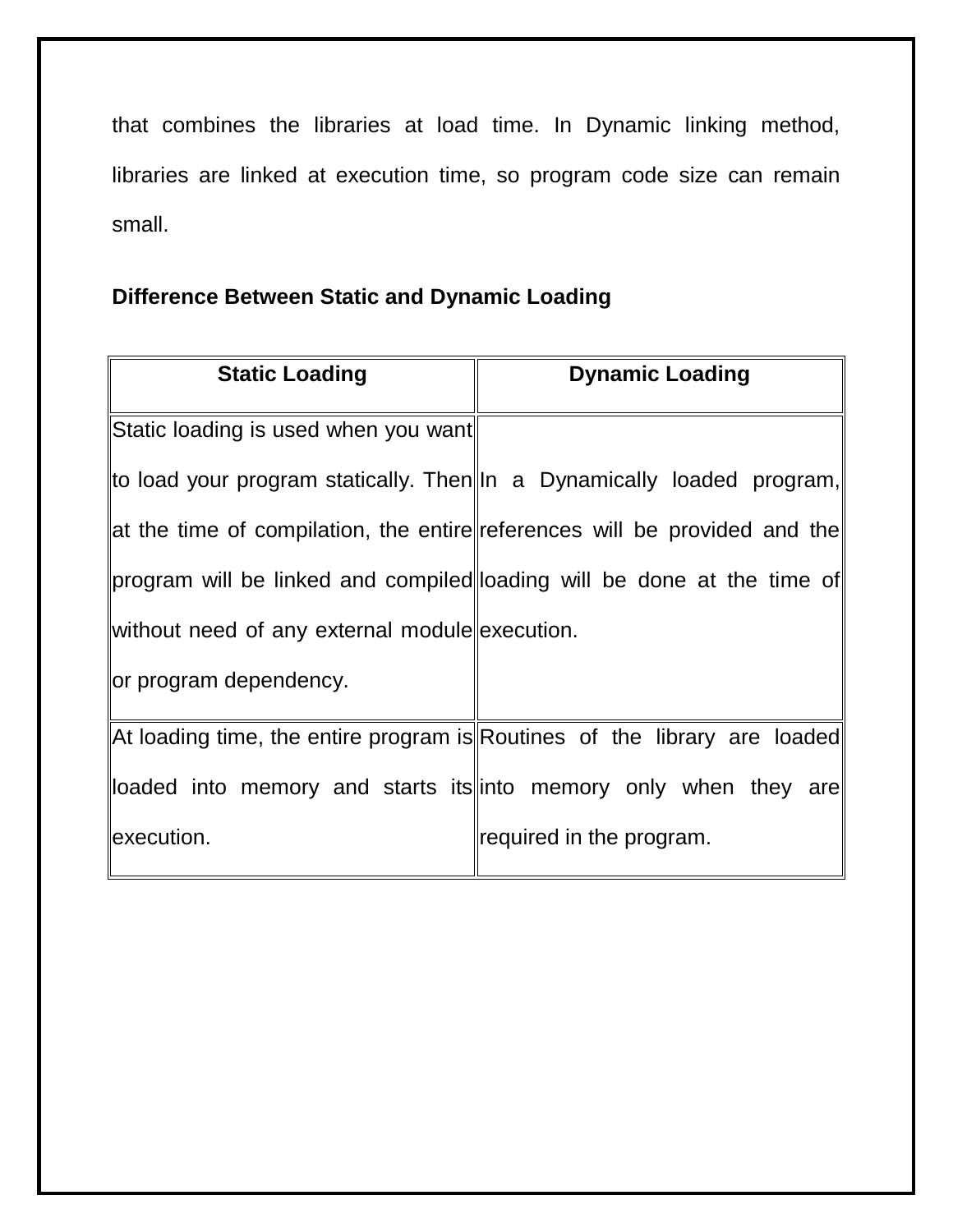that combines the libraries at load time. In Dynamic linking method, libraries are linked at execution time, so program code size can remain small.

**Difference Between Static and Dynamic Loading**

| Static Loading | Dynamic Loading |
| --- | --- |
| Static loading is used when you want to load your program statically. Then at the time of compilation, the entire program will be linked and compiled without need of any external module or program dependency. | In a Dynamically loaded program, references will be provided and the loading will be done at the time of execution. |
| At loading time, the entire program is loaded into memory and starts its execution. | Routines of the library are loaded into memory only when they are required in the program. |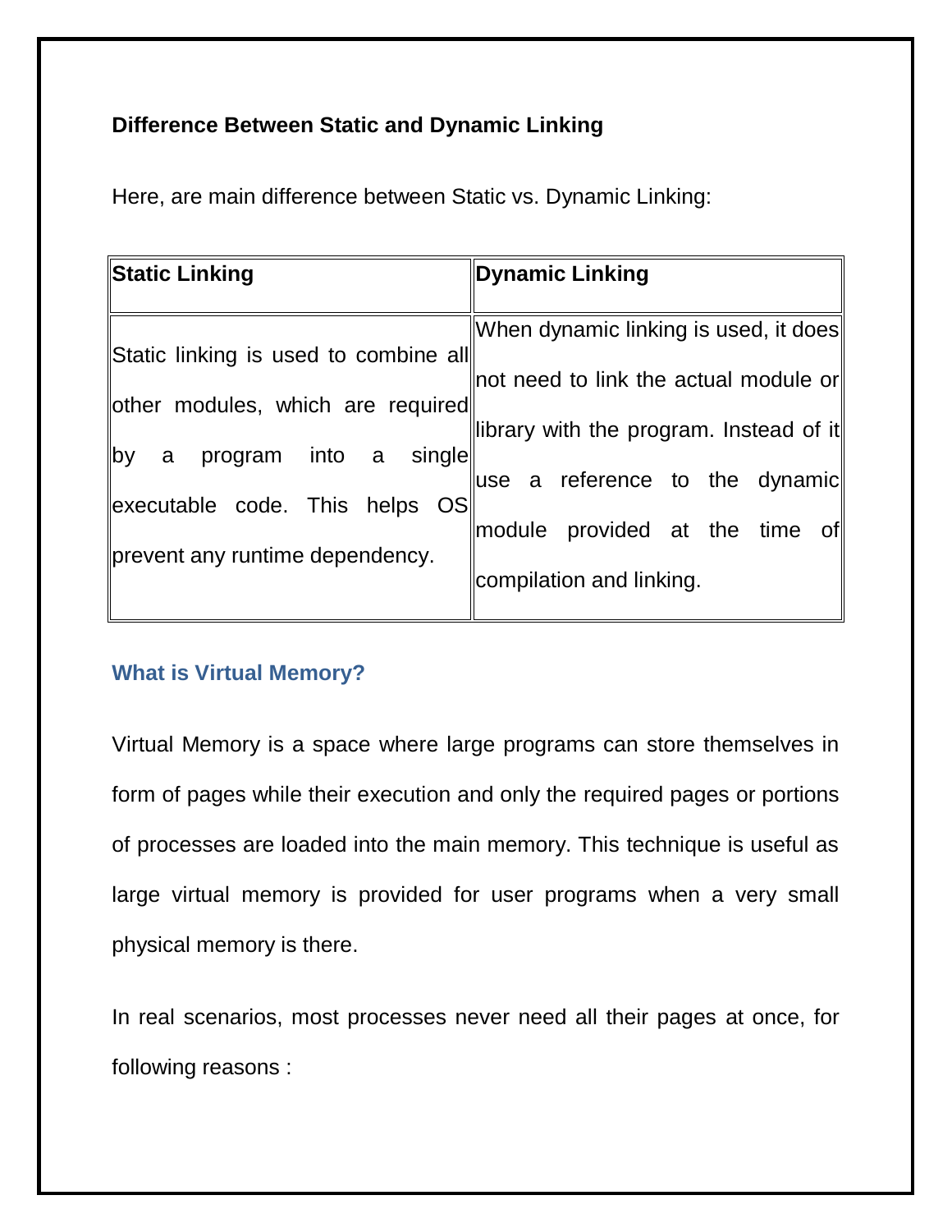**Difference Between Static and Dynamic Linking**

Here, are main difference between Static vs. Dynamic Linking:

| Static Linking | Dynamic Linking |
|---|---|
| Static linking is used to combine all other modules, which are required by a program into a single executable code. This helps OS prevent any runtime dependency. | When dynamic linking is used, it does not need to link the actual module or library with the program. Instead of it use a reference to the dynamic module provided at the time of compilation and linking. |

### What is Virtual Memory?

Virtual Memory is a space where large programs can store themselves in form of pages while their execution and only the required pages or portions of processes are loaded into the main memory. This technique is useful as large virtual memory is provided for user programs when a very small physical memory is there.

In real scenarios, most processes never need all their pages at once, for following reasons :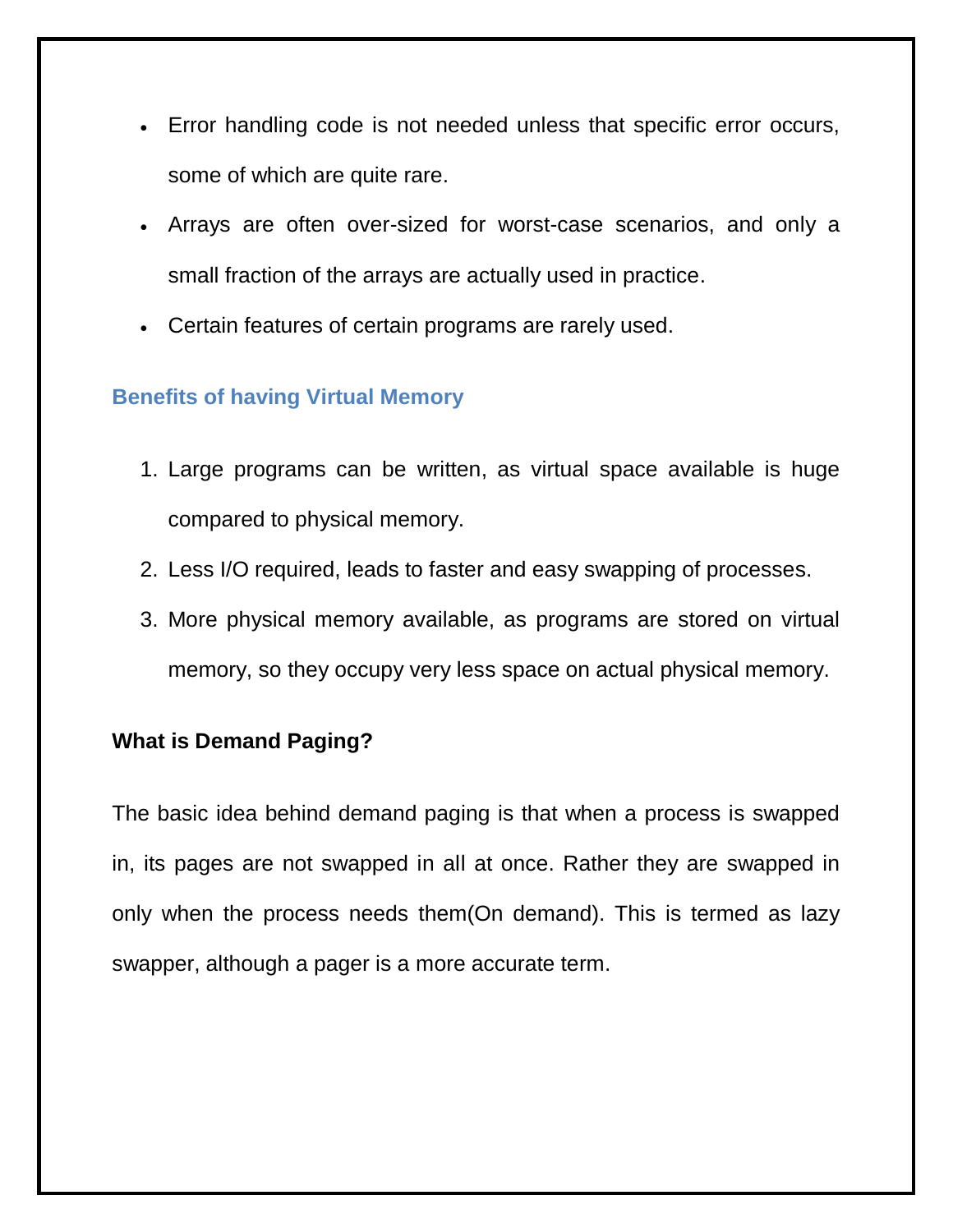- Error handling code is not needed unless that specific error occurs, some of which are quite rare.
- Arrays are often over-sized for worst-case scenarios, and only a small fraction of the arrays are actually used in practice.
- Certain features of certain programs are rarely used.

### Benefits of having Virtual Memory

1. Large programs can be written, as virtual space available is huge compared to physical memory.
2. Less I/O required, leads to faster and easy swapping of processes.
3. More physical memory available, as programs are stored on virtual memory, so they occupy very less space on actual physical memory.

**What is Demand Paging?**

The basic idea behind demand paging is that when a process is swapped in, its pages are not swapped in all at once. Rather they are swapped in only when the process needs them(On demand). This is termed as lazy swapper, although a pager is a more accurate term.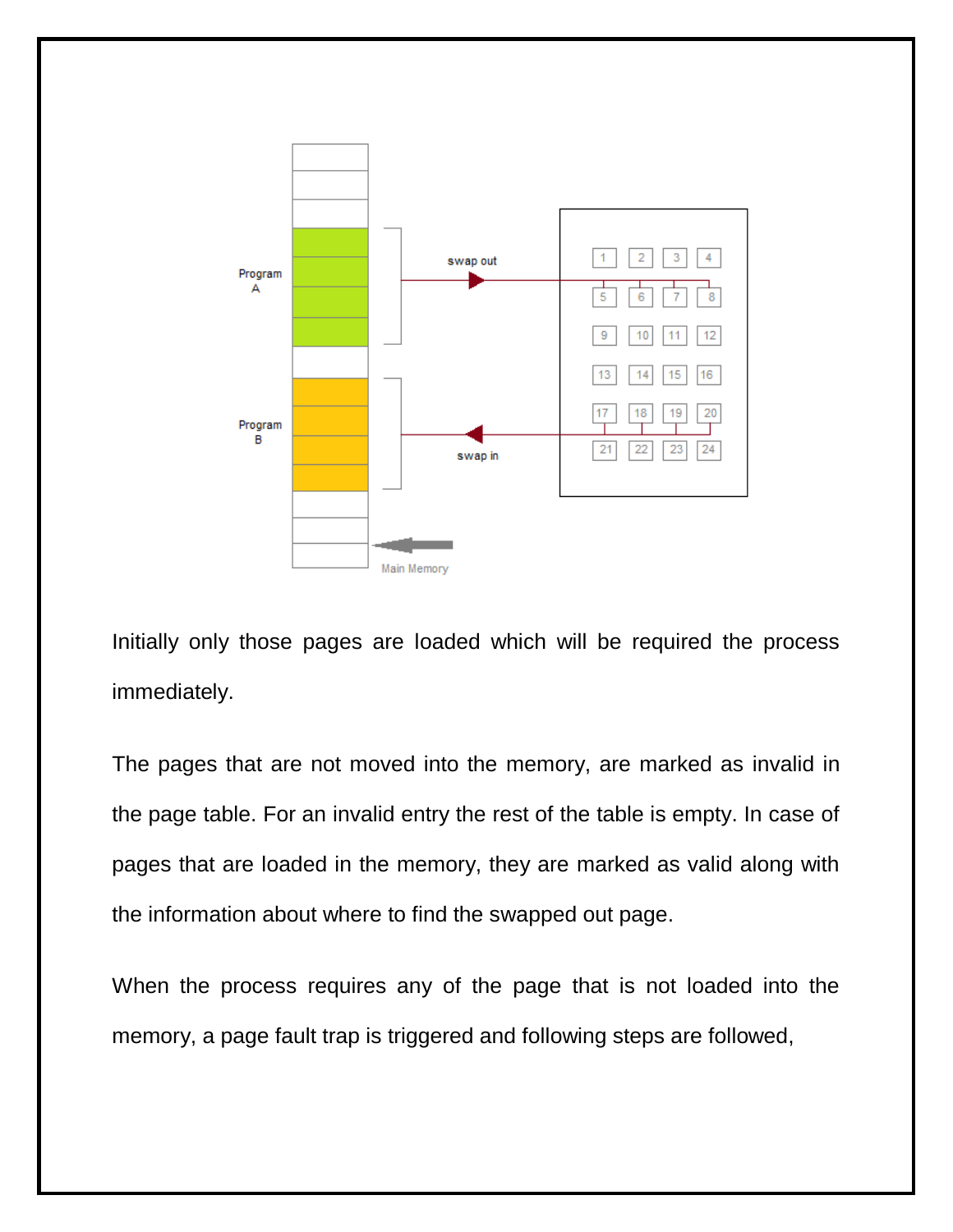Program A

swap out

Program B

swap in

Main Memory

1 2 3 4

5 6 7 8

9 10 11 12

13 14 15 16

17 18 19 20

21 22 23 24

Initially only those pages are loaded which will be required the process immediately.

The pages that are not moved into the memory, are marked as invalid in the page table. For an invalid entry the rest of the table is empty. In case of pages that are loaded in the memory, they are marked as valid along with the information about where to find the swapped out page.

When the process requires any of the page that is not loaded into the memory, a page fault trap is triggered and following steps are followed,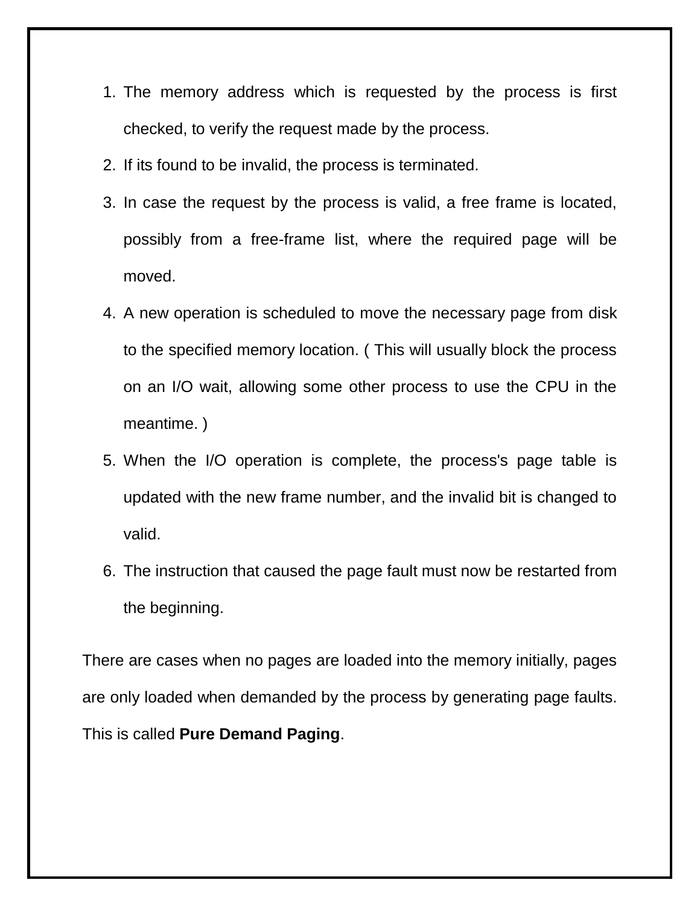1. The memory address which is requested by the process is first checked, to verify the request made by the process.
2. If its found to be invalid, the process is terminated.
3. In case the request by the process is valid, a free frame is located, possibly from a free-frame list, where the required page will be moved.
4. A new operation is scheduled to move the necessary page from disk to the specified memory location. ( This will usually block the process on an I/O wait, allowing some other process to use the CPU in the meantime. )
5. When the I/O operation is complete, the process's page table is updated with the new frame number, and the invalid bit is changed to valid.
6. The instruction that caused the page fault must now be restarted from the beginning.

There are cases when no pages are loaded into the memory initially, pages are only loaded when demanded by the process by generating page faults. This is called **Pure Demand Paging**.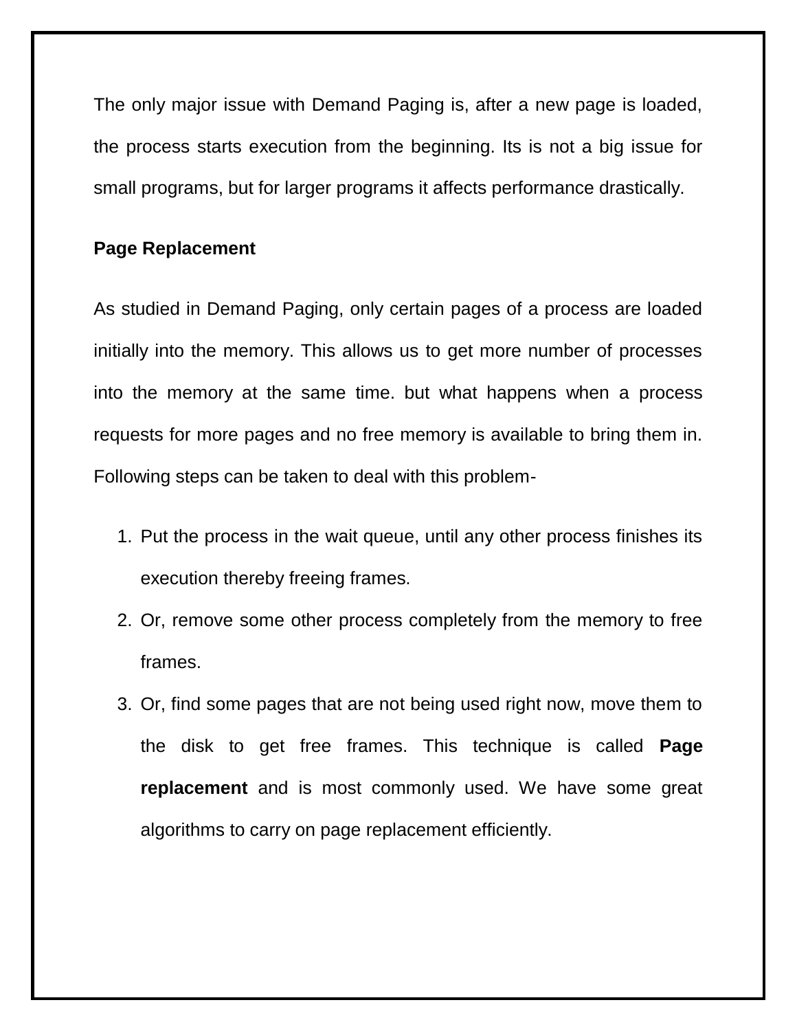The only major issue with Demand Paging is, after a new page is loaded, the process starts execution from the beginning. Its is not a big issue for small programs, but for larger programs it affects performance drastically.

**Page Replacement**

As studied in Demand Paging, only certain pages of a process are loaded initially into the memory. This allows us to get more number of processes into the memory at the same time. but what happens when a process requests for more pages and no free memory is available to bring them in. Following steps can be taken to deal with this problem-

1. Put the process in the wait queue, until any other process finishes its execution thereby freeing frames.
2. Or, remove some other process completely from the memory to free frames.
3. Or, find some pages that are not being used right now, move them to the disk to get free frames. This technique is called **Page replacement** and is most commonly used. We have some great algorithms to carry on page replacement efficiently.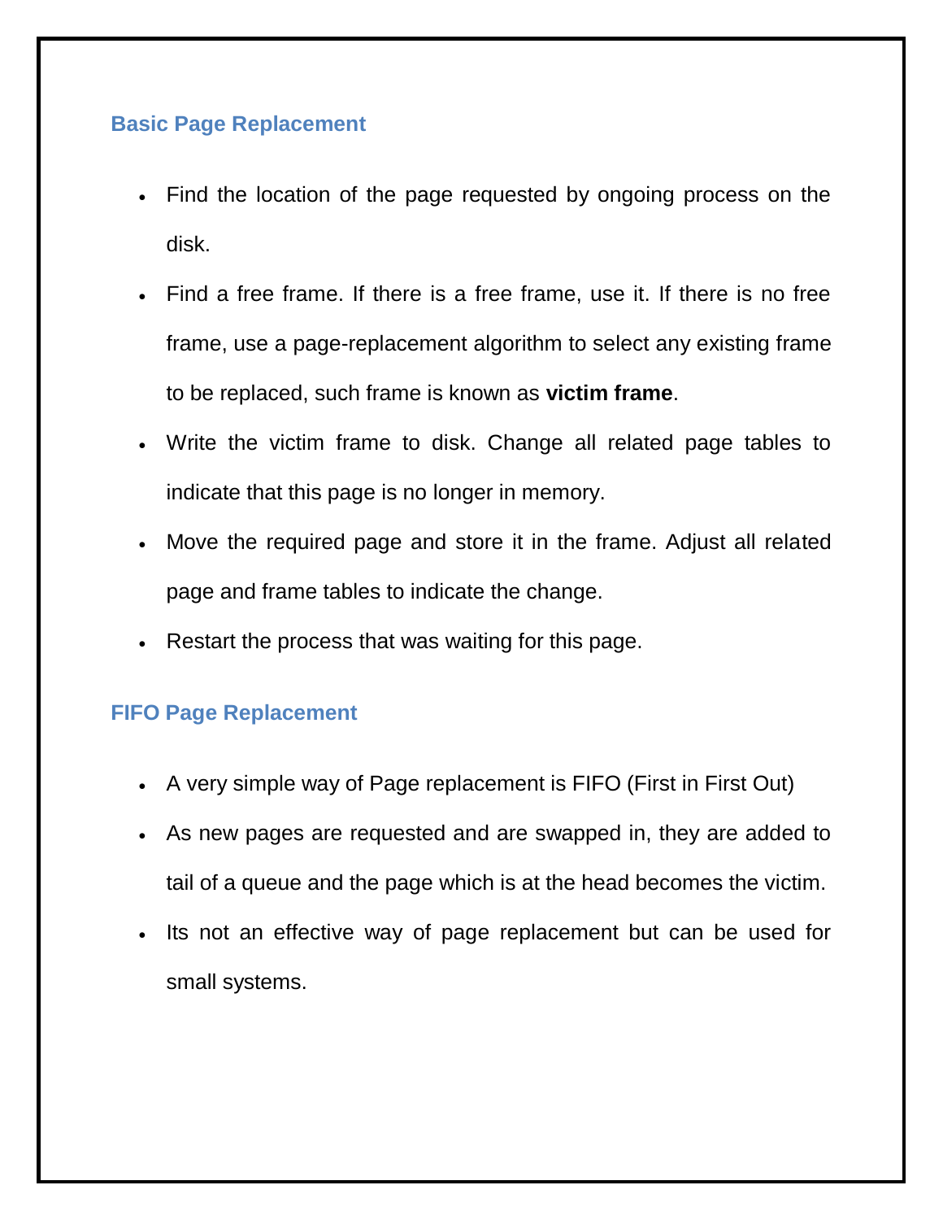### Basic Page Replacement

- Find the location of the page requested by ongoing process on the disk.
- Find a free frame. If there is a free frame, use it. If there is no free frame, use a page-replacement algorithm to select any existing frame to be replaced, such frame is known as **victim frame**.
- Write the victim frame to disk. Change all related page tables to indicate that this page is no longer in memory.
- Move the required page and store it in the frame. Adjust all related page and frame tables to indicate the change.
- Restart the process that was waiting for this page.

### FIFO Page Replacement

- A very simple way of Page replacement is FIFO (First in First Out)
- As new pages are requested and are swapped in, they are added to tail of a queue and the page which is at the head becomes the victim.
- Its not an effective way of page replacement but can be used for small systems.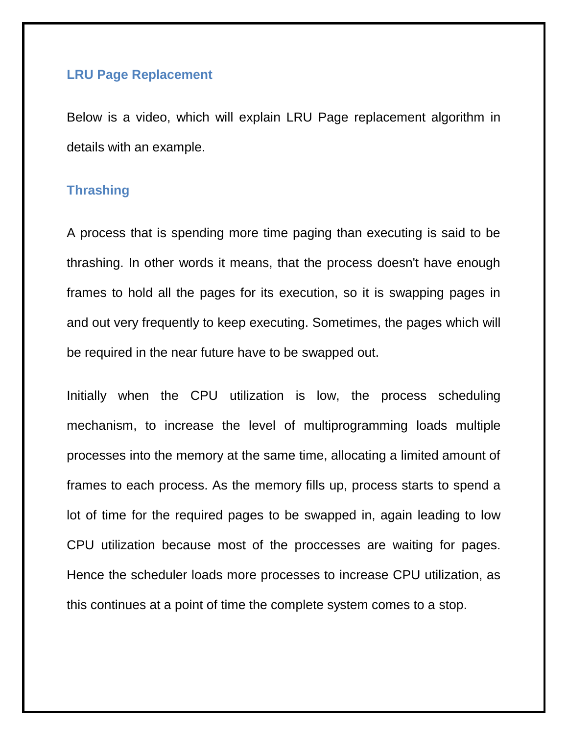### LRU Page Replacement

Below is a video, which will explain LRU Page replacement algorithm in details with an example.

### Thrashing

A process that is spending more time paging than executing is said to be thrashing. In other words it means, that the process doesn't have enough frames to hold all the pages for its execution, so it is swapping pages in and out very frequently to keep executing. Sometimes, the pages which will be required in the near future have to be swapped out.

Initially when the CPU utilization is low, the process scheduling mechanism, to increase the level of multiprogramming loads multiple processes into the memory at the same time, allocating a limited amount of frames to each process. As the memory fills up, process starts to spend a lot of time for the required pages to be swapped in, again leading to low CPU utilization because most of the proccesses are waiting for pages. Hence the scheduler loads more processes to increase CPU utilization, as this continues at a point of time the complete system comes to a stop.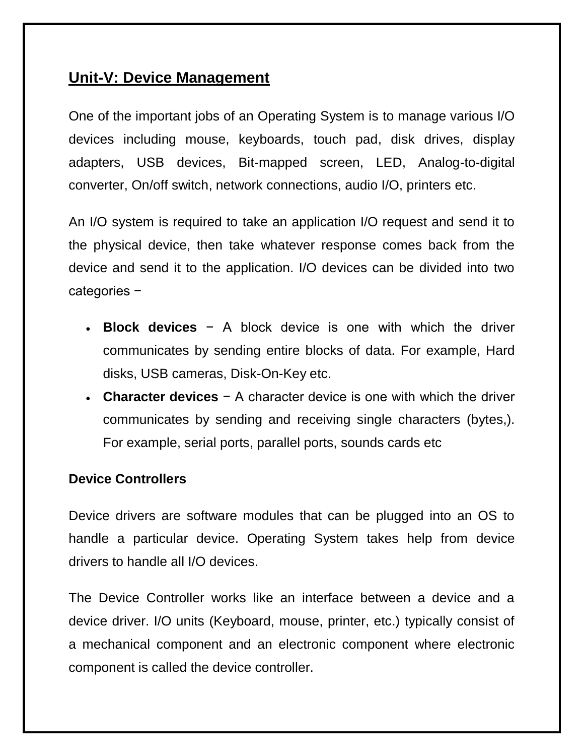## Unit-V: Device Management

One of the important jobs of an Operating System is to manage various I/O devices including mouse, keyboards, touch pad, disk drives, display adapters, USB devices, Bit-mapped screen, LED, Analog-to-digital converter, On/off switch, network connections, audio I/O, printers etc.

An I/O system is required to take an application I/O request and send it to the physical device, then take whatever response comes back from the device and send it to the application. I/O devices can be divided into two categories −

- **Block devices** − A block device is one with which the driver communicates by sending entire blocks of data. For example, Hard disks, USB cameras, Disk-On-Key etc.
- **Character devices** − A character device is one with which the driver communicates by sending and receiving single characters (bytes,). For example, serial ports, parallel ports, sounds cards etc

**Device Controllers**

Device drivers are software modules that can be plugged into an OS to handle a particular device. Operating System takes help from device drivers to handle all I/O devices.

The Device Controller works like an interface between a device and a device driver. I/O units (Keyboard, mouse, printer, etc.) typically consist of a mechanical component and an electronic component where electronic component is called the device controller.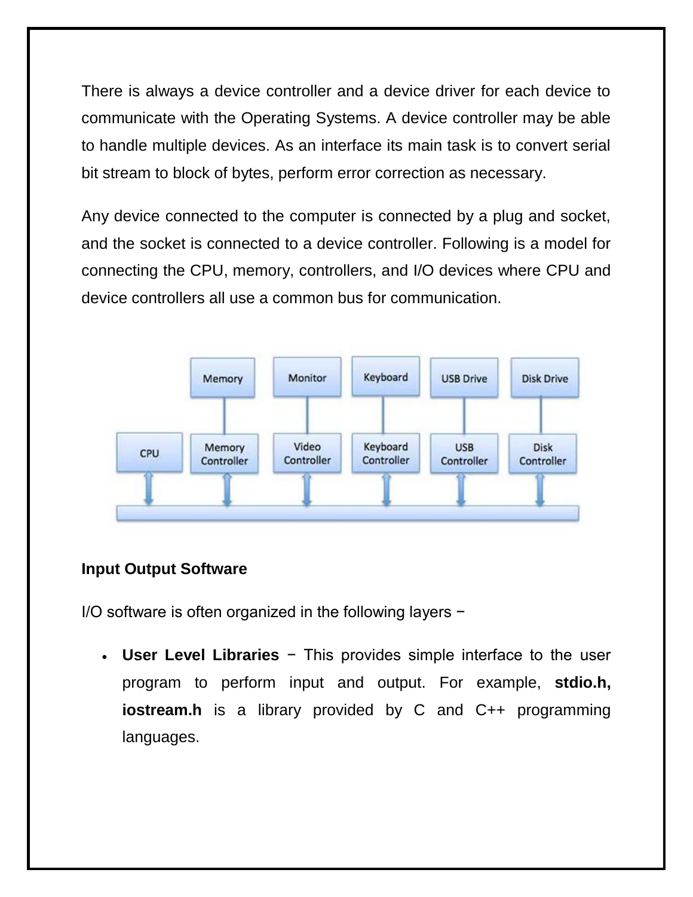There is always a device controller and a device driver for each device to communicate with the Operating Systems. A device controller may be able to handle multiple devices. As an interface its main task is to convert serial bit stream to block of bytes, perform error correction as necessary.

Any device connected to the computer is connected by a plug and socket, and the socket is connected to a device controller. Following is a model for connecting the CPU, memory, controllers, and I/O devices where CPU and device controllers all use a common bus for communication.

**Input Output Software**

I/O software is often organized in the following layers −

- **User Level Libraries** − This provides simple interface to the user program to perform input and output. For example, **stdio.h, iostream.h** is a library provided by C and C++ programming languages.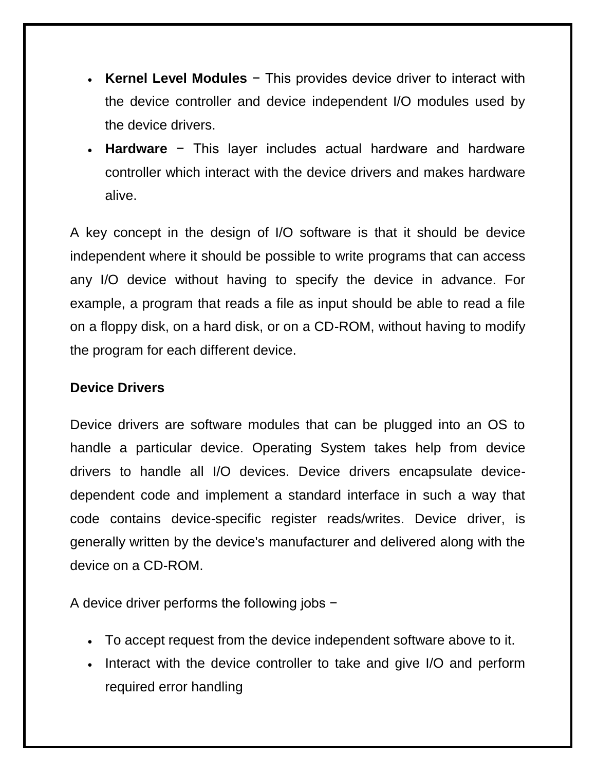- **Kernel Level Modules** − This provides device driver to interact with the device controller and device independent I/O modules used by the device drivers.
- **Hardware** − This layer includes actual hardware and hardware controller which interact with the device drivers and makes hardware alive.

A key concept in the design of I/O software is that it should be device independent where it should be possible to write programs that can access any I/O device without having to specify the device in advance. For example, a program that reads a file as input should be able to read a file on a floppy disk, on a hard disk, or on a CD-ROM, without having to modify the program for each different device.

**Device Drivers**

Device drivers are software modules that can be plugged into an OS to handle a particular device. Operating System takes help from device drivers to handle all I/O devices. Device drivers encapsulate device-dependent code and implement a standard interface in such a way that code contains device-specific register reads/writes. Device driver, is generally written by the device's manufacturer and delivered along with the device on a CD-ROM.

A device driver performs the following jobs −

- To accept request from the device independent software above to it.
- Interact with the device controller to take and give I/O and perform required error handling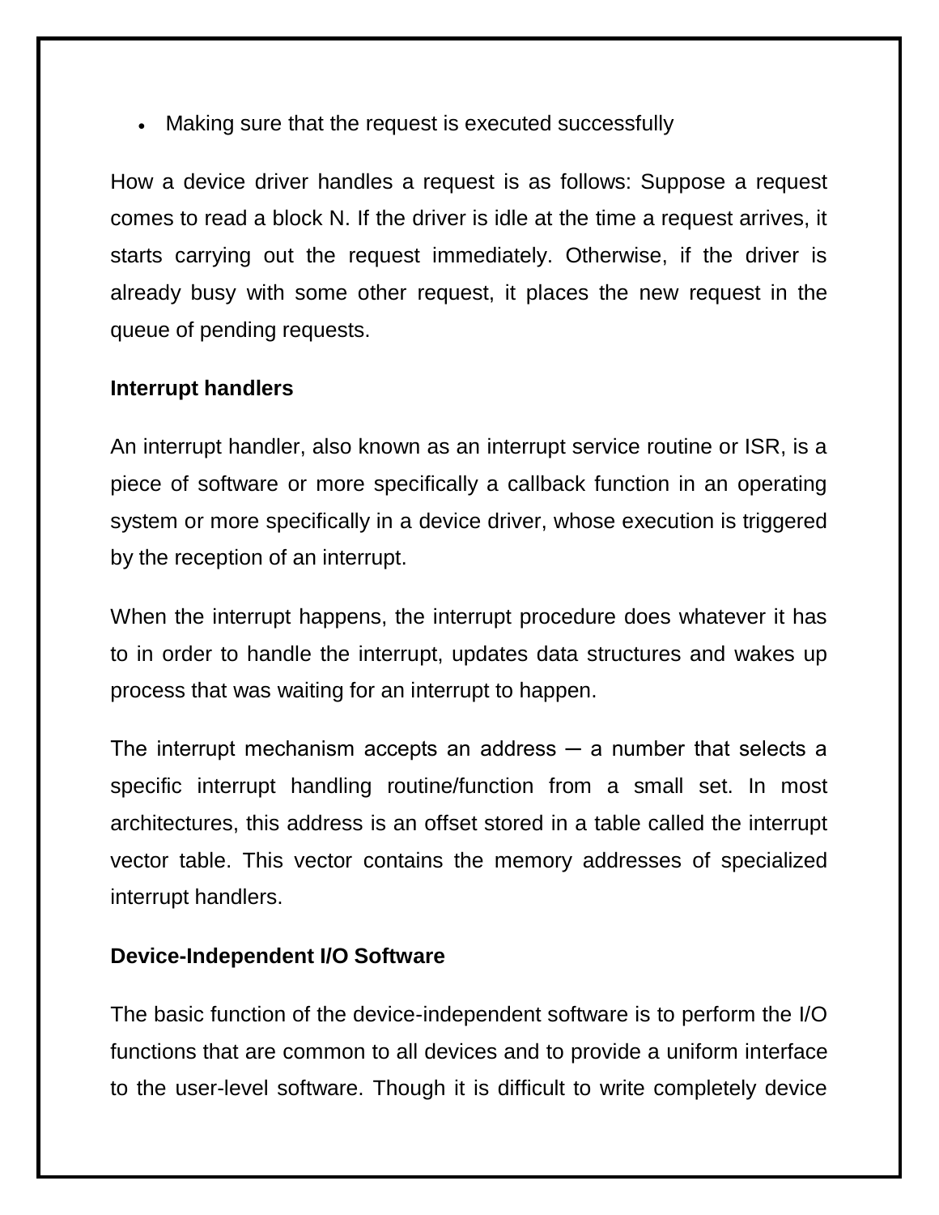- Making sure that the request is executed successfully

How a device driver handles a request is as follows: Suppose a request comes to read a block N. If the driver is idle at the time a request arrives, it starts carrying out the request immediately. Otherwise, if the driver is already busy with some other request, it places the new request in the queue of pending requests.

**Interrupt handlers**

An interrupt handler, also known as an interrupt service routine or ISR, is a piece of software or more specifically a callback function in an operating system or more specifically in a device driver, whose execution is triggered by the reception of an interrupt.

When the interrupt happens, the interrupt procedure does whatever it has to in order to handle the interrupt, updates data structures and wakes up process that was waiting for an interrupt to happen.

The interrupt mechanism accepts an address ─ a number that selects a specific interrupt handling routine/function from a small set. In most architectures, this address is an offset stored in a table called the interrupt vector table. This vector contains the memory addresses of specialized interrupt handlers.

**Device-Independent I/O Software**

The basic function of the device-independent software is to perform the I/O functions that are common to all devices and to provide a uniform interface to the user-level software. Though it is difficult to write completely device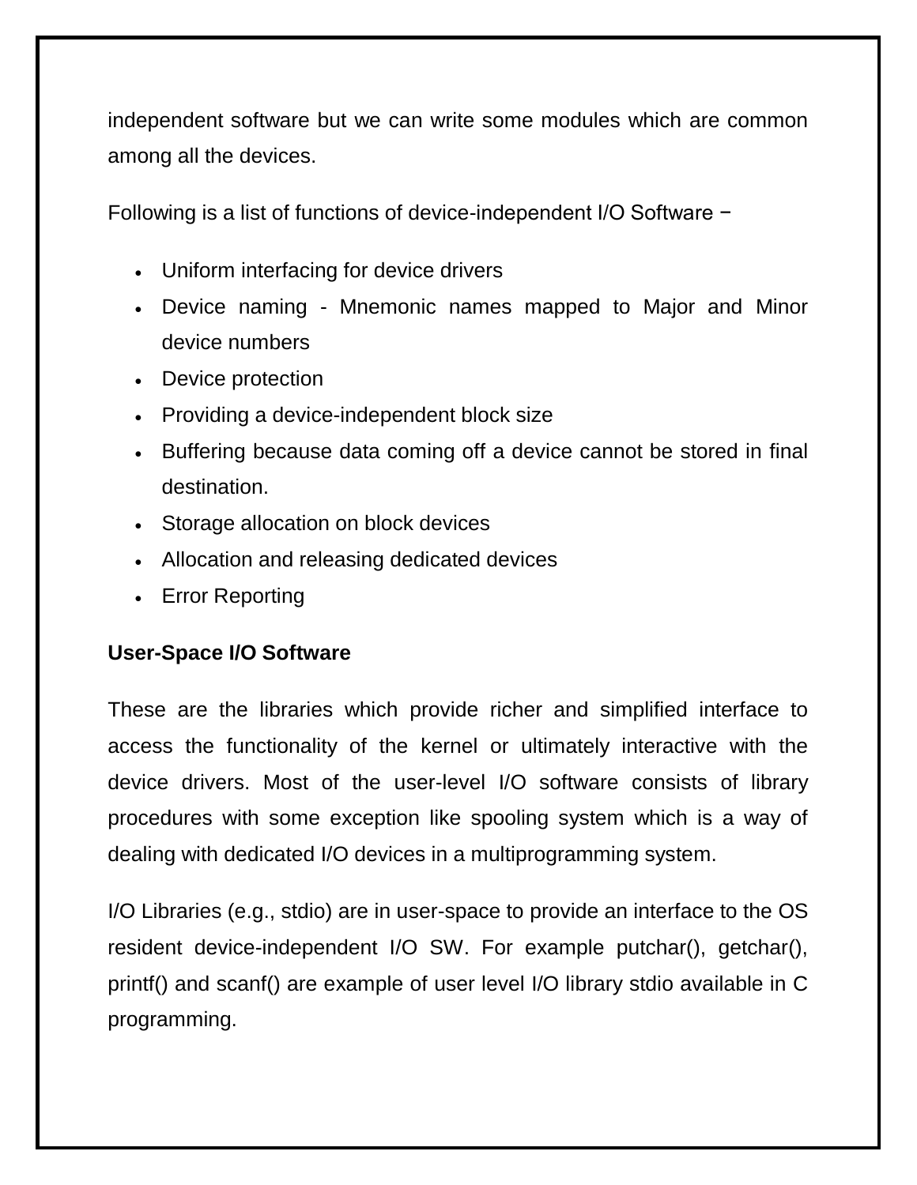independent software but we can write some modules which are common among all the devices.

Following is a list of functions of device-independent I/O Software −

- Uniform interfacing for device drivers
- Device naming - Mnemonic names mapped to Major and Minor device numbers
- Device protection
- Providing a device-independent block size
- Buffering because data coming off a device cannot be stored in final destination.
- Storage allocation on block devices
- Allocation and releasing dedicated devices
- Error Reporting

**User-Space I/O Software**

These are the libraries which provide richer and simplified interface to access the functionality of the kernel or ultimately interactive with the device drivers. Most of the user-level I/O software consists of library procedures with some exception like spooling system which is a way of dealing with dedicated I/O devices in a multiprogramming system.

I/O Libraries (e.g., stdio) are in user-space to provide an interface to the OS resident device-independent I/O SW. For example putchar(), getchar(), printf() and scanf() are example of user level I/O library stdio available in C programming.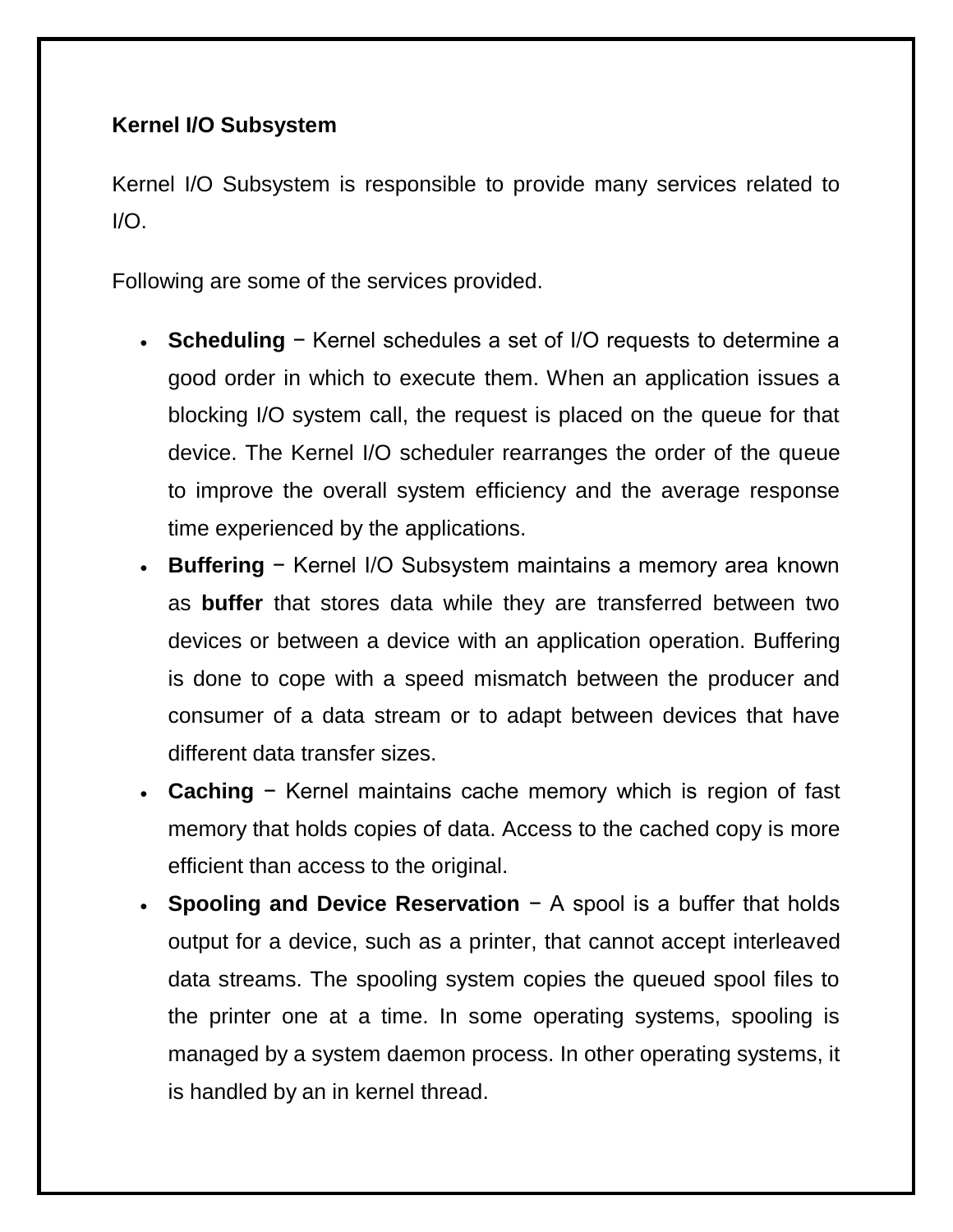**Kernel I/O Subsystem**

Kernel I/O Subsystem is responsible to provide many services related to I/O.

Following are some of the services provided.

- **Scheduling** − Kernel schedules a set of I/O requests to determine a good order in which to execute them. When an application issues a blocking I/O system call, the request is placed on the queue for that device. The Kernel I/O scheduler rearranges the order of the queue to improve the overall system efficiency and the average response time experienced by the applications.
- **Buffering** − Kernel I/O Subsystem maintains a memory area known as **buffer** that stores data while they are transferred between two devices or between a device with an application operation. Buffering is done to cope with a speed mismatch between the producer and consumer of a data stream or to adapt between devices that have different data transfer sizes.
- **Caching** − Kernel maintains cache memory which is region of fast memory that holds copies of data. Access to the cached copy is more efficient than access to the original.
- **Spooling and Device Reservation** − A spool is a buffer that holds output for a device, such as a printer, that cannot accept interleaved data streams. The spooling system copies the queued spool files to the printer one at a time. In some operating systems, spooling is managed by a system daemon process. In other operating systems, it is handled by an in kernel thread.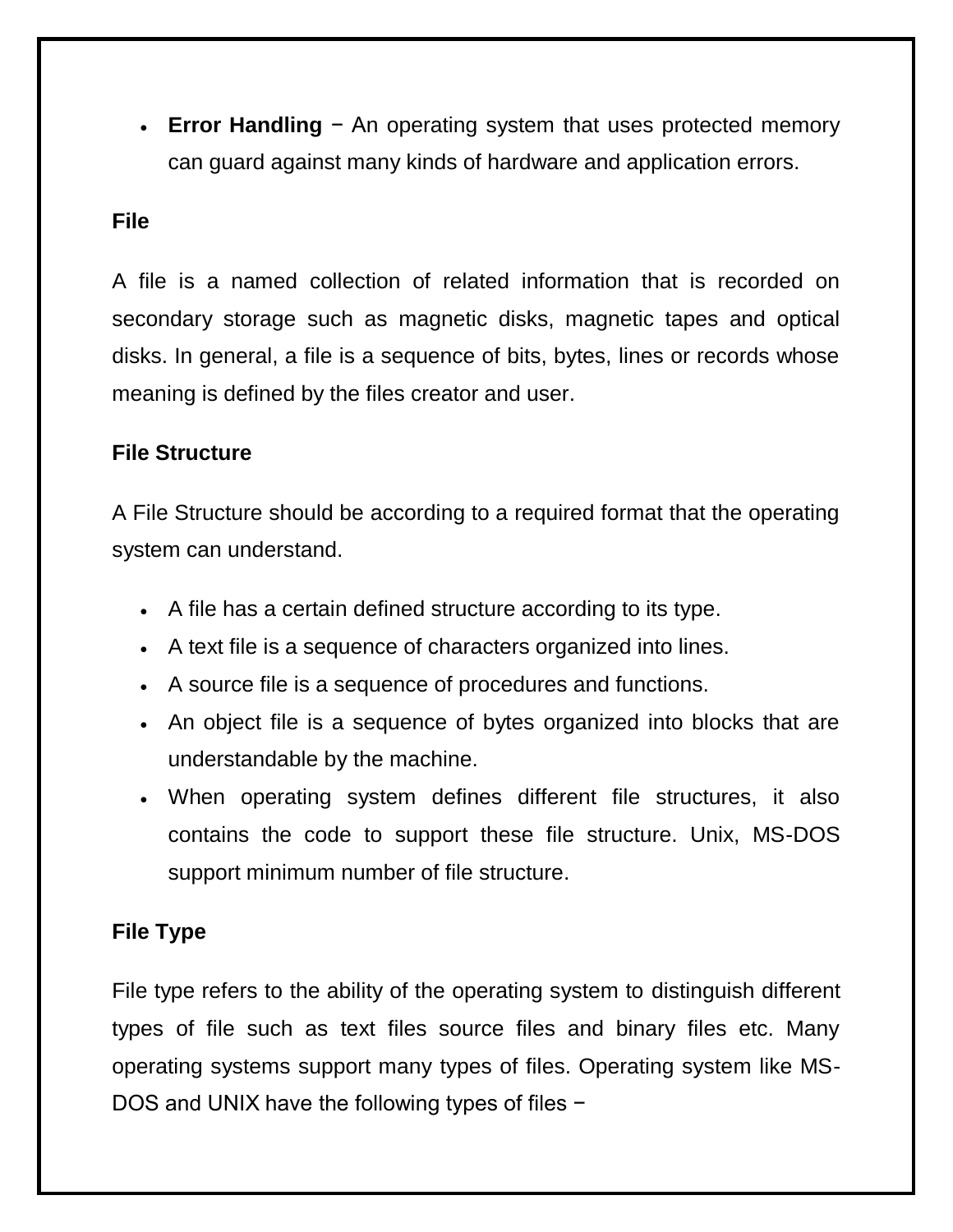- **Error Handling** − An operating system that uses protected memory can guard against many kinds of hardware and application errors.

**File**

A file is a named collection of related information that is recorded on secondary storage such as magnetic disks, magnetic tapes and optical disks. In general, a file is a sequence of bits, bytes, lines or records whose meaning is defined by the files creator and user.

**File Structure**

A File Structure should be according to a required format that the operating system can understand.

- A file has a certain defined structure according to its type.
- A text file is a sequence of characters organized into lines.
- A source file is a sequence of procedures and functions.
- An object file is a sequence of bytes organized into blocks that are understandable by the machine.
- When operating system defines different file structures, it also contains the code to support these file structure. Unix, MS-DOS support minimum number of file structure.

**File Type**

File type refers to the ability of the operating system to distinguish different types of file such as text files source files and binary files etc. Many operating systems support many types of files. Operating system like MS-DOS and UNIX have the following types of files −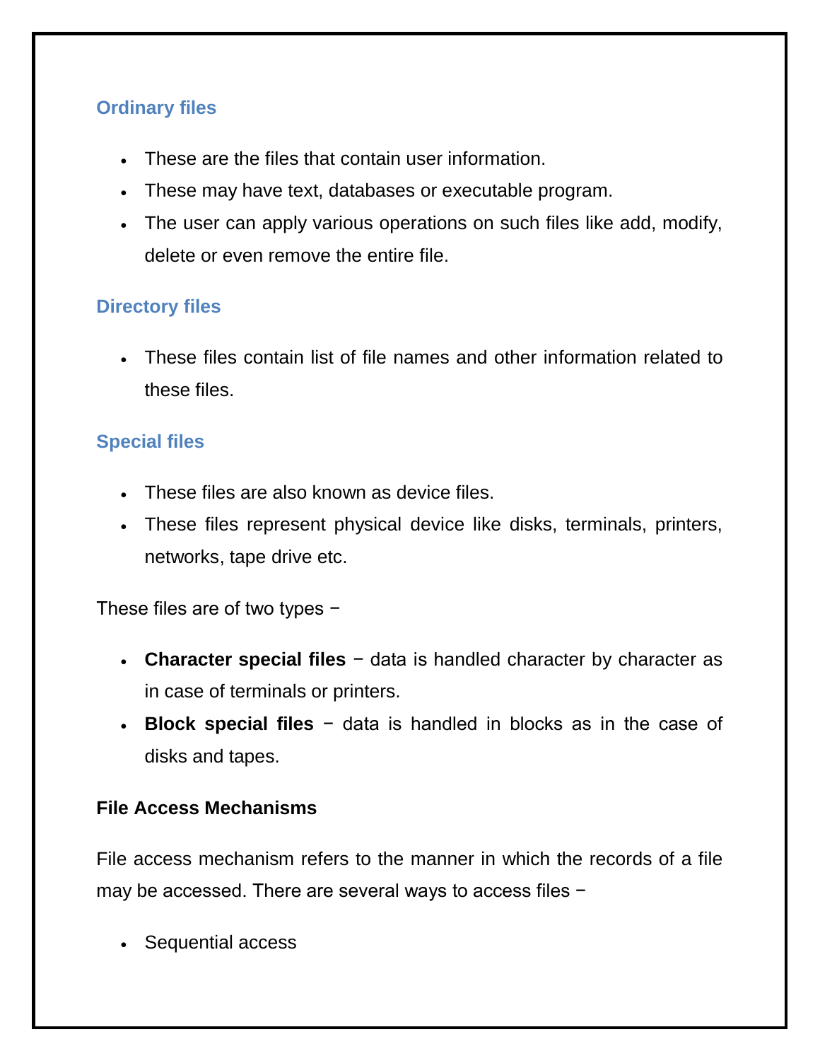### Ordinary files

- These are the files that contain user information.
- These may have text, databases or executable program.
- The user can apply various operations on such files like add, modify, delete or even remove the entire file.

### Directory files

- These files contain list of file names and other information related to these files.

### Special files

- These files are also known as device files.
- These files represent physical device like disks, terminals, printers, networks, tape drive etc.

These files are of two types −

- **Character special files** − data is handled character by character as in case of terminals or printers.
- **Block special files** − data is handled in blocks as in the case of disks and tapes.

**File Access Mechanisms**

File access mechanism refers to the manner in which the records of a file may be accessed. There are several ways to access files −

- Sequential access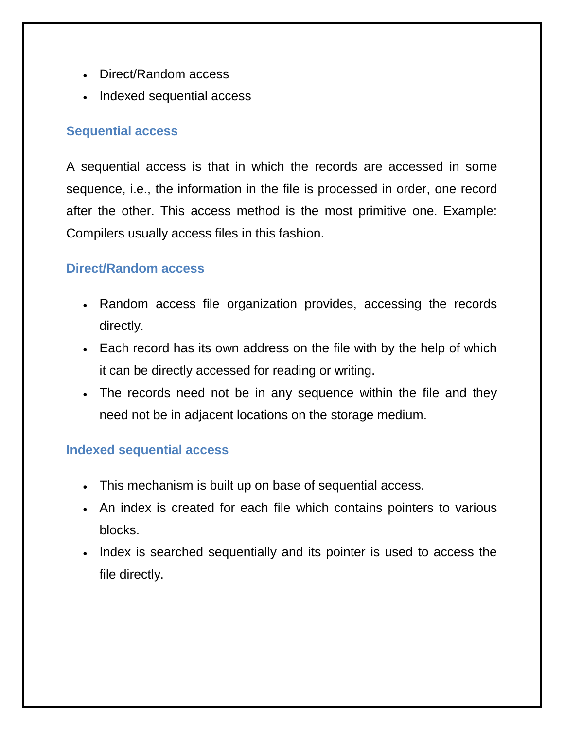- Direct/Random access
- Indexed sequential access

### Sequential access

A sequential access is that in which the records are accessed in some sequence, i.e., the information in the file is processed in order, one record after the other. This access method is the most primitive one. Example: Compilers usually access files in this fashion.

### Direct/Random access

- Random access file organization provides, accessing the records directly.
- Each record has its own address on the file with by the help of which it can be directly accessed for reading or writing.
- The records need not be in any sequence within the file and they need not be in adjacent locations on the storage medium.

### Indexed sequential access

- This mechanism is built up on base of sequential access.
- An index is created for each file which contains pointers to various blocks.
- Index is searched sequentially and its pointer is used to access the file directly.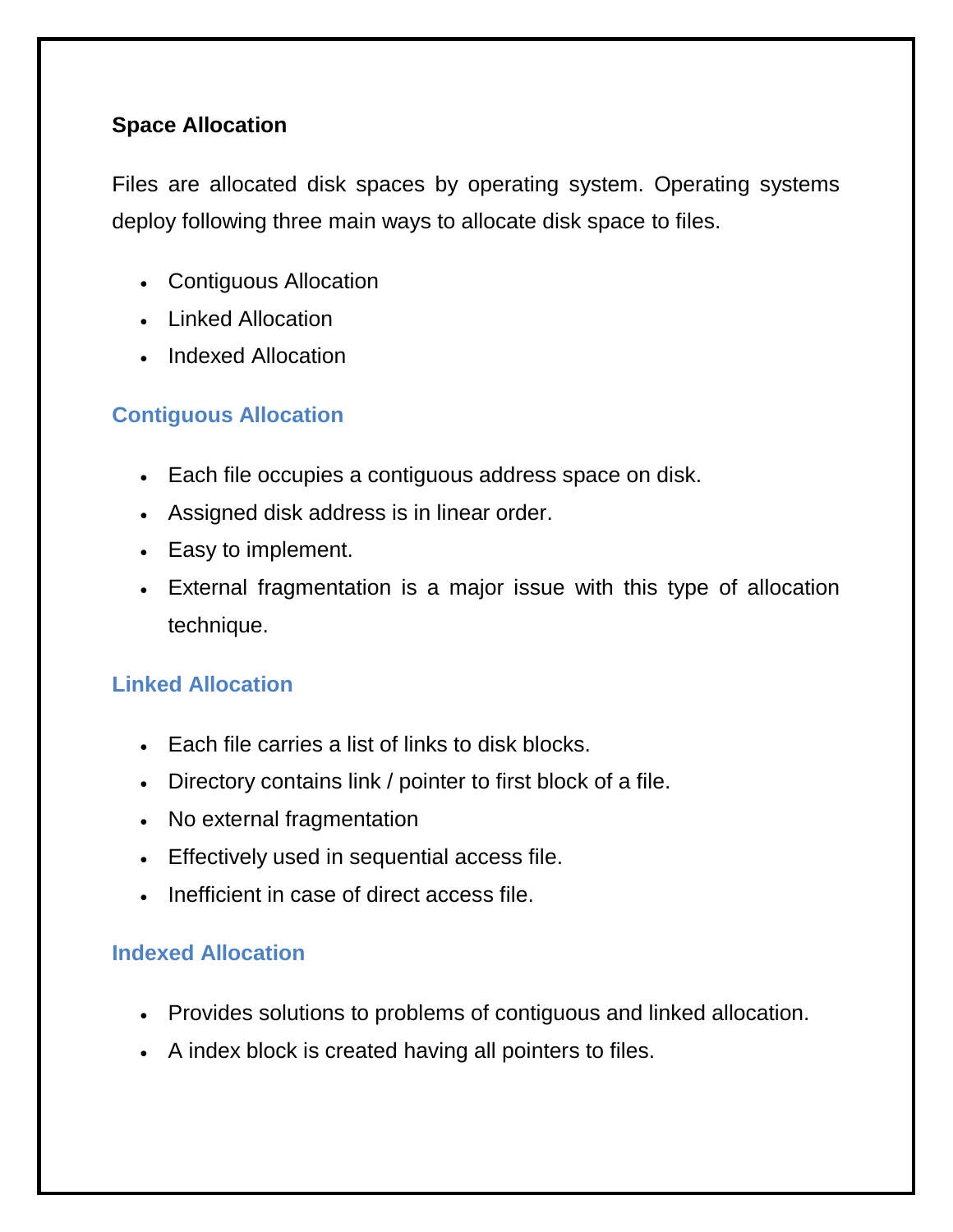**Space Allocation**

Files are allocated disk spaces by operating system. Operating systems deploy following three main ways to allocate disk space to files.

- Contiguous Allocation
- Linked Allocation
- Indexed Allocation

### Contiguous Allocation

- Each file occupies a contiguous address space on disk.
- Assigned disk address is in linear order.
- Easy to implement.
- External fragmentation is a major issue with this type of allocation technique.

### Linked Allocation

- Each file carries a list of links to disk blocks.
- Directory contains link / pointer to first block of a file.
- No external fragmentation
- Effectively used in sequential access file.
- Inefficient in case of direct access file.

### Indexed Allocation

- Provides solutions to problems of contiguous and linked allocation.
- A index block is created having all pointers to files.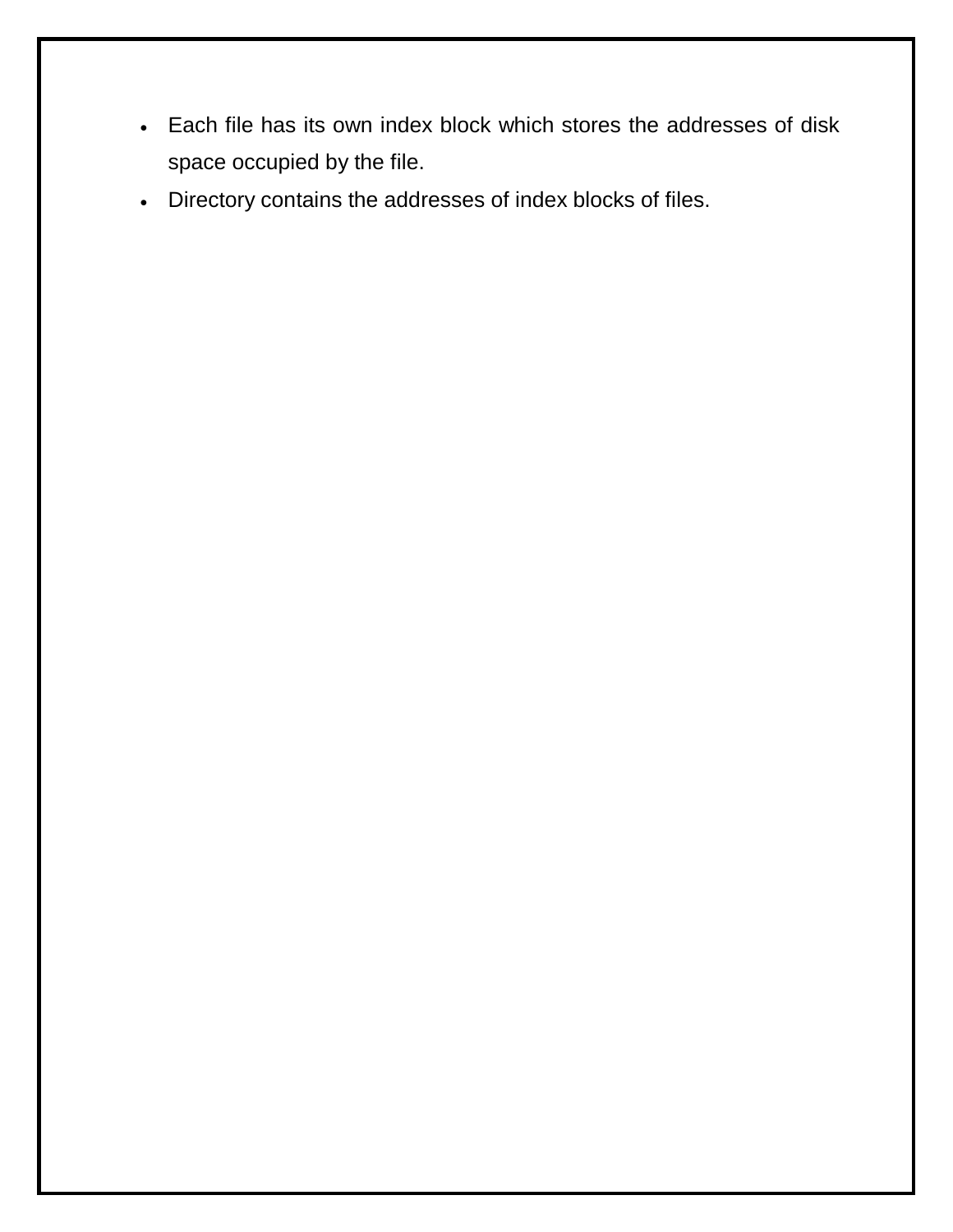- Each file has its own index block which stores the addresses of disk space occupied by the file.
- Directory contains the addresses of index blocks of files.